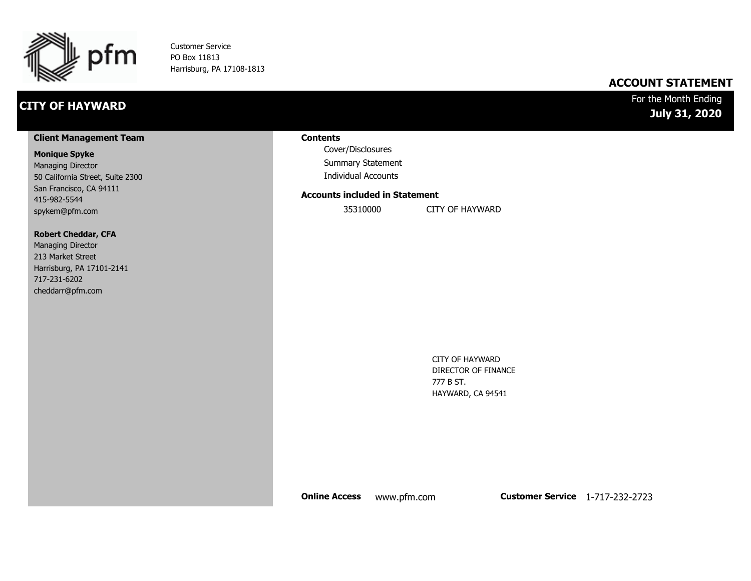pfm

Customer Service
PO Box 11813
Harrisburg, PA 17108-1813

## ACCOUNT STATEMENT

# CITY OF HAYWARD

For the Month Ending
**July 31, 2020**

**Client Management Team**

**Monique Spyke**
Managing Director
50 California Street, Suite 2300
San Francisco, CA 94111
415-982-5544
spykem@pfm.com

**Robert Cheddar, CFA**
Managing Director
213 Market Street
Harrisburg, PA 17101-2141
717-231-6202
cheddarr@pfm.com

**Contents**

- Cover/Disclosures
- Summary Statement
- Individual Accounts

**Accounts included in Statement**

| 35310000 | CITY OF HAYWARD |
| --- | --- |

CITY OF HAYWARD
DIRECTOR OF FINANCE
777 B ST.
HAYWARD, CA 94541

**Online Access** www.pfm.com **Customer Service** 1-717-232-2723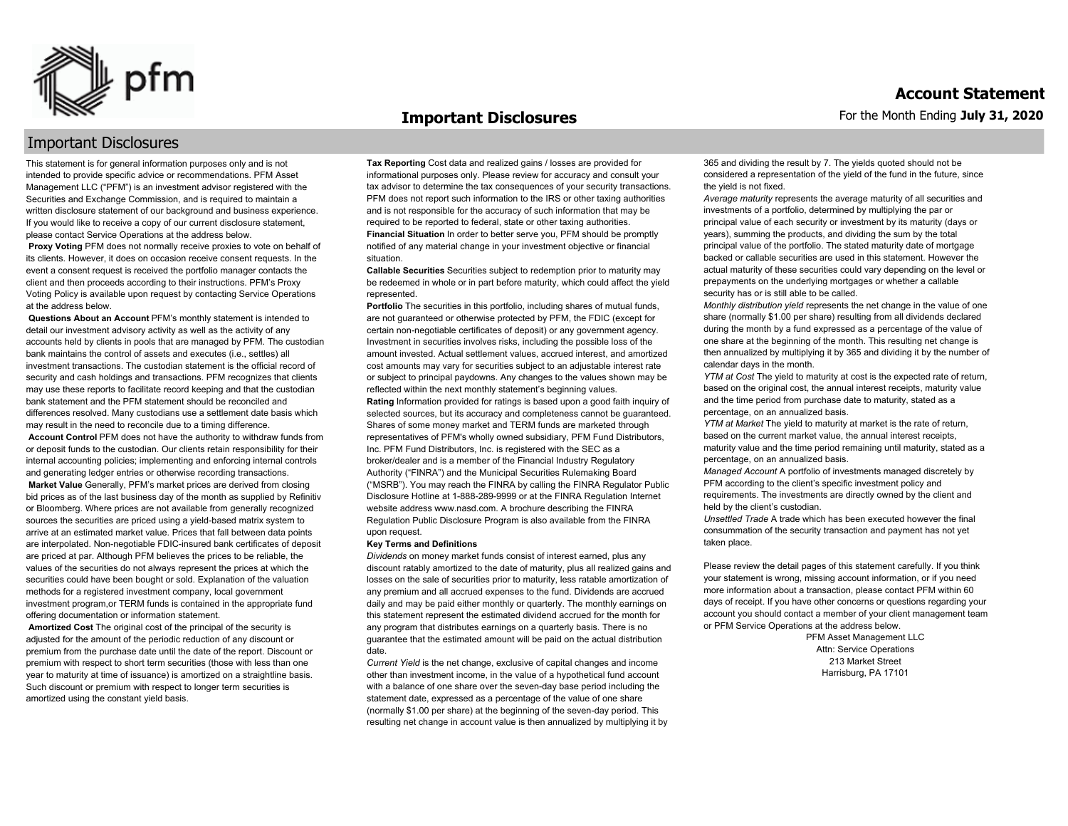# Important Disclosures

## Important Disclosures

This statement is for general information purposes only and is not intended to provide specific advice or recommendations. PFM Asset Management LLC ("PFM") is an investment advisor registered with the Securities and Exchange Commission, and is required to maintain a written disclosure statement of our background and business experience. If you would like to receive a copy of our current disclosure statement, please contact Service Operations at the address below.

**Proxy Voting** PFM does not normally receive proxies to vote on behalf of its clients. However, it does on occasion receive consent requests. In the event a consent request is received the portfolio manager contacts the client and then proceeds according to their instructions. PFM's Proxy Voting Policy is available upon request by contacting Service Operations at the address below.

**Questions About an Account** PFM's monthly statement is intended to detail our investment advisory activity as well as the activity of any accounts held by clients in pools that are managed by PFM. The custodian bank maintains the control of assets and executes (i.e., settles) all investment transactions. The custodian statement is the official record of security and cash holdings and transactions. PFM recognizes that clients may use these reports to facilitate record keeping and that the custodian bank statement and the PFM statement should be reconciled and differences resolved. Many custodians use a settlement date basis which may result in the need to reconcile due to a timing difference.

**Account Control** PFM does not have the authority to withdraw funds from or deposit funds to the custodian. Our clients retain responsibility for their internal accounting policies; implementing and enforcing internal controls and generating ledger entries or otherwise recording transactions.

**Market Value** Generally, PFM's market prices are derived from closing bid prices as of the last business day of the month as supplied by Refinitiv or Bloomberg. Where prices are not available from generally recognized sources the securities are priced using a yield-based matrix system to arrive at an estimated market value. Prices that fall between data points are interpolated. Non-negotiable FDIC-insured bank certificates of deposit are priced at par. Although PFM believes the prices to be reliable, the values of the securities do not always represent the prices at which the securities could have been bought or sold. Explanation of the valuation methods for a registered investment company, local government investment program,or TERM funds is contained in the appropriate fund offering documentation or information statement.

**Amortized Cost** The original cost of the principal of the security is adjusted for the amount of the periodic reduction of any discount or premium from the purchase date until the date of the report. Discount or premium with respect to short term securities (those with less than one year to maturity at time of issuance) is amortized on a straightline basis. Such discount or premium with respect to longer term securities is amortized using the constant yield basis.

**Tax Reporting** Cost data and realized gains / losses are provided for informational purposes only. Please review for accuracy and consult your tax advisor to determine the tax consequences of your security transactions. PFM does not report such information to the IRS or other taxing authorities and is not responsible for the accuracy of such information that may be required to be reported to federal, state or other taxing authorities.

**Financial Situation** In order to better serve you, PFM should be promptly notified of any material change in your investment objective or financial situation.

**Callable Securities** Securities subject to redemption prior to maturity may be redeemed in whole or in part before maturity, which could affect the yield represented.

**Portfolio** The securities in this portfolio, including shares of mutual funds, are not guaranteed or otherwise protected by PFM, the FDIC (except for certain non-negotiable certificates of deposit) or any government agency. Investment in securities involves risks, including the possible loss of the amount invested. Actual settlement values, accrued interest, and amortized cost amounts may vary for securities subject to an adjustable interest rate or subject to principal paydowns. Any changes to the values shown may be reflected within the next monthly statement's beginning values.

**Rating** Information provided for ratings is based upon a good faith inquiry of selected sources, but its accuracy and completeness cannot be guaranteed. Shares of some money market and TERM funds are marketed through representatives of PFM's wholly owned subsidiary, PFM Fund Distributors, Inc. PFM Fund Distributors, Inc. is registered with the SEC as a broker/dealer and is a member of the Financial Industry Regulatory Authority ("FINRA") and the Municipal Securities Rulemaking Board ("MSRB"). You may reach the FINRA by calling the FINRA Regulator Public Disclosure Hotline at 1-888-289-9999 or at the FINRA Regulation Internet website address www.nasd.com. A brochure describing the FINRA Regulation Public Disclosure Program is also available from the FINRA upon request.

**Key Terms and Definitions**

*Dividends* on money market funds consist of interest earned, plus any discount ratably amortized to the date of maturity, plus all realized gains and losses on the sale of securities prior to maturity, less ratable amortization of any premium and all accrued expenses to the fund. Dividends are accrued daily and may be paid either monthly or quarterly. The monthly earnings on this statement represent the estimated dividend accrued for the month for any program that distributes earnings on a quarterly basis. There is no guarantee that the estimated amount will be paid on the actual distribution date.

*Current Yield* is the net change, exclusive of capital changes and income other than investment income, in the value of a hypothetical fund account with a balance of one share over the seven-day base period including the statement date, expressed as a percentage of the value of one share (normally $1.00 per share) at the beginning of the seven-day period. This resulting net change in account value is then annualized by multiplying it by 365 and dividing the result by 7. The yields quoted should not be considered a representation of the yield of the fund in the future, since the yield is not fixed.

*Average maturity* represents the average maturity of all securities and investments of a portfolio, determined by multiplying the par or principal value of each security or investment by its maturity (days or years), summing the products, and dividing the sum by the total principal value of the portfolio. The stated maturity date of mortgage backed or callable securities are used in this statement. However the actual maturity of these securities could vary depending on the level or prepayments on the underlying mortgages or whether a callable security has or is still able to be called.

*Monthly distribution yield* represents the net change in the value of one share (normally $1.00 per share) resulting from all dividends declared during the month by a fund expressed as a percentage of the value of one share at the beginning of the month. This resulting net change is then annualized by multiplying it by 365 and dividing it by the number of calendar days in the month.

*YTM at Cost* The yield to maturity at cost is the expected rate of return, based on the original cost, the annual interest receipts, maturity value and the time period from purchase date to maturity, stated as a percentage, on an annualized basis.

*YTM at Market* The yield to maturity at market is the rate of return, based on the current market value, the annual interest receipts, maturity value and the time period remaining until maturity, stated as a percentage, on an annualized basis.

*Managed Account* A portfolio of investments managed discretely by PFM according to the client's specific investment policy and requirements. The investments are directly owned by the client and held by the client's custodian.

*Unsettled Trade* A trade which has been executed however the final consummation of the security transaction and payment has not yet taken place.

Please review the detail pages of this statement carefully. If you think your statement is wrong, missing account information, or if you need more information about a transaction, please contact PFM within 60 days of receipt. If you have other concerns or questions regarding your account you should contact a member of your client management team or PFM Service Operations at the address below.

PFM Asset Management LLC
Attn: Service Operations
213 Market Street
Harrisburg, PA 17101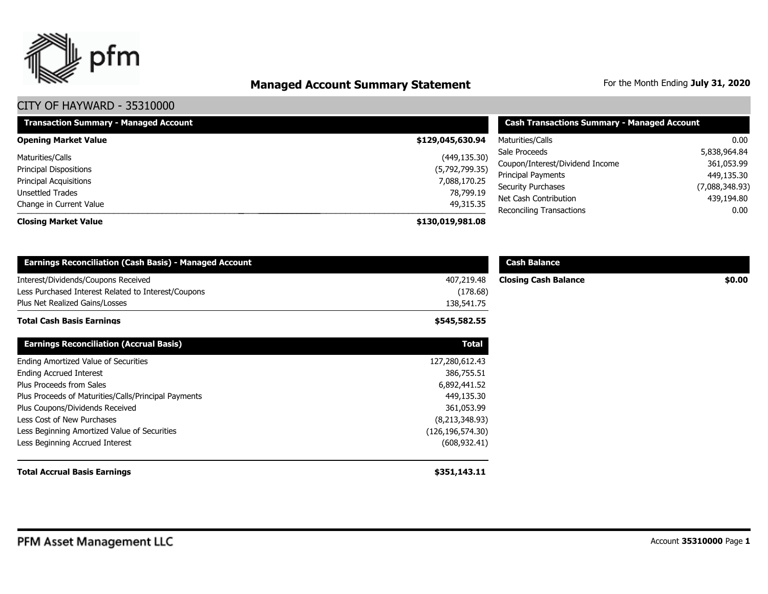# Managed Account Summary Statement

For the Month Ending **July 31, 2020**

## CITY OF HAYWARD - 35310000

| Transaction Summary - Managed Account | |
|---|---|
| **Opening Market Value** | **$129,045,630.94** |
| Maturities/Calls | (449,135.30) |
| Principal Dispositions | (5,792,799.35) |
| Principal Acquisitions | 7,088,170.25 |
| Unsettled Trades | 78,799.19 |
| Change in Current Value | 49,315.35 |
| **Closing Market Value** | **$130,019,981.08** |

| Cash Transactions Summary - Managed Account | |
|---|---|
| Maturities/Calls | 0.00 |
| Sale Proceeds | 5,838,964.84 |
| Coupon/Interest/Dividend Income | 361,053.99 |
| Principal Payments | 449,135.30 |
| Security Purchases | (7,088,348.93) |
| Net Cash Contribution | 439,194.80 |
| Reconciling Transactions | 0.00 |

| Earnings Reconciliation (Cash Basis) - Managed Account | |
|---|---|
| Interest/Dividends/Coupons Received | 407,219.48 |
| Less Purchased Interest Related to Interest/Coupons | (178.68) |
| Plus Net Realized Gains/Losses | 138,541.75 |
| **Total Cash Basis Earnings** | **$545,582.55** |

| Cash Balance | |
|---|---|
| **Closing Cash Balance** | **$0.00** |

| Earnings Reconciliation (Accrual Basis) | Total |
|---|---|
| Ending Amortized Value of Securities | 127,280,612.43 |
| Ending Accrued Interest | 386,755.51 |
| Plus Proceeds from Sales | 6,892,441.52 |
| Plus Proceeds of Maturities/Calls/Principal Payments | 449,135.30 |
| Plus Coupons/Dividends Received | 361,053.99 |
| Less Cost of New Purchases | (8,213,348.93) |
| Less Beginning Amortized Value of Securities | (126,196,574.30) |
| Less Beginning Accrued Interest | (608,932.41) |
| **Total Accrual Basis Earnings** | **$351,143.11** |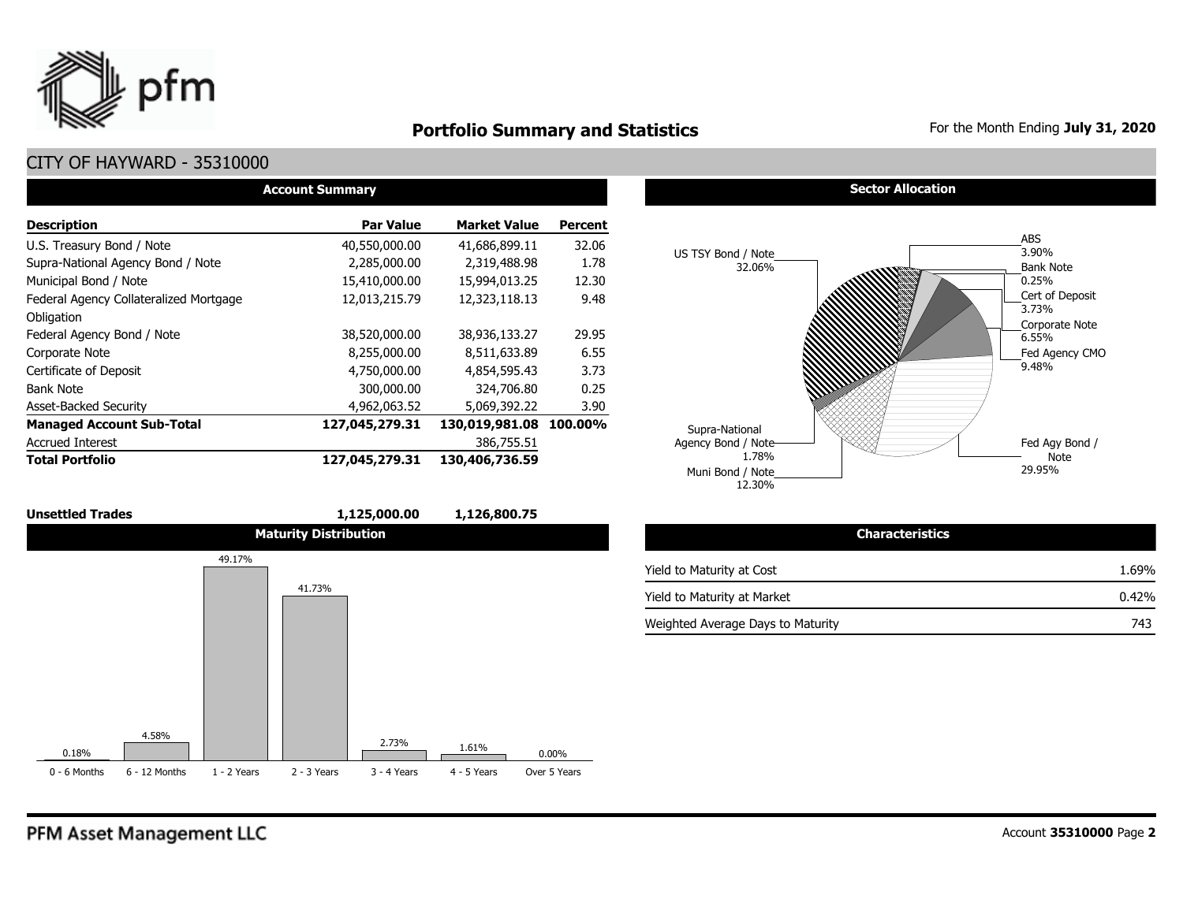# Portfolio Summary and Statistics

For the Month Ending **July 31, 2020**

## CITY OF HAYWARD - 35310000

### Account Summary

| Description | Par Value | Market Value | Percent |
|---|---|---|---|
| U.S. Treasury Bond / Note | 40,550,000.00 | 41,686,899.11 | 32.06 |
| Supra-National Agency Bond / Note | 2,285,000.00 | 2,319,488.98 | 1.78 |
| Municipal Bond / Note | 15,410,000.00 | 15,994,013.25 | 12.30 |
| Federal Agency Collateralized Mortgage Obligation | 12,013,215.79 | 12,323,118.13 | 9.48 |
| Federal Agency Bond / Note | 38,520,000.00 | 38,936,133.27 | 29.95 |
| Corporate Note | 8,255,000.00 | 8,511,633.89 | 6.55 |
| Certificate of Deposit | 4,750,000.00 | 4,854,595.43 | 3.73 |
| Bank Note | 300,000.00 | 324,706.80 | 0.25 |
| Asset-Backed Security | 4,962,063.52 | 5,069,392.22 | 3.90 |
| **Managed Account Sub-Total** | **127,045,279.31** | **130,019,981.08** | **100.00%** |
| Accrued Interest | | 386,755.51 | |
| **Total Portfolio** | **127,045,279.31** | **130,406,736.59** | |
| | | | |
| **Unsettled Trades** | **1,125,000.00** | **1,126,800.75** | |

### Sector Allocation

| Sector | Percent |
|---|---|
| US TSY Bond / Note | 32.06% |
| ABS | 3.90% |
| Bank Note | 0.25% |
| Cert of Deposit | 3.73% |
| Corporate Note | 6.55% |
| Fed Agency CMO | 9.48% |
| Fed Agy Bond / Note | 29.95% |
| Muni Bond / Note | 12.30% |
| Supra-National Agency Bond / Note | 1.78% |

### Maturity Distribution

| 0 - 6 Months | 6 - 12 Months | 1 - 2 Years | 2 - 3 Years | 3 - 4 Years | 4 - 5 Years | Over 5 Years |
|---|---|---|---|---|---|---|
| 0.18% | 4.58% | 49.17% | 41.73% | 2.73% | 1.61% | 0.00% |

### Characteristics

| | |
|---|---|
| Yield to Maturity at Cost | 1.69% |
| Yield to Maturity at Market | 0.42% |
| Weighted Average Days to Maturity | 743 |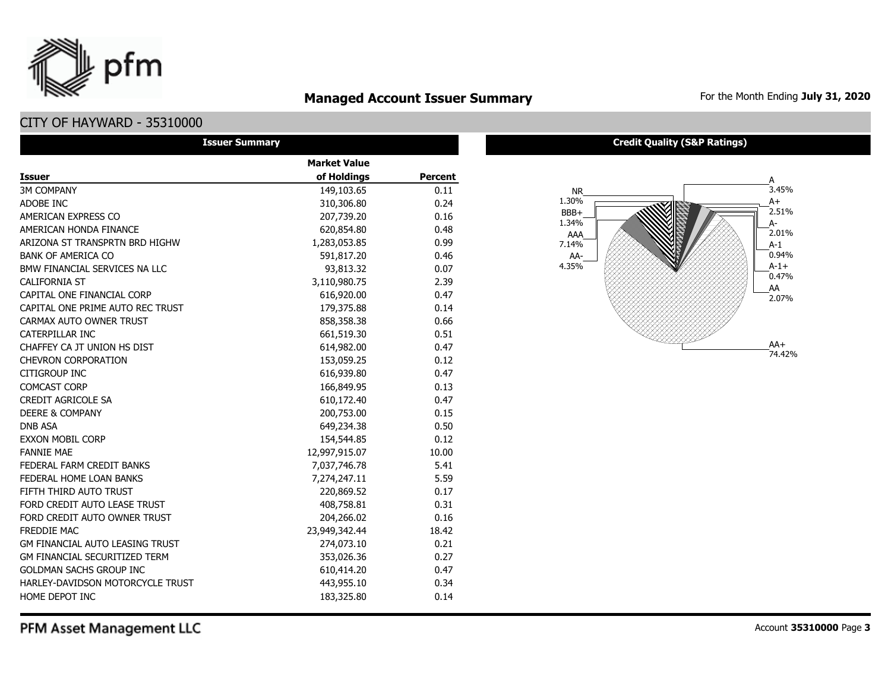# Managed Account Issuer Summary

For the Month Ending **July 31, 2020**

## CITY OF HAYWARD - 35310000

### Issuer Summary

| Issuer | Market Value of Holdings | Percent |
|---|---|---|
| 3M COMPANY | 149,103.65 | 0.11 |
| ADOBE INC | 310,306.80 | 0.24 |
| AMERICAN EXPRESS CO | 207,739.20 | 0.16 |
| AMERICAN HONDA FINANCE | 620,854.80 | 0.48 |
| ARIZONA ST TRANSPRTN BRD HIGHW | 1,283,053.85 | 0.99 |
| BANK OF AMERICA CO | 591,817.20 | 0.46 |
| BMW FINANCIAL SERVICES NA LLC | 93,813.32 | 0.07 |
| CALIFORNIA ST | 3,110,980.75 | 2.39 |
| CAPITAL ONE FINANCIAL CORP | 616,920.00 | 0.47 |
| CAPITAL ONE PRIME AUTO REC TRUST | 179,375.88 | 0.14 |
| CARMAX AUTO OWNER TRUST | 858,358.38 | 0.66 |
| CATERPILLAR INC | 661,519.30 | 0.51 |
| CHAFFEY CA JT UNION HS DIST | 614,982.00 | 0.47 |
| CHEVRON CORPORATION | 153,059.25 | 0.12 |
| CITIGROUP INC | 616,939.80 | 0.47 |
| COMCAST CORP | 166,849.95 | 0.13 |
| CREDIT AGRICOLE SA | 610,172.40 | 0.47 |
| DEERE & COMPANY | 200,753.00 | 0.15 |
| DNB ASA | 649,234.38 | 0.50 |
| EXXON MOBIL CORP | 154,544.85 | 0.12 |
| FANNIE MAE | 12,997,915.07 | 10.00 |
| FEDERAL FARM CREDIT BANKS | 7,037,746.78 | 5.41 |
| FEDERAL HOME LOAN BANKS | 7,274,247.11 | 5.59 |
| FIFTH THIRD AUTO TRUST | 220,869.52 | 0.17 |
| FORD CREDIT AUTO LEASE TRUST | 408,758.81 | 0.31 |
| FORD CREDIT AUTO OWNER TRUST | 204,266.02 | 0.16 |
| FREDDIE MAC | 23,949,342.44 | 18.42 |
| GM FINANCIAL AUTO LEASING TRUST | 274,073.10 | 0.21 |
| GM FINANCIAL SECURITIZED TERM | 353,026.36 | 0.27 |
| GOLDMAN SACHS GROUP INC | 610,414.20 | 0.47 |
| HARLEY-DAVIDSON MOTORCYCLE TRUST | 443,955.10 | 0.34 |
| HOME DEPOT INC | 183,325.80 | 0.14 |

### Credit Quality (S&P Ratings)

| Rating | Percent |
|---|---|
| A | 3.45% |
| A+ | 2.51% |
| A- | 2.01% |
| A-1 | 0.94% |
| A-1+ | 0.47% |
| AA | 2.07% |
| AA+ | 74.42% |
| AA- | 4.35% |
| AAA | 7.14% |
| BBB+ | 1.34% |
| NR | 1.30% |

PFM Asset Management LLC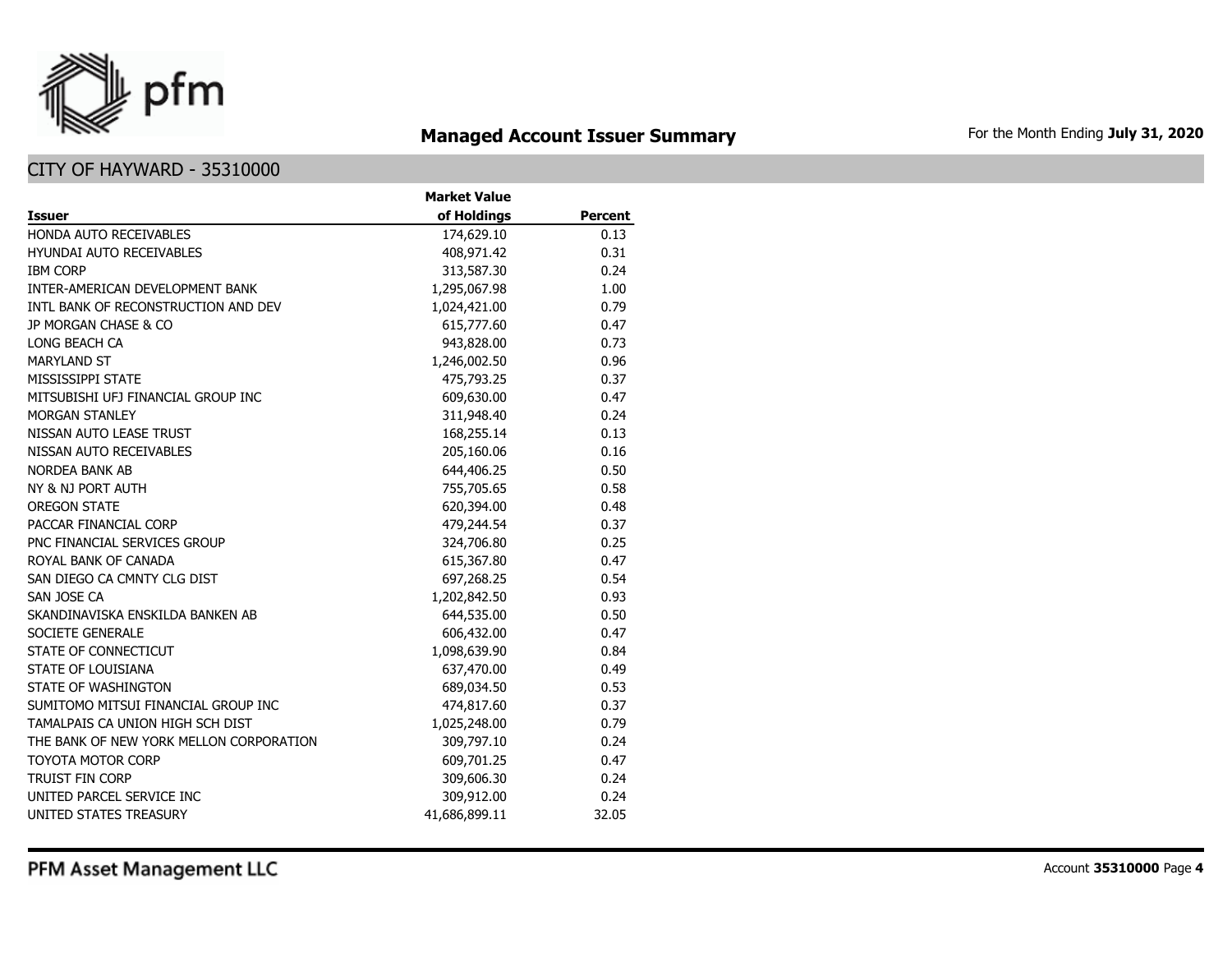## Managed Account Issuer Summary

For the Month Ending **July 31, 2020**

### CITY OF HAYWARD - 35310000

| Issuer | Market Value of Holdings | Percent |
|---|---|---|
| HONDA AUTO RECEIVABLES | 174,629.10 | 0.13 |
| HYUNDAI AUTO RECEIVABLES | 408,971.42 | 0.31 |
| IBM CORP | 313,587.30 | 0.24 |
| INTER-AMERICAN DEVELOPMENT BANK | 1,295,067.98 | 1.00 |
| INTL BANK OF RECONSTRUCTION AND DEV | 1,024,421.00 | 0.79 |
| JP MORGAN CHASE & CO | 615,777.60 | 0.47 |
| LONG BEACH CA | 943,828.00 | 0.73 |
| MARYLAND ST | 1,246,002.50 | 0.96 |
| MISSISSIPPI STATE | 475,793.25 | 0.37 |
| MITSUBISHI UFJ FINANCIAL GROUP INC | 609,630.00 | 0.47 |
| MORGAN STANLEY | 311,948.40 | 0.24 |
| NISSAN AUTO LEASE TRUST | 168,255.14 | 0.13 |
| NISSAN AUTO RECEIVABLES | 205,160.06 | 0.16 |
| NORDEA BANK AB | 644,406.25 | 0.50 |
| NY & NJ PORT AUTH | 755,705.65 | 0.58 |
| OREGON STATE | 620,394.00 | 0.48 |
| PACCAR FINANCIAL CORP | 479,244.54 | 0.37 |
| PNC FINANCIAL SERVICES GROUP | 324,706.80 | 0.25 |
| ROYAL BANK OF CANADA | 615,367.80 | 0.47 |
| SAN DIEGO CA CMNTY CLG DIST | 697,268.25 | 0.54 |
| SAN JOSE CA | 1,202,842.50 | 0.93 |
| SKANDINAVISKA ENSKILDA BANKEN AB | 644,535.00 | 0.50 |
| SOCIETE GENERALE | 606,432.00 | 0.47 |
| STATE OF CONNECTICUT | 1,098,639.90 | 0.84 |
| STATE OF LOUISIANA | 637,470.00 | 0.49 |
| STATE OF WASHINGTON | 689,034.50 | 0.53 |
| SUMITOMO MITSUI FINANCIAL GROUP INC | 474,817.60 | 0.37 |
| TAMALPAIS CA UNION HIGH SCH DIST | 1,025,248.00 | 0.79 |
| THE BANK OF NEW YORK MELLON CORPORATION | 309,797.10 | 0.24 |
| TOYOTA MOTOR CORP | 609,701.25 | 0.47 |
| TRUIST FIN CORP | 309,606.30 | 0.24 |
| UNITED PARCEL SERVICE INC | 309,912.00 | 0.24 |
| UNITED STATES TREASURY | 41,686,899.11 | 32.05 |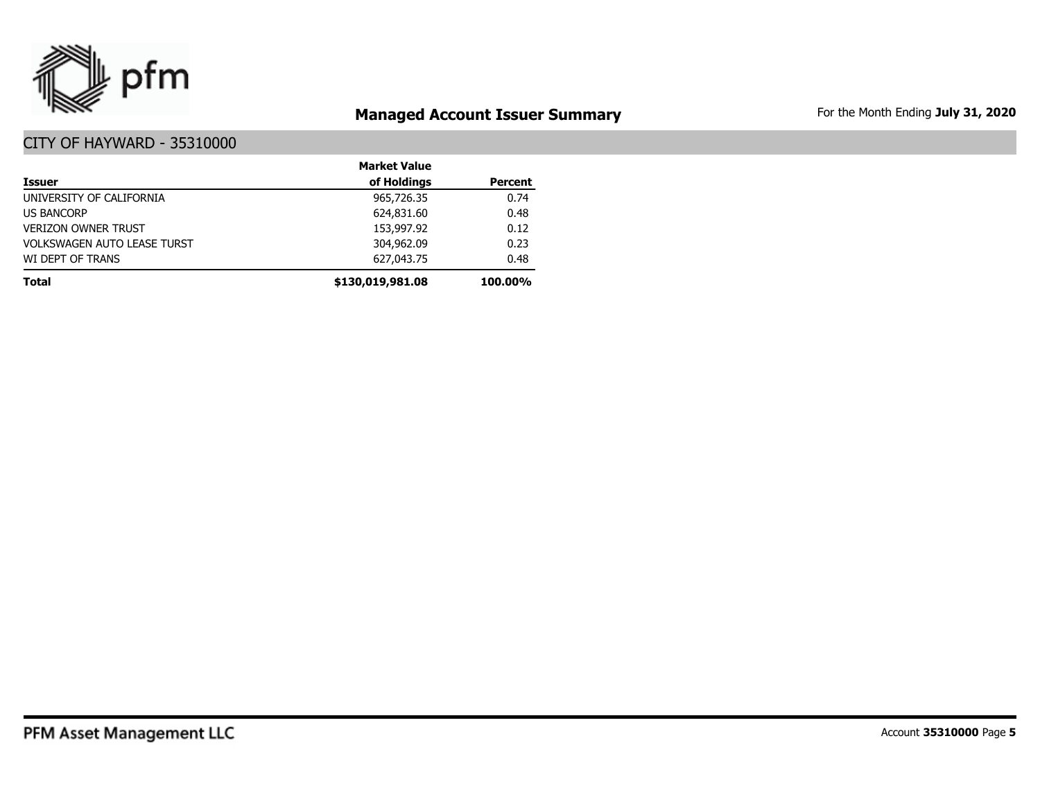## Managed Account Issuer Summary

For the Month Ending **July 31, 2020**

### CITY OF HAYWARD - 35310000

| Issuer | Market Value of Holdings | Percent |
|---|---|---|
| UNIVERSITY OF CALIFORNIA | 965,726.35 | 0.74 |
| US BANCORP | 624,831.60 | 0.48 |
| VERIZON OWNER TRUST | 153,997.92 | 0.12 |
| VOLKSWAGEN AUTO LEASE TURST | 304,962.09 | 0.23 |
| WI DEPT OF TRANS | 627,043.75 | 0.48 |
| **Total** | **$130,019,981.08** | **100.00%** |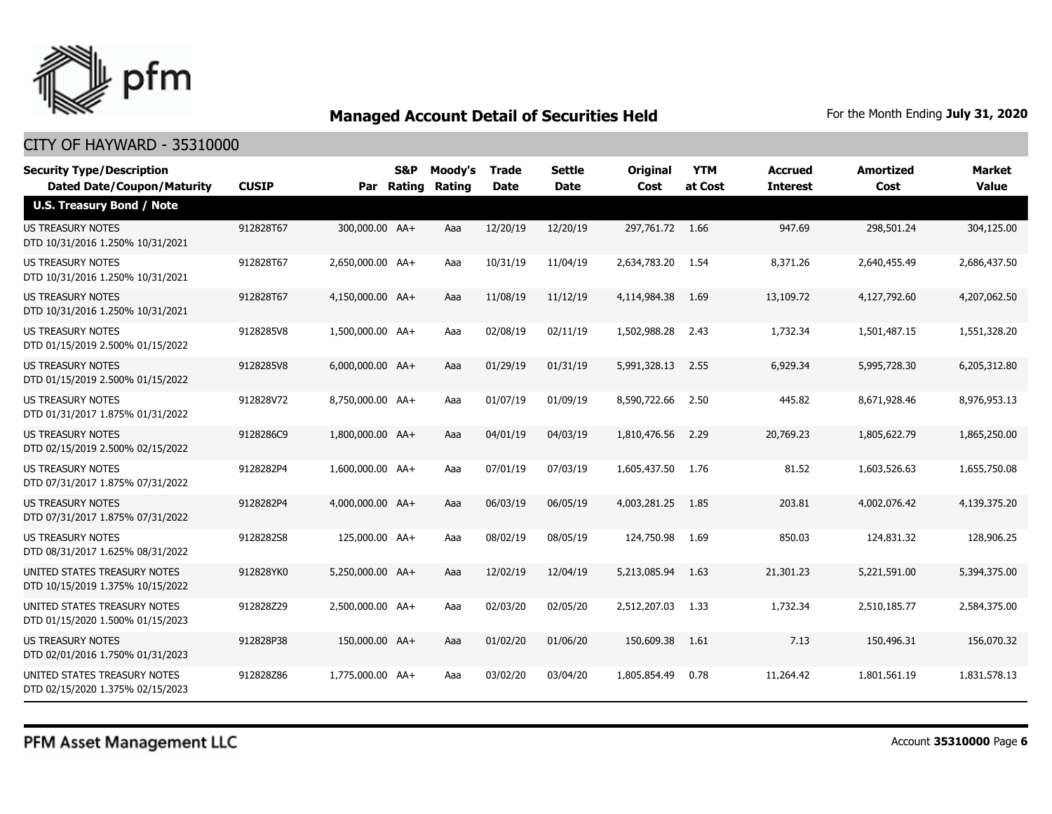## Managed Account Detail of Securities Held

For the Month Ending **July 31, 2020**

### CITY OF HAYWARD - 35310000

| Security Type/Description<br>Dated Date/Coupon/Maturity | CUSIP | Par | S&P Rating | Moody's Rating | Trade Date | Settle Date | Original Cost | YTM at Cost | Accrued Interest | Amortized Cost | Market Value |
|---|---|---|---|---|---|---|---|---|---|---|---|
| **U.S. Treasury Bond / Note** | | | | | | | | | | | |
| US TREASURY NOTES<br>DTD 10/31/2016 1.250% 10/31/2021 | 912828T67 | 300,000.00 | AA+ | Aaa | 12/20/19 | 12/20/19 | 297,761.72 | 1.66 | 947.69 | 298,501.24 | 304,125.00 |
| US TREASURY NOTES<br>DTD 10/31/2016 1.250% 10/31/2021 | 912828T67 | 2,650,000.00 | AA+ | Aaa | 10/31/19 | 11/04/19 | 2,634,783.20 | 1.54 | 8,371.26 | 2,640,455.49 | 2,686,437.50 |
| US TREASURY NOTES<br>DTD 10/31/2016 1.250% 10/31/2021 | 912828T67 | 4,150,000.00 | AA+ | Aaa | 11/08/19 | 11/12/19 | 4,114,984.38 | 1.69 | 13,109.72 | 4,127,792.60 | 4,207,062.50 |
| US TREASURY NOTES<br>DTD 01/15/2019 2.500% 01/15/2022 | 9128285V8 | 1,500,000.00 | AA+ | Aaa | 02/08/19 | 02/11/19 | 1,502,988.28 | 2.43 | 1,732.34 | 1,501,487.15 | 1,551,328.20 |
| US TREASURY NOTES<br>DTD 01/15/2019 2.500% 01/15/2022 | 9128285V8 | 6,000,000.00 | AA+ | Aaa | 01/29/19 | 01/31/19 | 5,991,328.13 | 2.55 | 6,929.34 | 5,995,728.30 | 6,205,312.80 |
| US TREASURY NOTES<br>DTD 01/31/2017 1.875% 01/31/2022 | 912828V72 | 8,750,000.00 | AA+ | Aaa | 01/07/19 | 01/09/19 | 8,590,722.66 | 2.50 | 445.82 | 8,671,928.46 | 8,976,953.13 |
| US TREASURY NOTES<br>DTD 02/15/2019 2.500% 02/15/2022 | 9128286C9 | 1,800,000.00 | AA+ | Aaa | 04/01/19 | 04/03/19 | 1,810,476.56 | 2.29 | 20,769.23 | 1,805,622.79 | 1,865,250.00 |
| US TREASURY NOTES<br>DTD 07/31/2017 1.875% 07/31/2022 | 9128282P4 | 1,600,000.00 | AA+ | Aaa | 07/01/19 | 07/03/19 | 1,605,437.50 | 1.76 | 81.52 | 1,603,526.63 | 1,655,750.08 |
| US TREASURY NOTES<br>DTD 07/31/2017 1.875% 07/31/2022 | 9128282P4 | 4,000,000.00 | AA+ | Aaa | 06/03/19 | 06/05/19 | 4,003,281.25 | 1.85 | 203.81 | 4,002,076.42 | 4,139,375.20 |
| US TREASURY NOTES<br>DTD 08/31/2017 1.625% 08/31/2022 | 9128282S8 | 125,000.00 | AA+ | Aaa | 08/02/19 | 08/05/19 | 124,750.98 | 1.69 | 850.03 | 124,831.32 | 128,906.25 |
| UNITED STATES TREASURY NOTES<br>DTD 10/15/2019 1.375% 10/15/2022 | 912828YK0 | 5,250,000.00 | AA+ | Aaa | 12/02/19 | 12/04/19 | 5,213,085.94 | 1.63 | 21,301.23 | 5,221,591.00 | 5,394,375.00 |
| UNITED STATES TREASURY NOTES<br>DTD 01/15/2020 1.500% 01/15/2023 | 912828Z29 | 2,500,000.00 | AA+ | Aaa | 02/03/20 | 02/05/20 | 2,512,207.03 | 1.33 | 1,732.34 | 2,510,185.77 | 2,584,375.00 |
| US TREASURY NOTES<br>DTD 02/01/2016 1.750% 01/31/2023 | 912828P38 | 150,000.00 | AA+ | Aaa | 01/02/20 | 01/06/20 | 150,609.38 | 1.61 | 7.13 | 150,496.31 | 156,070.32 |
| UNITED STATES TREASURY NOTES<br>DTD 02/15/2020 1.375% 02/15/2023 | 912828Z86 | 1,775,000.00 | AA+ | Aaa | 03/02/20 | 03/04/20 | 1,805,854.49 | 0.78 | 11,264.42 | 1,801,561.19 | 1,831,578.13 |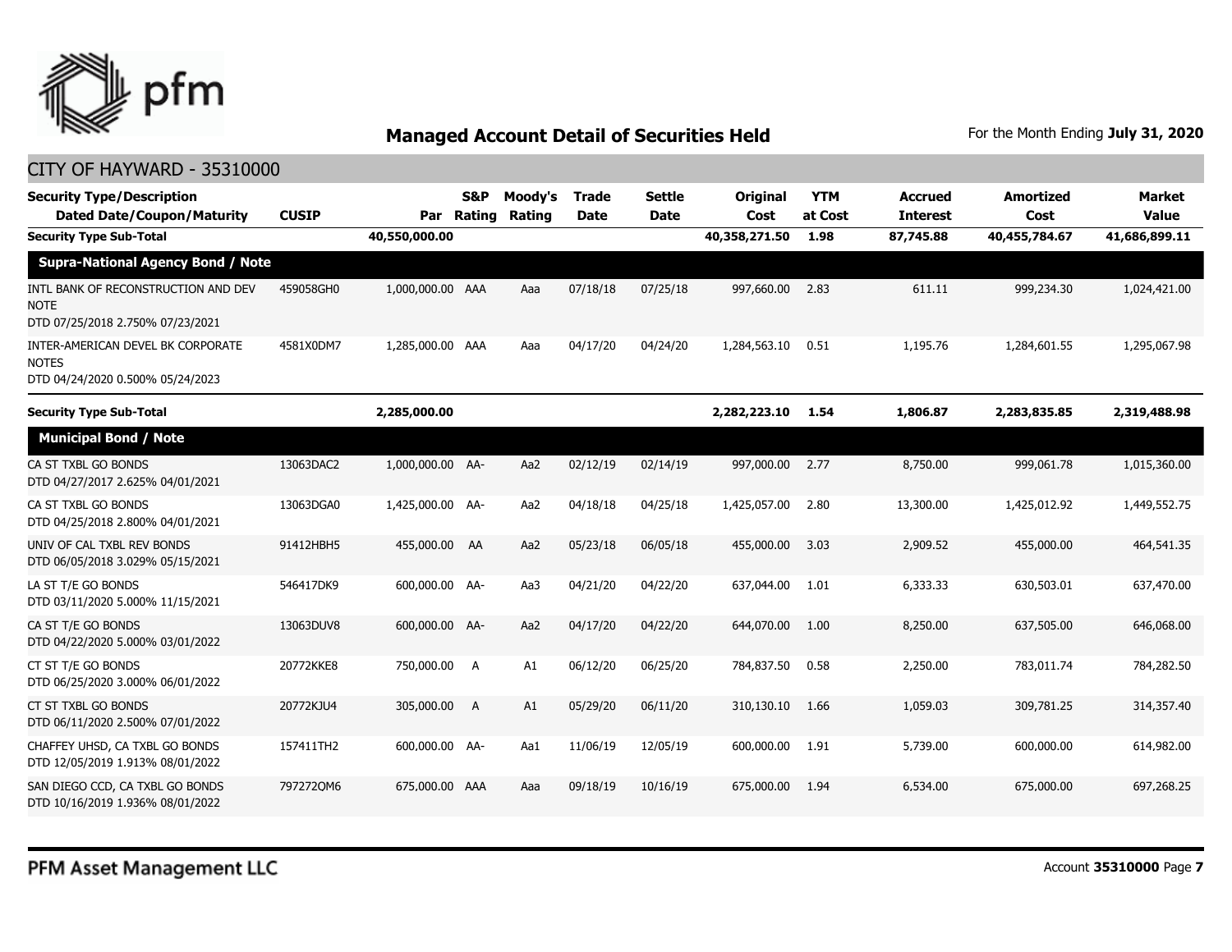# Managed Account Detail of Securities Held

For the Month Ending **July 31, 2020**

CITY OF HAYWARD - 35310000

| Security Type/Description Dated Date/Coupon/Maturity | CUSIP | Par | S&P Rating | Moody's Rating | Trade Date | Settle Date | Original Cost | YTM at Cost | Accrued Interest | Amortized Cost | Market Value |
|---|---|---|---|---|---|---|---|---|---|---|---|
| **Security Type Sub-Total** | | **40,550,000.00** | | | | | **40,358,271.50** | **1.98** | **87,745.88** | **40,455,784.67** | **41,686,899.11** |
| **Supra-National Agency Bond / Note** | | | | | | | | | | | |
| INTL BANK OF RECONSTRUCTION AND DEV NOTE DTD 07/25/2018 2.750% 07/23/2021 | 459058GH0 | 1,000,000.00 | AAA | Aaa | 07/18/18 | 07/25/18 | 997,660.00 | 2.83 | 611.11 | 999,234.30 | 1,024,421.00 |
| INTER-AMERICAN DEVEL BK CORPORATE NOTES DTD 04/24/2020 0.500% 05/24/2023 | 4581X0DM7 | 1,285,000.00 | AAA | Aaa | 04/17/20 | 04/24/20 | 1,284,563.10 | 0.51 | 1,195.76 | 1,284,601.55 | 1,295,067.98 |
| **Security Type Sub-Total** | | **2,285,000.00** | | | | | **2,282,223.10** | **1.54** | **1,806.87** | **2,283,835.85** | **2,319,488.98** |
| **Municipal Bond / Note** | | | | | | | | | | | |
| CA ST TXBL GO BONDS DTD 04/27/2017 2.625% 04/01/2021 | 13063DAC2 | 1,000,000.00 | AA- | Aa2 | 02/12/19 | 02/14/19 | 997,000.00 | 2.77 | 8,750.00 | 999,061.78 | 1,015,360.00 |
| CA ST TXBL GO BONDS DTD 04/25/2018 2.800% 04/01/2021 | 13063DGA0 | 1,425,000.00 | AA- | Aa2 | 04/18/18 | 04/25/18 | 1,425,057.00 | 2.80 | 13,300.00 | 1,425,012.92 | 1,449,552.75 |
| UNIV OF CAL TXBL REV BONDS DTD 06/05/2018 3.029% 05/15/2021 | 91412HBH5 | 455,000.00 | AA | Aa2 | 05/23/18 | 06/05/18 | 455,000.00 | 3.03 | 2,909.52 | 455,000.00 | 464,541.35 |
| LA ST T/E GO BONDS DTD 03/11/2020 5.000% 11/15/2021 | 546417DK9 | 600,000.00 | AA- | Aa3 | 04/21/20 | 04/22/20 | 637,044.00 | 1.01 | 6,333.33 | 630,503.01 | 637,470.00 |
| CA ST T/E GO BONDS DTD 04/22/2020 5.000% 03/01/2022 | 13063DUV8 | 600,000.00 | AA- | Aa2 | 04/17/20 | 04/22/20 | 644,070.00 | 1.00 | 8,250.00 | 637,505.00 | 646,068.00 |
| CT ST T/E GO BONDS DTD 06/25/2020 3.000% 06/01/2022 | 20772KKE8 | 750,000.00 | A | A1 | 06/12/20 | 06/25/20 | 784,837.50 | 0.58 | 2,250.00 | 783,011.74 | 784,282.50 |
| CT ST TXBL GO BONDS DTD 06/11/2020 2.500% 07/01/2022 | 20772KJU4 | 305,000.00 | A | A1 | 05/29/20 | 06/11/20 | 310,130.10 | 1.66 | 1,059.03 | 309,781.25 | 314,357.40 |
| CHAFFEY UHSD, CA TXBL GO BONDS DTD 12/05/2019 1.913% 08/01/2022 | 157411TH2 | 600,000.00 | AA- | Aa1 | 11/06/19 | 12/05/19 | 600,000.00 | 1.91 | 5,739.00 | 600,000.00 | 614,982.00 |
| SAN DIEGO CCD, CA TXBL GO BONDS DTD 10/16/2019 1.936% 08/01/2022 | 797272QM6 | 675,000.00 | AAA | Aaa | 09/18/19 | 10/16/19 | 675,000.00 | 1.94 | 6,534.00 | 675,000.00 | 697,268.25 |

PFM Asset Management LLC

Account **35310000** Page **7**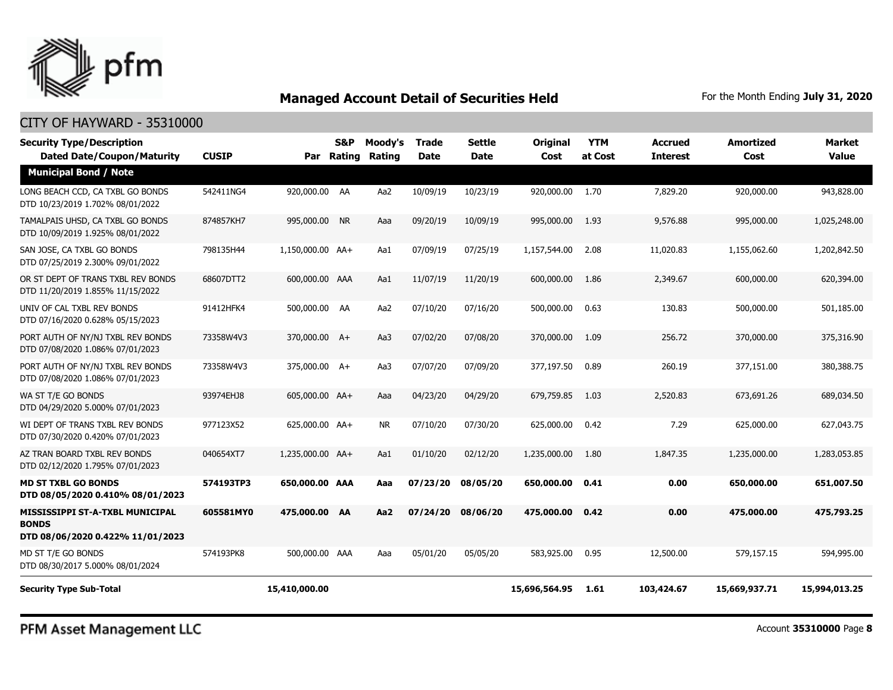## Managed Account Detail of Securities Held

For the Month Ending **July 31, 2020**

CITY OF HAYWARD - 35310000

| Security Type/Description Dated Date/Coupon/Maturity | CUSIP | Par | S&P Rating | Moody's Rating | Trade Date | Settle Date | Original Cost | YTM at Cost | Accrued Interest | Amortized Cost | Market Value |
|---|---|---|---|---|---|---|---|---|---|---|---|
| **Municipal Bond / Note** | | | | | | | | | | | |
| LONG BEACH CCD, CA TXBL GO BONDS DTD 10/23/2019 1.702% 08/01/2022 | 542411NG4 | 920,000.00 | AA | Aa2 | 10/09/19 | 10/23/19 | 920,000.00 | 1.70 | 7,829.20 | 920,000.00 | 943,828.00 |
| TAMALPAIS UHSD, CA TXBL GO BONDS DTD 10/09/2019 1.925% 08/01/2022 | 874857KH7 | 995,000.00 | NR | Aaa | 09/20/19 | 10/09/19 | 995,000.00 | 1.93 | 9,576.88 | 995,000.00 | 1,025,248.00 |
| SAN JOSE, CA TXBL GO BONDS DTD 07/25/2019 2.300% 09/01/2022 | 798135H44 | 1,150,000.00 | AA+ | Aa1 | 07/09/19 | 07/25/19 | 1,157,544.00 | 2.08 | 11,020.83 | 1,155,062.60 | 1,202,842.50 |
| OR ST DEPT OF TRANS TXBL REV BONDS DTD 11/20/2019 1.855% 11/15/2022 | 68607DTT2 | 600,000.00 | AAA | Aa1 | 11/07/19 | 11/20/19 | 600,000.00 | 1.86 | 2,349.67 | 600,000.00 | 620,394.00 |
| UNIV OF CAL TXBL REV BONDS DTD 07/16/2020 0.628% 05/15/2023 | 91412HFK4 | 500,000.00 | AA | Aa2 | 07/10/20 | 07/16/20 | 500,000.00 | 0.63 | 130.83 | 500,000.00 | 501,185.00 |
| PORT AUTH OF NY/NJ TXBL REV BONDS DTD 07/08/2020 1.086% 07/01/2023 | 73358W4V3 | 370,000.00 | A+ | Aa3 | 07/02/20 | 07/08/20 | 370,000.00 | 1.09 | 256.72 | 370,000.00 | 375,316.90 |
| PORT AUTH OF NY/NJ TXBL REV BONDS DTD 07/08/2020 1.086% 07/01/2023 | 73358W4V3 | 375,000.00 | A+ | Aa3 | 07/07/20 | 07/09/20 | 377,197.50 | 0.89 | 260.19 | 377,151.00 | 380,388.75 |
| WA ST T/E GO BONDS DTD 04/29/2020 5.000% 07/01/2023 | 93974EHJ8 | 605,000.00 | AA+ | Aaa | 04/23/20 | 04/29/20 | 679,759.85 | 1.03 | 2,520.83 | 673,691.26 | 689,034.50 |
| WI DEPT OF TRANS TXBL REV BONDS DTD 07/30/2020 0.420% 07/01/2023 | 977123X52 | 625,000.00 | AA+ | NR | 07/10/20 | 07/30/20 | 625,000.00 | 0.42 | 7.29 | 625,000.00 | 627,043.75 |
| AZ TRAN BOARD TXBL REV BONDS DTD 02/12/2020 1.795% 07/01/2023 | 040654XT7 | 1,235,000.00 | AA+ | Aa1 | 01/10/20 | 02/12/20 | 1,235,000.00 | 1.80 | 1,847.35 | 1,235,000.00 | 1,283,053.85 |
| **MD ST TXBL GO BONDS DTD 08/05/2020 0.410% 08/01/2023** | **574193TP3** | **650,000.00** | **AAA** | **Aaa** | **07/23/20** | **08/05/20** | **650,000.00** | **0.41** | **0.00** | **650,000.00** | **651,007.50** |
| **MISSISSIPPI ST-A-TXBL MUNICIPAL BONDS DTD 08/06/2020 0.422% 11/01/2023** | **605581MY0** | **475,000.00** | **AA** | **Aa2** | **07/24/20** | **08/06/20** | **475,000.00** | **0.42** | **0.00** | **475,000.00** | **475,793.25** |
| MD ST T/E GO BONDS DTD 08/30/2017 5.000% 08/01/2024 | 574193PK8 | 500,000.00 | AAA | Aaa | 05/01/20 | 05/05/20 | 583,925.00 | 0.95 | 12,500.00 | 579,157.15 | 594,995.00 |
| **Security Type Sub-Total** | | **15,410,000.00** | | | | | **15,696,564.95** | **1.61** | **103,424.67** | **15,669,937.71** | **15,994,013.25** |

PFM Asset Management LLC

Account **35310000**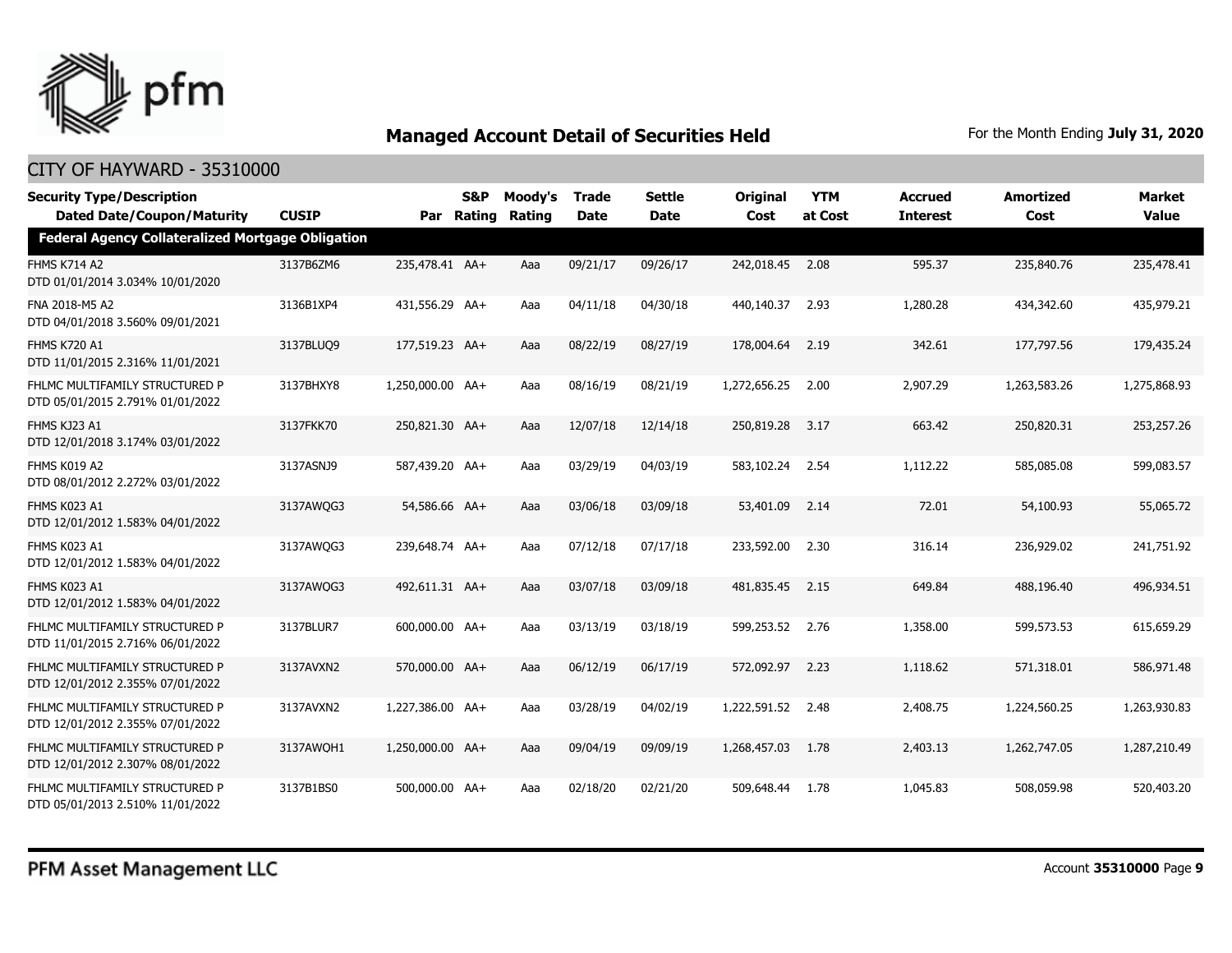# Managed Account Detail of Securities Held

For the Month Ending **July 31, 2020**

## CITY OF HAYWARD - 35310000

| Security Type/Description<br>Dated Date/Coupon/Maturity | CUSIP | Par | S&P Rating | Moody's Rating | Trade Date | Settle Date | Original Cost | YTM at Cost | Accrued Interest | Amortized Cost | Market Value |
|---|---|---|---|---|---|---|---|---|---|---|---|
| **Federal Agency Collateralized Mortgage Obligation** | | | | | | | | | | | |
| FHMS K714 A2<br>DTD 01/01/2014 3.034% 10/01/2020 | 3137B6ZM6 | 235,478.41 | AA+ | Aaa | 09/21/17 | 09/26/17 | 242,018.45 | 2.08 | 595.37 | 235,840.76 | 235,478.41 |
| FNA 2018-M5 A2<br>DTD 04/01/2018 3.560% 09/01/2021 | 3136B1XP4 | 431,556.29 | AA+ | Aaa | 04/11/18 | 04/30/18 | 440,140.37 | 2.93 | 1,280.28 | 434,342.60 | 435,979.21 |
| FHMS K720 A1<br>DTD 11/01/2015 2.316% 11/01/2021 | 3137BLUQ9 | 177,519.23 | AA+ | Aaa | 08/22/19 | 08/27/19 | 178,004.64 | 2.19 | 342.61 | 177,797.56 | 179,435.24 |
| FHLMC MULTIFAMILY STRUCTURED P<br>DTD 05/01/2015 2.791% 01/01/2022 | 3137BHXY8 | 1,250,000.00 | AA+ | Aaa | 08/16/19 | 08/21/19 | 1,272,656.25 | 2.00 | 2,907.29 | 1,263,583.26 | 1,275,868.93 |
| FHMS KJ23 A1<br>DTD 12/01/2018 3.174% 03/01/2022 | 3137FKK70 | 250,821.30 | AA+ | Aaa | 12/07/18 | 12/14/18 | 250,819.28 | 3.17 | 663.42 | 250,820.31 | 253,257.26 |
| FHMS K019 A2<br>DTD 08/01/2012 2.272% 03/01/2022 | 3137ASNJ9 | 587,439.20 | AA+ | Aaa | 03/29/19 | 04/03/19 | 583,102.24 | 2.54 | 1,112.22 | 585,085.08 | 599,083.57 |
| FHMS K023 A1<br>DTD 12/01/2012 1.583% 04/01/2022 | 3137AWQG3 | 54,586.66 | AA+ | Aaa | 03/06/18 | 03/09/18 | 53,401.09 | 2.14 | 72.01 | 54,100.93 | 55,065.72 |
| FHMS K023 A1<br>DTD 12/01/2012 1.583% 04/01/2022 | 3137AWQG3 | 239,648.74 | AA+ | Aaa | 07/12/18 | 07/17/18 | 233,592.00 | 2.30 | 316.14 | 236,929.02 | 241,751.92 |
| FHMS K023 A1<br>DTD 12/01/2012 1.583% 04/01/2022 | 3137AWQG3 | 492,611.31 | AA+ | Aaa | 03/07/18 | 03/09/18 | 481,835.45 | 2.15 | 649.84 | 488,196.40 | 496,934.51 |
| FHLMC MULTIFAMILY STRUCTURED P<br>DTD 11/01/2015 2.716% 06/01/2022 | 3137BLUR7 | 600,000.00 | AA+ | Aaa | 03/13/19 | 03/18/19 | 599,253.52 | 2.76 | 1,358.00 | 599,573.53 | 615,659.29 |
| FHLMC MULTIFAMILY STRUCTURED P<br>DTD 12/01/2012 2.355% 07/01/2022 | 3137AVXN2 | 570,000.00 | AA+ | Aaa | 06/12/19 | 06/17/19 | 572,092.97 | 2.23 | 1,118.62 | 571,318.01 | 586,971.48 |
| FHLMC MULTIFAMILY STRUCTURED P<br>DTD 12/01/2012 2.355% 07/01/2022 | 3137AVXN2 | 1,227,386.00 | AA+ | Aaa | 03/28/19 | 04/02/19 | 1,222,591.52 | 2.48 | 2,408.75 | 1,224,560.25 | 1,263,930.83 |
| FHLMC MULTIFAMILY STRUCTURED P<br>DTD 12/01/2012 2.307% 08/01/2022 | 3137AWQH1 | 1,250,000.00 | AA+ | Aaa | 09/04/19 | 09/09/19 | 1,268,457.03 | 1.78 | 2,403.13 | 1,262,747.05 | 1,287,210.49 |
| FHLMC MULTIFAMILY STRUCTURED P<br>DTD 05/01/2013 2.510% 11/01/2022 | 3137B1BS0 | 500,000.00 | AA+ | Aaa | 02/18/20 | 02/21/20 | 509,648.44 | 1.78 | 1,045.83 | 508,059.98 | 520,403.20 |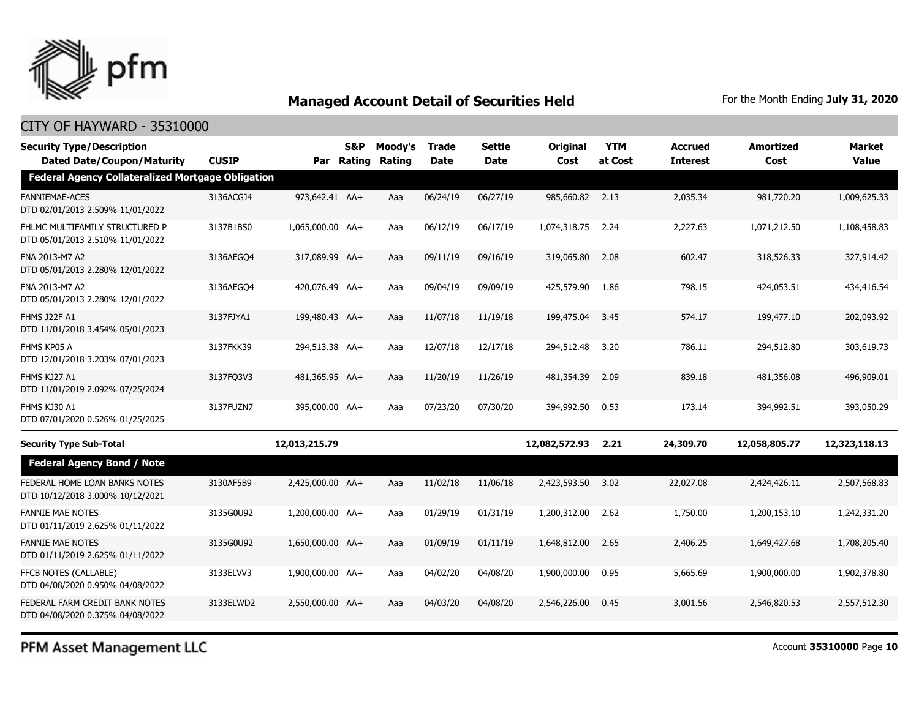# Managed Account Detail of Securities Held

For the Month Ending **July 31, 2020**

## CITY OF HAYWARD - 35310000

| Security Type/Description Dated Date/Coupon/Maturity | CUSIP | Par | S&P Rating | Moody's Rating | Trade Date | Settle Date | Original Cost | YTM at Cost | Accrued Interest | Amortized Cost | Market Value |
|---|---|---|---|---|---|---|---|---|---|---|---|
| **Federal Agency Collateralized Mortgage Obligation** | | | | | | | | | | | |
| FANNIEMAE-ACES DTD 02/01/2013 2.509% 11/01/2022 | 3136ACGJ4 | 973,642.41 | AA+ | Aaa | 06/24/19 | 06/27/19 | 985,660.82 | 2.13 | 2,035.34 | 981,720.20 | 1,009,625.33 |
| FHLMC MULTIFAMILY STRUCTURED P DTD 05/01/2013 2.510% 11/01/2022 | 3137B1BS0 | 1,065,000.00 | AA+ | Aaa | 06/12/19 | 06/17/19 | 1,074,318.75 | 2.24 | 2,227.63 | 1,071,212.50 | 1,108,458.83 |
| FNA 2013-M7 A2 DTD 05/01/2013 2.280% 12/01/2022 | 3136AEGQ4 | 317,089.99 | AA+ | Aaa | 09/11/19 | 09/16/19 | 319,065.80 | 2.08 | 602.47 | 318,526.33 | 327,914.42 |
| FNA 2013-M7 A2 DTD 05/01/2013 2.280% 12/01/2022 | 3136AEGQ4 | 420,076.49 | AA+ | Aaa | 09/04/19 | 09/09/19 | 425,579.90 | 1.86 | 798.15 | 424,053.51 | 434,416.54 |
| FHMS J22F A1 DTD 11/01/2018 3.454% 05/01/2023 | 3137FJYA1 | 199,480.43 | AA+ | Aaa | 11/07/18 | 11/19/18 | 199,475.04 | 3.45 | 574.17 | 199,477.10 | 202,093.92 |
| FHMS KP05 A DTD 12/01/2018 3.203% 07/01/2023 | 3137FKK39 | 294,513.38 | AA+ | Aaa | 12/07/18 | 12/17/18 | 294,512.48 | 3.20 | 786.11 | 294,512.80 | 303,619.73 |
| FHMS KJ27 A1 DTD 11/01/2019 2.092% 07/25/2024 | 3137FQ3V3 | 481,365.95 | AA+ | Aaa | 11/20/19 | 11/26/19 | 481,354.39 | 2.09 | 839.18 | 481,356.08 | 496,909.01 |
| FHMS KJ30 A1 DTD 07/01/2020 0.526% 01/25/2025 | 3137FUZN7 | 395,000.00 | AA+ | Aaa | 07/23/20 | 07/30/20 | 394,992.50 | 0.53 | 173.14 | 394,992.51 | 393,050.29 |
| **Security Type Sub-Total** | | **12,013,215.79** | | | | | **12,082,572.93** | **2.21** | **24,309.70** | **12,058,805.77** | **12,323,118.13** |
| **Federal Agency Bond / Note** | | | | | | | | | | | |
| FEDERAL HOME LOAN BANKS NOTES DTD 10/12/2018 3.000% 10/12/2021 | 3130AF5B9 | 2,425,000.00 | AA+ | Aaa | 11/02/18 | 11/06/18 | 2,423,593.50 | 3.02 | 22,027.08 | 2,424,426.11 | 2,507,568.83 |
| FANNIE MAE NOTES DTD 01/11/2019 2.625% 01/11/2022 | 3135G0U92 | 1,200,000.00 | AA+ | Aaa | 01/29/19 | 01/31/19 | 1,200,312.00 | 2.62 | 1,750.00 | 1,200,153.10 | 1,242,331.20 |
| FANNIE MAE NOTES DTD 01/11/2019 2.625% 01/11/2022 | 3135G0U92 | 1,650,000.00 | AA+ | Aaa | 01/09/19 | 01/11/19 | 1,648,812.00 | 2.65 | 2,406.25 | 1,649,427.68 | 1,708,205.40 |
| FFCB NOTES (CALLABLE) DTD 04/08/2020 0.950% 04/08/2022 | 3133ELVV3 | 1,900,000.00 | AA+ | Aaa | 04/02/20 | 04/08/20 | 1,900,000.00 | 0.95 | 5,665.69 | 1,900,000.00 | 1,902,378.80 |
| FEDERAL FARM CREDIT BANK NOTES DTD 04/08/2020 0.375% 04/08/2022 | 3133ELWD2 | 2,550,000.00 | AA+ | Aaa | 04/03/20 | 04/08/20 | 2,546,226.00 | 0.45 | 3,001.56 | 2,546,820.53 | 2,557,512.30 |

PFM Asset Management LLC

Account **35310000**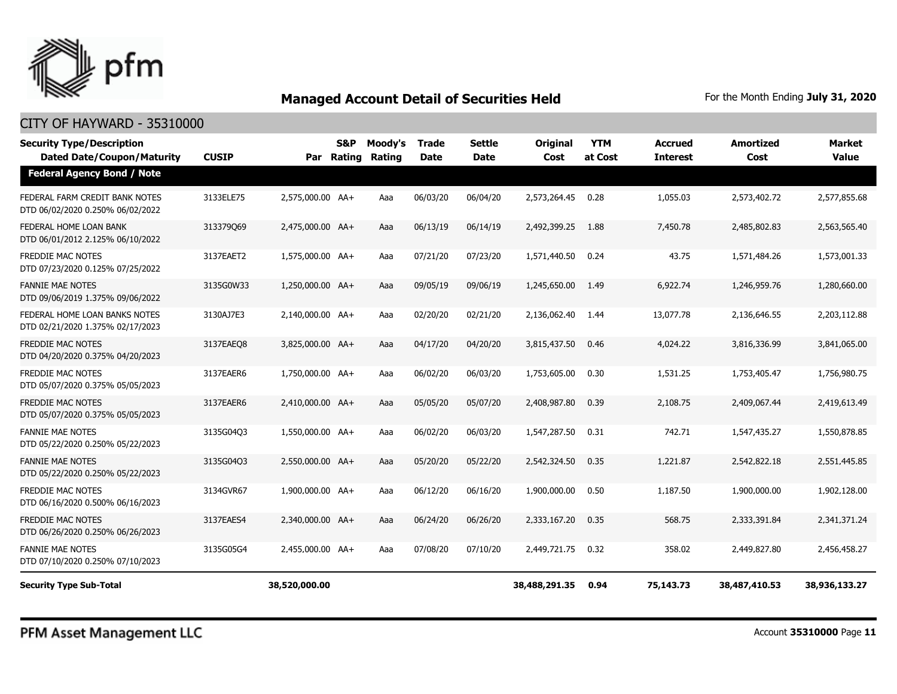## Managed Account Detail of Securities Held

For the Month Ending **July 31, 2020**

CITY OF HAYWARD - 35310000

| Security Type/Description Dated Date/Coupon/Maturity | CUSIP | Par | S&P Rating | Moody's Rating | Trade Date | Settle Date | Original Cost | YTM at Cost | Accrued Interest | Amortized Cost | Market Value |
|---|---|---|---|---|---|---|---|---|---|---|---|
| **Federal Agency Bond / Note** | | | | | | | | | | | |
| FEDERAL FARM CREDIT BANK NOTES DTD 06/02/2020 0.250% 06/02/2022 | 3133ELE75 | 2,575,000.00 | AA+ | Aaa | 06/03/20 | 06/04/20 | 2,573,264.45 | 0.28 | 1,055.03 | 2,573,402.72 | 2,577,855.68 |
| FEDERAL HOME LOAN BANK DTD 06/01/2012 2.125% 06/10/2022 | 313379Q69 | 2,475,000.00 | AA+ | Aaa | 06/13/19 | 06/14/19 | 2,492,399.25 | 1.88 | 7,450.78 | 2,485,802.83 | 2,563,565.40 |
| FREDDIE MAC NOTES DTD 07/23/2020 0.125% 07/25/2022 | 3137EAET2 | 1,575,000.00 | AA+ | Aaa | 07/21/20 | 07/23/20 | 1,571,440.50 | 0.24 | 43.75 | 1,571,484.26 | 1,573,001.33 |
| FANNIE MAE NOTES DTD 09/06/2019 1.375% 09/06/2022 | 3135G0W33 | 1,250,000.00 | AA+ | Aaa | 09/05/19 | 09/06/19 | 1,245,650.00 | 1.49 | 6,922.74 | 1,246,959.76 | 1,280,660.00 |
| FEDERAL HOME LOAN BANKS NOTES DTD 02/21/2020 1.375% 02/17/2023 | 3130AJ7E3 | 2,140,000.00 | AA+ | Aaa | 02/20/20 | 02/21/20 | 2,136,062.40 | 1.44 | 13,077.78 | 2,136,646.55 | 2,203,112.88 |
| FREDDIE MAC NOTES DTD 04/20/2020 0.375% 04/20/2023 | 3137EAEQ8 | 3,825,000.00 | AA+ | Aaa | 04/17/20 | 04/20/20 | 3,815,437.50 | 0.46 | 4,024.22 | 3,816,336.99 | 3,841,065.00 |
| FREDDIE MAC NOTES DTD 05/07/2020 0.375% 05/05/2023 | 3137EAER6 | 1,750,000.00 | AA+ | Aaa | 06/02/20 | 06/03/20 | 1,753,605.00 | 0.30 | 1,531.25 | 1,753,405.47 | 1,756,980.75 |
| FREDDIE MAC NOTES DTD 05/07/2020 0.375% 05/05/2023 | 3137EAER6 | 2,410,000.00 | AA+ | Aaa | 05/05/20 | 05/07/20 | 2,408,987.80 | 0.39 | 2,108.75 | 2,409,067.44 | 2,419,613.49 |
| FANNIE MAE NOTES DTD 05/22/2020 0.250% 05/22/2023 | 3135G04Q3 | 1,550,000.00 | AA+ | Aaa | 06/02/20 | 06/03/20 | 1,547,287.50 | 0.31 | 742.71 | 1,547,435.27 | 1,550,878.85 |
| FANNIE MAE NOTES DTD 05/22/2020 0.250% 05/22/2023 | 3135G04Q3 | 2,550,000.00 | AA+ | Aaa | 05/20/20 | 05/22/20 | 2,542,324.50 | 0.35 | 1,221.87 | 2,542,822.18 | 2,551,445.85 |
| FREDDIE MAC NOTES DTD 06/16/2020 0.500% 06/16/2023 | 3134GVR67 | 1,900,000.00 | AA+ | Aaa | 06/12/20 | 06/16/20 | 1,900,000.00 | 0.50 | 1,187.50 | 1,900,000.00 | 1,902,128.00 |
| FREDDIE MAC NOTES DTD 06/26/2020 0.250% 06/26/2023 | 3137EAES4 | 2,340,000.00 | AA+ | Aaa | 06/24/20 | 06/26/20 | 2,333,167.20 | 0.35 | 568.75 | 2,333,391.84 | 2,341,371.24 |
| FANNIE MAE NOTES DTD 07/10/2020 0.250% 07/10/2023 | 3135G05G4 | 2,455,000.00 | AA+ | Aaa | 07/08/20 | 07/10/20 | 2,449,721.75 | 0.32 | 358.02 | 2,449,827.80 | 2,456,458.27 |
| **Security Type Sub-Total** | | **38,520,000.00** | | | | | **38,488,291.35** | **0.94** | **75,143.73** | **38,487,410.53** | **38,936,133.27** |

PFM Asset Management LLC

Account **35310000** Page **11**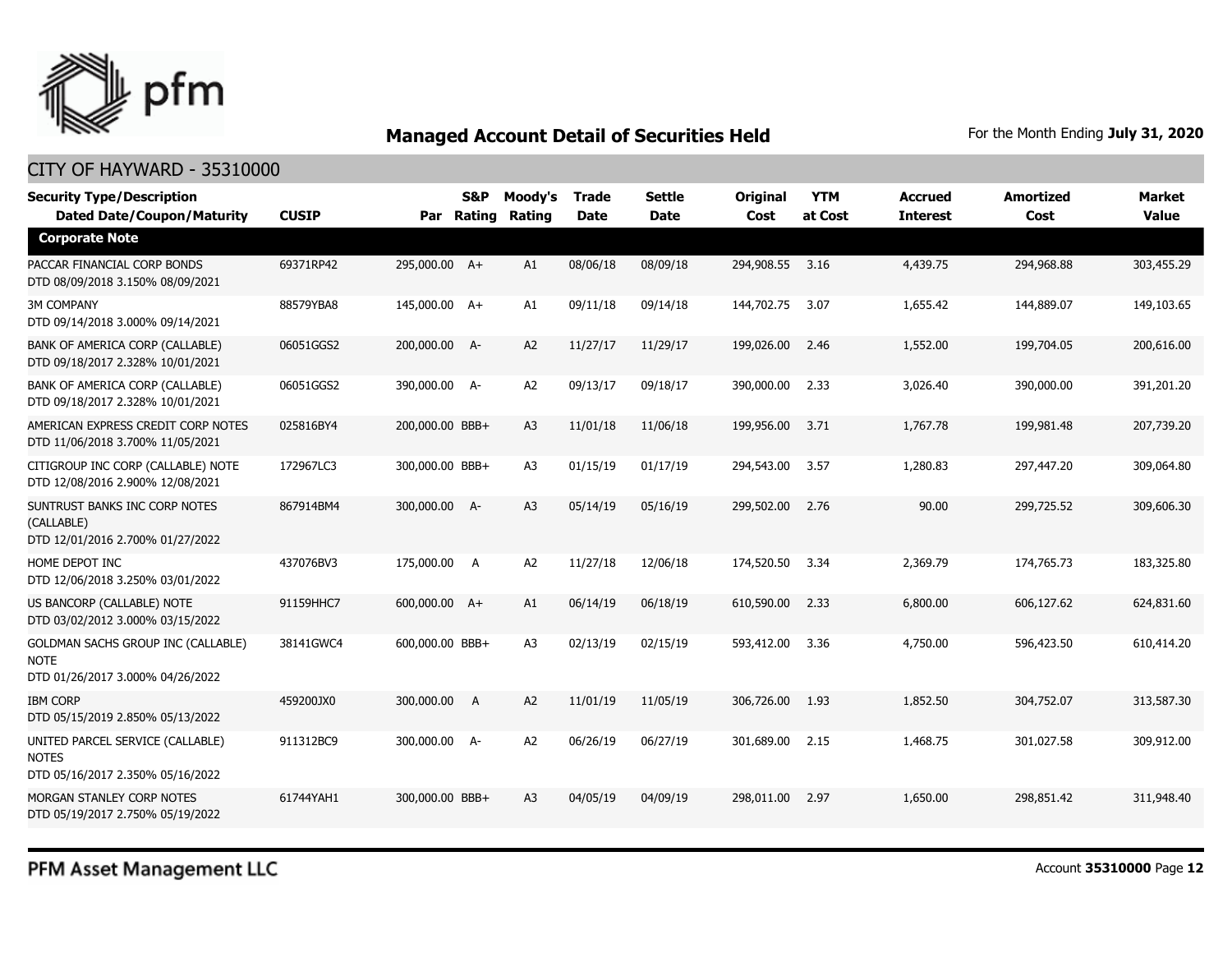## Managed Account Detail of Securities Held

For the Month Ending **July 31, 2020**

CITY OF HAYWARD - 35310000

| Security Type/Description Dated Date/Coupon/Maturity | CUSIP | Par | S&P Rating | Moody's Rating | Trade Date | Settle Date | Original Cost | YTM at Cost | Accrued Interest | Amortized Cost | Market Value |
|---|---|---|---|---|---|---|---|---|---|---|---|
| **Corporate Note** | | | | | | | | | | | |
| PACCAR FINANCIAL CORP BONDS DTD 08/09/2018 3.150% 08/09/2021 | 69371RP42 | 295,000.00 | A+ | A1 | 08/06/18 | 08/09/18 | 294,908.55 | 3.16 | 4,439.75 | 294,968.88 | 303,455.29 |
| 3M COMPANY DTD 09/14/2018 3.000% 09/14/2021 | 88579YBA8 | 145,000.00 | A+ | A1 | 09/11/18 | 09/14/18 | 144,702.75 | 3.07 | 1,655.42 | 144,889.07 | 149,103.65 |
| BANK OF AMERICA CORP (CALLABLE) DTD 09/18/2017 2.328% 10/01/2021 | 06051GGS2 | 200,000.00 | A- | A2 | 11/27/17 | 11/29/17 | 199,026.00 | 2.46 | 1,552.00 | 199,704.05 | 200,616.00 |
| BANK OF AMERICA CORP (CALLABLE) DTD 09/18/2017 2.328% 10/01/2021 | 06051GGS2 | 390,000.00 | A- | A2 | 09/13/17 | 09/18/17 | 390,000.00 | 2.33 | 3,026.40 | 390,000.00 | 391,201.20 |
| AMERICAN EXPRESS CREDIT CORP NOTES DTD 11/06/2018 3.700% 11/05/2021 | 025816BY4 | 200,000.00 | BBB+ | A3 | 11/01/18 | 11/06/18 | 199,956.00 | 3.71 | 1,767.78 | 199,981.48 | 207,739.20 |
| CITIGROUP INC CORP (CALLABLE) NOTE DTD 12/08/2016 2.900% 12/08/2021 | 172967LC3 | 300,000.00 | BBB+ | A3 | 01/15/19 | 01/17/19 | 294,543.00 | 3.57 | 1,280.83 | 297,447.20 | 309,064.80 |
| SUNTRUST BANKS INC CORP NOTES (CALLABLE) DTD 12/01/2016 2.700% 01/27/2022 | 867914BM4 | 300,000.00 | A- | A3 | 05/14/19 | 05/16/19 | 299,502.00 | 2.76 | 90.00 | 299,725.52 | 309,606.30 |
| HOME DEPOT INC DTD 12/06/2018 3.250% 03/01/2022 | 437076BV3 | 175,000.00 | A | A2 | 11/27/18 | 12/06/18 | 174,520.50 | 3.34 | 2,369.79 | 174,765.73 | 183,325.80 |
| US BANCORP (CALLABLE) NOTE DTD 03/02/2012 3.000% 03/15/2022 | 91159HHC7 | 600,000.00 | A+ | A1 | 06/14/19 | 06/18/19 | 610,590.00 | 2.33 | 6,800.00 | 606,127.62 | 624,831.60 |
| GOLDMAN SACHS GROUP INC (CALLABLE) NOTE DTD 01/26/2017 3.000% 04/26/2022 | 38141GWC4 | 600,000.00 | BBB+ | A3 | 02/13/19 | 02/15/19 | 593,412.00 | 3.36 | 4,750.00 | 596,423.50 | 610,414.20 |
| IBM CORP DTD 05/15/2019 2.850% 05/13/2022 | 459200JX0 | 300,000.00 | A | A2 | 11/01/19 | 11/05/19 | 306,726.00 | 1.93 | 1,852.50 | 304,752.07 | 313,587.30 |
| UNITED PARCEL SERVICE (CALLABLE) NOTES DTD 05/16/2017 2.350% 05/16/2022 | 911312BC9 | 300,000.00 | A- | A2 | 06/26/19 | 06/27/19 | 301,689.00 | 2.15 | 1,468.75 | 301,027.58 | 309,912.00 |
| MORGAN STANLEY CORP NOTES DTD 05/19/2017 2.750% 05/19/2022 | 61744YAH1 | 300,000.00 | BBB+ | A3 | 04/05/19 | 04/09/19 | 298,011.00 | 2.97 | 1,650.00 | 298,851.42 | 311,948.40 |

PFM Asset Management LLC

Account **35310000** Page **12**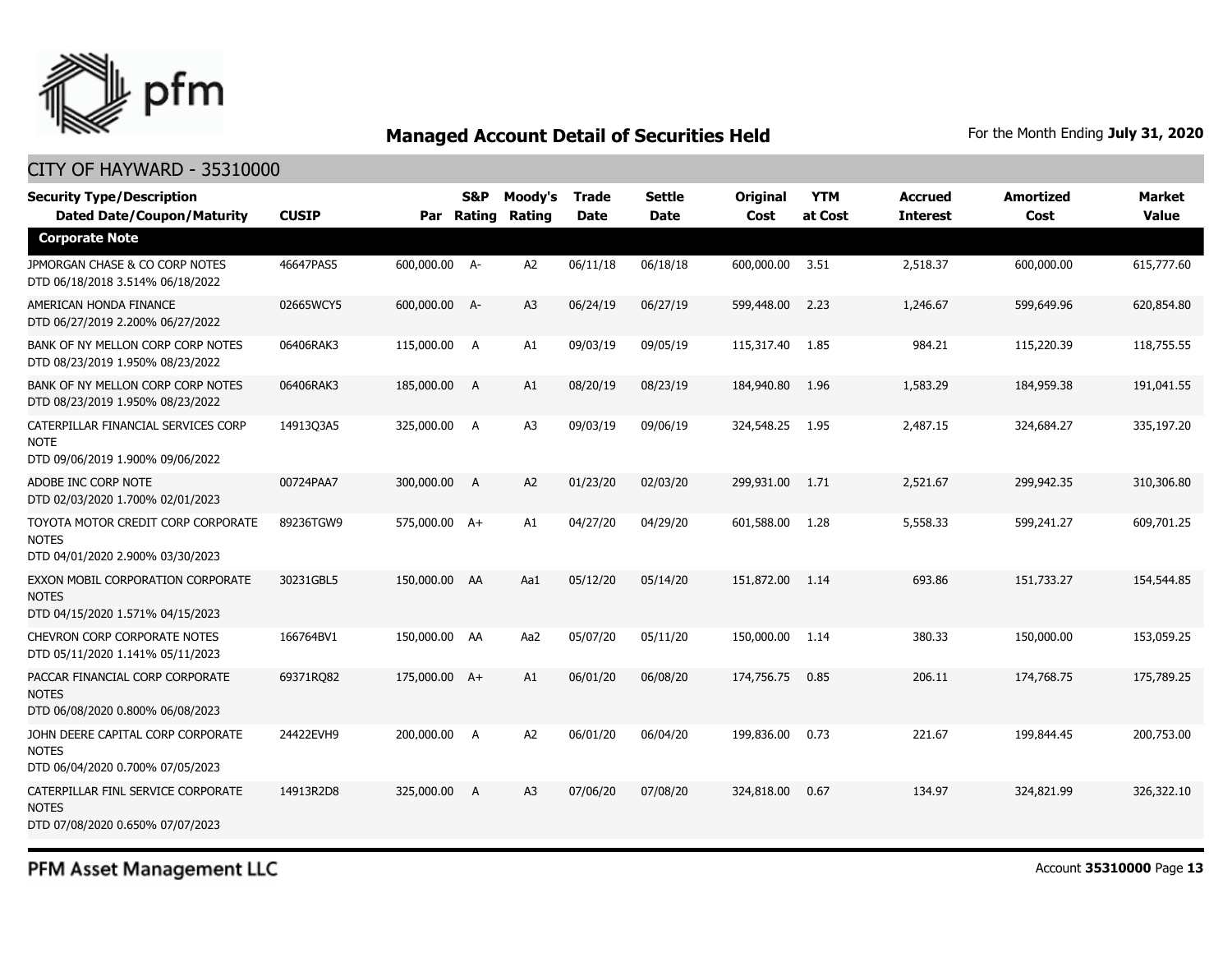# Managed Account Detail of Securities Held

For the Month Ending **July 31, 2020**

## CITY OF HAYWARD - 35310000

| Security Type/Description Dated Date/Coupon/Maturity | CUSIP | Par | S&P Rating | Moody's Rating | Trade Date | Settle Date | Original Cost | YTM at Cost | Accrued Interest | Amortized Cost | Market Value |
|---|---|---|---|---|---|---|---|---|---|---|---|
| **Corporate Note** | | | | | | | | | | | |
| JPMORGAN CHASE & CO CORP NOTES DTD 06/18/2018 3.514% 06/18/2022 | 46647PAS5 | 600,000.00 | A- | A2 | 06/11/18 | 06/18/18 | 600,000.00 | 3.51 | 2,518.37 | 600,000.00 | 615,777.60 |
| AMERICAN HONDA FINANCE DTD 06/27/2019 2.200% 06/27/2022 | 02665WCY5 | 600,000.00 | A- | A3 | 06/24/19 | 06/27/19 | 599,448.00 | 2.23 | 1,246.67 | 599,649.96 | 620,854.80 |
| BANK OF NY MELLON CORP CORP NOTES DTD 08/23/2019 1.950% 08/23/2022 | 06406RAK3 | 115,000.00 | A | A1 | 09/03/19 | 09/05/19 | 115,317.40 | 1.85 | 984.21 | 115,220.39 | 118,755.55 |
| BANK OF NY MELLON CORP CORP NOTES DTD 08/23/2019 1.950% 08/23/2022 | 06406RAK3 | 185,000.00 | A | A1 | 08/20/19 | 08/23/19 | 184,940.80 | 1.96 | 1,583.29 | 184,959.38 | 191,041.55 |
| CATERPILLAR FINANCIAL SERVICES CORP NOTE DTD 09/06/2019 1.900% 09/06/2022 | 14913Q3A5 | 325,000.00 | A | A3 | 09/03/19 | 09/06/19 | 324,548.25 | 1.95 | 2,487.15 | 324,684.27 | 335,197.20 |
| ADOBE INC CORP NOTE DTD 02/03/2020 1.700% 02/01/2023 | 00724PAA7 | 300,000.00 | A | A2 | 01/23/20 | 02/03/20 | 299,931.00 | 1.71 | 2,521.67 | 299,942.35 | 310,306.80 |
| TOYOTA MOTOR CREDIT CORP CORPORATE NOTES DTD 04/01/2020 2.900% 03/30/2023 | 89236TGW9 | 575,000.00 | A+ | A1 | 04/27/20 | 04/29/20 | 601,588.00 | 1.28 | 5,558.33 | 599,241.27 | 609,701.25 |
| EXXON MOBIL CORPORATION CORPORATE NOTES DTD 04/15/2020 1.571% 04/15/2023 | 30231GBL5 | 150,000.00 | AA | Aa1 | 05/12/20 | 05/14/20 | 151,872.00 | 1.14 | 693.86 | 151,733.27 | 154,544.85 |
| CHEVRON CORP CORPORATE NOTES DTD 05/11/2020 1.141% 05/11/2023 | 166764BV1 | 150,000.00 | AA | Aa2 | 05/07/20 | 05/11/20 | 150,000.00 | 1.14 | 380.33 | 150,000.00 | 153,059.25 |
| PACCAR FINANCIAL CORP CORPORATE NOTES DTD 06/08/2020 0.800% 06/08/2023 | 69371RQ82 | 175,000.00 | A+ | A1 | 06/01/20 | 06/08/20 | 174,756.75 | 0.85 | 206.11 | 174,768.75 | 175,789.25 |
| JOHN DEERE CAPITAL CORP CORPORATE NOTES DTD 06/04/2020 0.700% 07/05/2023 | 24422EVH9 | 200,000.00 | A | A2 | 06/01/20 | 06/04/20 | 199,836.00 | 0.73 | 221.67 | 199,844.45 | 200,753.00 |
| CATERPILLAR FINL SERVICE CORPORATE NOTES DTD 07/08/2020 0.650% 07/07/2023 | 14913R2D8 | 325,000.00 | A | A3 | 07/06/20 | 07/08/20 | 324,818.00 | 0.67 | 134.97 | 324,821.99 | 326,322.10 |

PFM Asset Management LLC

Account **35310000** Page **13**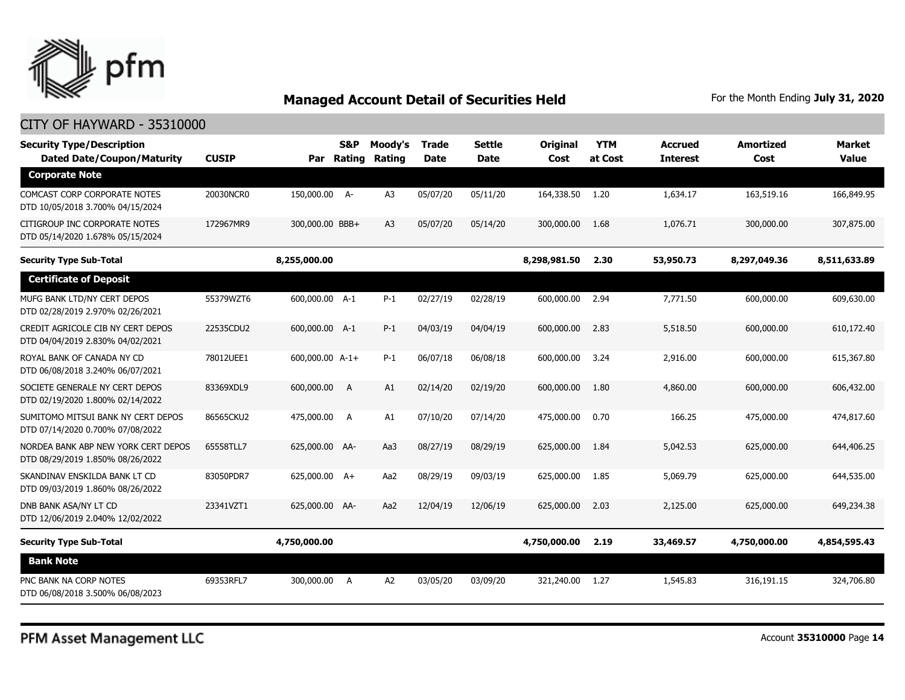## Managed Account Detail of Securities Held

For the Month Ending **July 31, 2020**

CITY OF HAYWARD - 35310000

| Security Type/Description Dated Date/Coupon/Maturity | CUSIP | Par | S&P Rating | Moody's Rating | Trade Date | Settle Date | Original Cost | YTM at Cost | Accrued Interest | Amortized Cost | Market Value |
|---|---|---|---|---|---|---|---|---|---|---|---|
| **Corporate Note** | | | | | | | | | | | |
| COMCAST CORP CORPORATE NOTES DTD 10/05/2018 3.700% 04/15/2024 | 20030NCR0 | 150,000.00 | A- | A3 | 05/07/20 | 05/11/20 | 164,338.50 | 1.20 | 1,634.17 | 163,519.16 | 166,849.95 |
| CITIGROUP INC CORPORATE NOTES DTD 05/14/2020 1.678% 05/15/2024 | 172967MR9 | 300,000.00 | BBB+ | A3 | 05/07/20 | 05/14/20 | 300,000.00 | 1.68 | 1,076.71 | 300,000.00 | 307,875.00 |
| **Security Type Sub-Total** | | **8,255,000.00** | | | | | **8,298,981.50** | **2.30** | **53,950.73** | **8,297,049.36** | **8,511,633.89** |
| **Certificate of Deposit** | | | | | | | | | | | |
| MUFG BANK LTD/NY CERT DEPOS DTD 02/28/2019 2.970% 02/26/2021 | 55379WZT6 | 600,000.00 | A-1 | P-1 | 02/27/19 | 02/28/19 | 600,000.00 | 2.94 | 7,771.50 | 600,000.00 | 609,630.00 |
| CREDIT AGRICOLE CIB NY CERT DEPOS DTD 04/04/2019 2.830% 04/02/2021 | 22535CDU2 | 600,000.00 | A-1 | P-1 | 04/03/19 | 04/04/19 | 600,000.00 | 2.83 | 5,518.50 | 600,000.00 | 610,172.40 |
| ROYAL BANK OF CANADA NY CD DTD 06/08/2018 3.240% 06/07/2021 | 78012UEE1 | 600,000.00 | A-1+ | P-1 | 06/07/18 | 06/08/18 | 600,000.00 | 3.24 | 2,916.00 | 600,000.00 | 615,367.80 |
| SOCIETE GENERALE NY CERT DEPOS DTD 02/19/2020 1.800% 02/14/2022 | 83369XDL9 | 600,000.00 | A | A1 | 02/14/20 | 02/19/20 | 600,000.00 | 1.80 | 4,860.00 | 600,000.00 | 606,432.00 |
| SUMITOMO MITSUI BANK NY CERT DEPOS DTD 07/14/2020 0.700% 07/08/2022 | 86565CKU2 | 475,000.00 | A | A1 | 07/10/20 | 07/14/20 | 475,000.00 | 0.70 | 166.25 | 475,000.00 | 474,817.60 |
| NORDEA BANK ABP NEW YORK CERT DEPOS DTD 08/29/2019 1.850% 08/26/2022 | 65558TLL7 | 625,000.00 | AA- | Aa3 | 08/27/19 | 08/29/19 | 625,000.00 | 1.84 | 5,042.53 | 625,000.00 | 644,406.25 |
| SKANDINAV ENSKILDA BANK LT CD DTD 09/03/2019 1.860% 08/26/2022 | 83050PDR7 | 625,000.00 | A+ | Aa2 | 08/29/19 | 09/03/19 | 625,000.00 | 1.85 | 5,069.79 | 625,000.00 | 644,535.00 |
| DNB BANK ASA/NY LT CD DTD 12/06/2019 2.040% 12/02/2022 | 23341VZT1 | 625,000.00 | AA- | Aa2 | 12/04/19 | 12/06/19 | 625,000.00 | 2.03 | 2,125.00 | 625,000.00 | 649,234.38 |
| **Security Type Sub-Total** | | **4,750,000.00** | | | | | **4,750,000.00** | **2.19** | **33,469.57** | **4,750,000.00** | **4,854,595.43** |
| **Bank Note** | | | | | | | | | | | |
| PNC BANK NA CORP NOTES DTD 06/08/2018 3.500% 06/08/2023 | 69353RFL7 | 300,000.00 | A | A2 | 03/05/20 | 03/09/20 | 321,240.00 | 1.27 | 1,545.83 | 316,191.15 | 324,706.80 |

PFM Asset Management LLC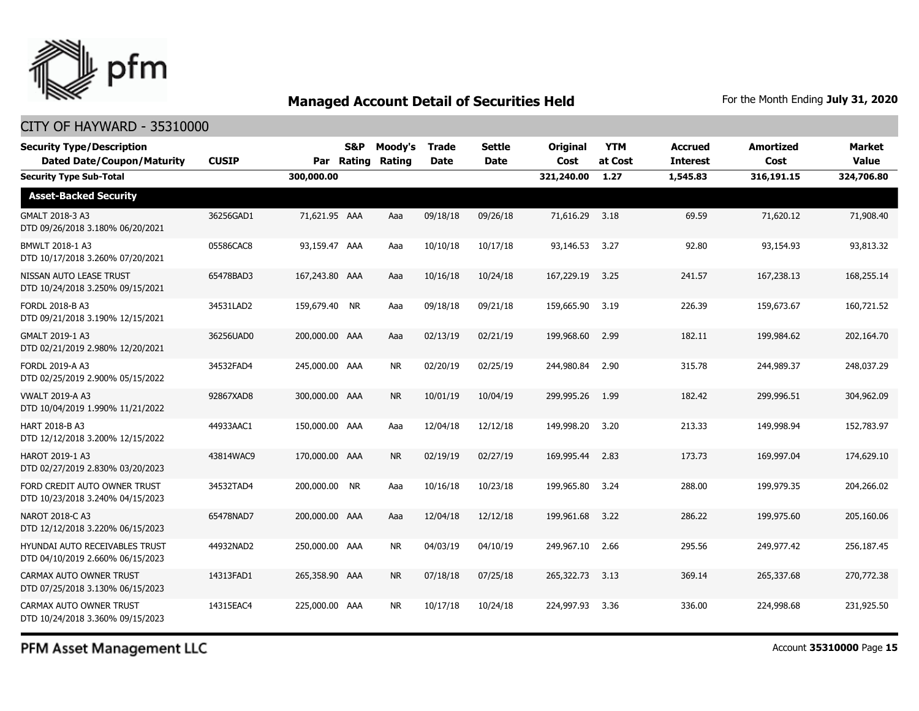## Managed Account Detail of Securities Held

For the Month Ending **July 31, 2020**

CITY OF HAYWARD - 35310000

| Security Type/Description Dated Date/Coupon/Maturity | CUSIP | Par | S&P Rating | Moody's Rating | Trade Date | Settle Date | Original Cost | YTM at Cost | Accrued Interest | Amortized Cost | Market Value |
|---|---|---|---|---|---|---|---|---|---|---|---|
| **Security Type Sub-Total** | | **300,000.00** | | | | | **321,240.00** | **1.27** | **1,545.83** | **316,191.15** | **324,706.80** |
| **Asset-Backed Security** | | | | | | | | | | | |
| GMALT 2018-3 A3 DTD 09/26/2018 3.180% 06/20/2021 | 36256GAD1 | 71,621.95 | AAA | Aaa | 09/18/18 | 09/26/18 | 71,616.29 | 3.18 | 69.59 | 71,620.12 | 71,908.40 |
| BMWLT 2018-1 A3 DTD 10/17/2018 3.260% 07/20/2021 | 05586CAC8 | 93,159.47 | AAA | Aaa | 10/10/18 | 10/17/18 | 93,146.53 | 3.27 | 92.80 | 93,154.93 | 93,813.32 |
| NISSAN AUTO LEASE TRUST DTD 10/24/2018 3.250% 09/15/2021 | 65478BAD3 | 167,243.80 | AAA | Aaa | 10/16/18 | 10/24/18 | 167,229.19 | 3.25 | 241.57 | 167,238.13 | 168,255.14 |
| FORDL 2018-B A3 DTD 09/21/2018 3.190% 12/15/2021 | 34531LAD2 | 159,679.40 | NR | Aaa | 09/18/18 | 09/21/18 | 159,665.90 | 3.19 | 226.39 | 159,673.67 | 160,721.52 |
| GMALT 2019-1 A3 DTD 02/21/2019 2.980% 12/20/2021 | 36256UAD0 | 200,000.00 | AAA | Aaa | 02/13/19 | 02/21/19 | 199,968.60 | 2.99 | 182.11 | 199,984.62 | 202,164.70 |
| FORDL 2019-A A3 DTD 02/25/2019 2.900% 05/15/2022 | 34532FAD4 | 245,000.00 | AAA | NR | 02/20/19 | 02/25/19 | 244,980.84 | 2.90 | 315.78 | 244,989.37 | 248,037.29 |
| VWALT 2019-A A3 DTD 10/04/2019 1.990% 11/21/2022 | 92867XAD8 | 300,000.00 | AAA | NR | 10/01/19 | 10/04/19 | 299,995.26 | 1.99 | 182.42 | 299,996.51 | 304,962.09 |
| HART 2018-B A3 DTD 12/12/2018 3.200% 12/15/2022 | 44933AAC1 | 150,000.00 | AAA | Aaa | 12/04/18 | 12/12/18 | 149,998.20 | 3.20 | 213.33 | 149,998.94 | 152,783.97 |
| HAROT 2019-1 A3 DTD 02/27/2019 2.830% 03/20/2023 | 43814WAC9 | 170,000.00 | AAA | NR | 02/19/19 | 02/27/19 | 169,995.44 | 2.83 | 173.73 | 169,997.04 | 174,629.10 |
| FORD CREDIT AUTO OWNER TRUST DTD 10/23/2018 3.240% 04/15/2023 | 34532TAD4 | 200,000.00 | NR | Aaa | 10/16/18 | 10/23/18 | 199,965.80 | 3.24 | 288.00 | 199,979.35 | 204,266.02 |
| NAROT 2018-C A3 DTD 12/12/2018 3.220% 06/15/2023 | 65478NAD7 | 200,000.00 | AAA | Aaa | 12/04/18 | 12/12/18 | 199,961.68 | 3.22 | 286.22 | 199,975.60 | 205,160.06 |
| HYUNDAI AUTO RECEIVABLES TRUST DTD 04/10/2019 2.660% 06/15/2023 | 44932NAD2 | 250,000.00 | AAA | NR | 04/03/19 | 04/10/19 | 249,967.10 | 2.66 | 295.56 | 249,977.42 | 256,187.45 |
| CARMAX AUTO OWNER TRUST DTD 07/25/2018 3.130% 06/15/2023 | 14313FAD1 | 265,358.90 | AAA | NR | 07/18/18 | 07/25/18 | 265,322.73 | 3.13 | 369.14 | 265,337.68 | 270,772.38 |
| CARMAX AUTO OWNER TRUST DTD 10/24/2018 3.360% 09/15/2023 | 14315EAC4 | 225,000.00 | AAA | NR | 10/17/18 | 10/24/18 | 224,997.93 | 3.36 | 336.00 | 224,998.68 | 231,925.50 |

PFM Asset Management LLC

Account **35310000**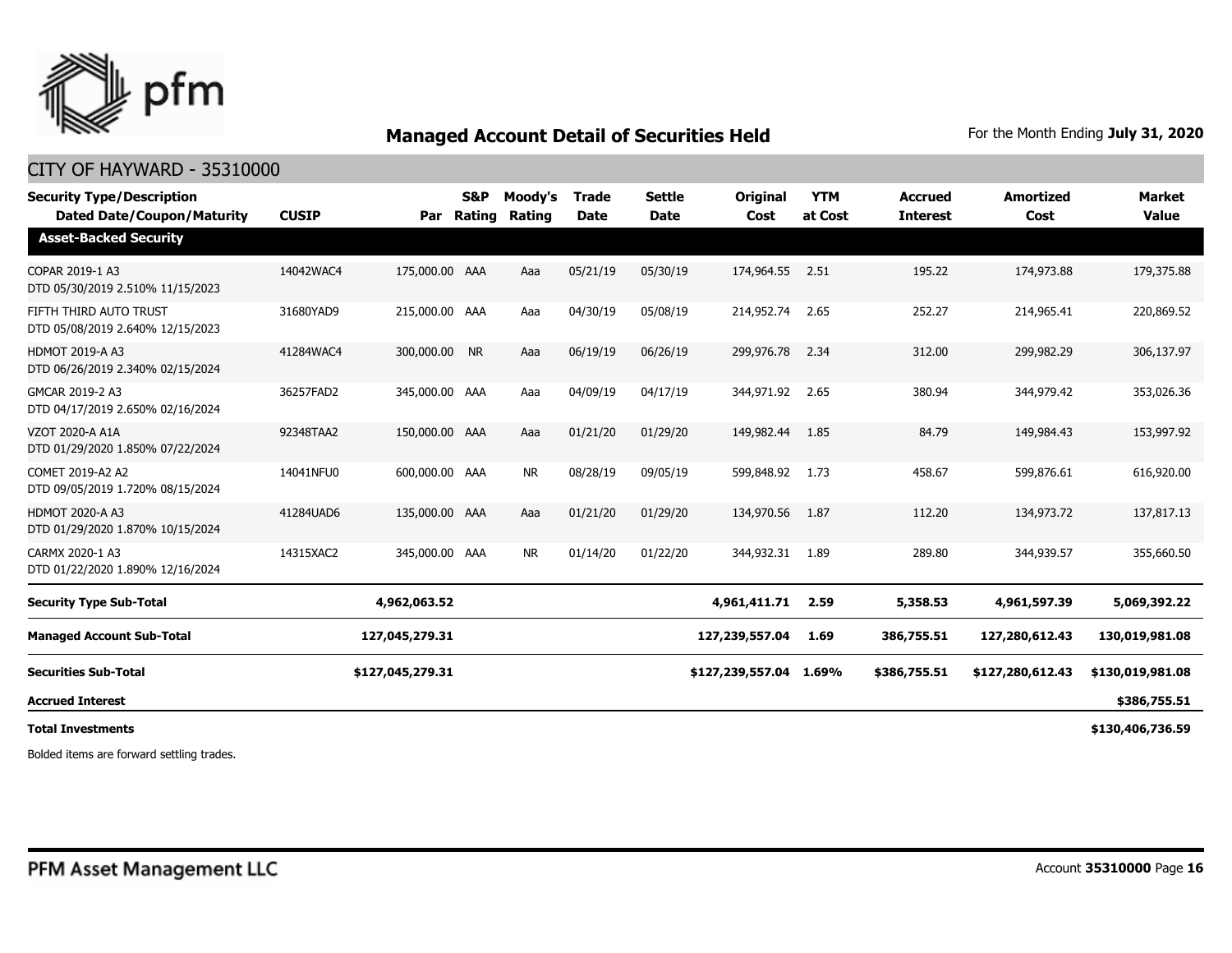## Managed Account Detail of Securities Held

For the Month Ending **July 31, 2020**

CITY OF HAYWARD - 35310000

| Security Type/Description Dated Date/Coupon/Maturity | CUSIP | Par | S&P Rating | Moody's Rating | Trade Date | Settle Date | Original Cost | YTM at Cost | Accrued Interest | Amortized Cost | Market Value |
|---|---|---|---|---|---|---|---|---|---|---|---|
| **Asset-Backed Security** | | | | | | | | | | | |
| COPAR 2019-1 A3 DTD 05/30/2019 2.510% 11/15/2023 | 14042WAC4 | 175,000.00 | AAA | Aaa | 05/21/19 | 05/30/19 | 174,964.55 | 2.51 | 195.22 | 174,973.88 | 179,375.88 |
| FIFTH THIRD AUTO TRUST DTD 05/08/2019 2.640% 12/15/2023 | 31680YAD9 | 215,000.00 | AAA | Aaa | 04/30/19 | 05/08/19 | 214,952.74 | 2.65 | 252.27 | 214,965.41 | 220,869.52 |
| HDMOT 2019-A A3 DTD 06/26/2019 2.340% 02/15/2024 | 41284WAC4 | 300,000.00 | NR | Aaa | 06/19/19 | 06/26/19 | 299,976.78 | 2.34 | 312.00 | 299,982.29 | 306,137.97 |
| GMCAR 2019-2 A3 DTD 04/17/2019 2.650% 02/16/2024 | 36257FAD2 | 345,000.00 | AAA | Aaa | 04/09/19 | 04/17/19 | 344,971.92 | 2.65 | 380.94 | 344,979.42 | 353,026.36 |
| VZOT 2020-A A1A DTD 01/29/2020 1.850% 07/22/2024 | 92348TAA2 | 150,000.00 | AAA | Aaa | 01/21/20 | 01/29/20 | 149,982.44 | 1.85 | 84.79 | 149,984.43 | 153,997.92 |
| COMET 2019-A2 A2 DTD 09/05/2019 1.720% 08/15/2024 | 14041NFU0 | 600,000.00 | AAA | NR | 08/28/19 | 09/05/19 | 599,848.92 | 1.73 | 458.67 | 599,876.61 | 616,920.00 |
| HDMOT 2020-A A3 DTD 01/29/2020 1.870% 10/15/2024 | 41284UAD6 | 135,000.00 | AAA | Aaa | 01/21/20 | 01/29/20 | 134,970.56 | 1.87 | 112.20 | 134,973.72 | 137,817.13 |
| CARMX 2020-1 A3 DTD 01/22/2020 1.890% 12/16/2024 | 14315XAC2 | 345,000.00 | AAA | NR | 01/14/20 | 01/22/20 | 344,932.31 | 1.89 | 289.80 | 344,939.57 | 355,660.50 |
| **Security Type Sub-Total** | | **4,962,063.52** | | | | | **4,961,411.71** | **2.59** | **5,358.53** | **4,961,597.39** | **5,069,392.22** |
| **Managed Account Sub-Total** | | **127,045,279.31** | | | | | **127,239,557.04** | **1.69** | **386,755.51** | **127,280,612.43** | **130,019,981.08** |
| **Securities Sub-Total** | | **$127,045,279.31** | | | | | **$127,239,557.04** | **1.69%** | **$386,755.51** | **$127,280,612.43** | **$130,019,981.08** |
| **Accrued Interest** | | | | | | | | | | | **$386,755.51** |
| **Total Investments** | | | | | | | | | | | **$130,406,736.59** |

Bolded items are forward settling trades.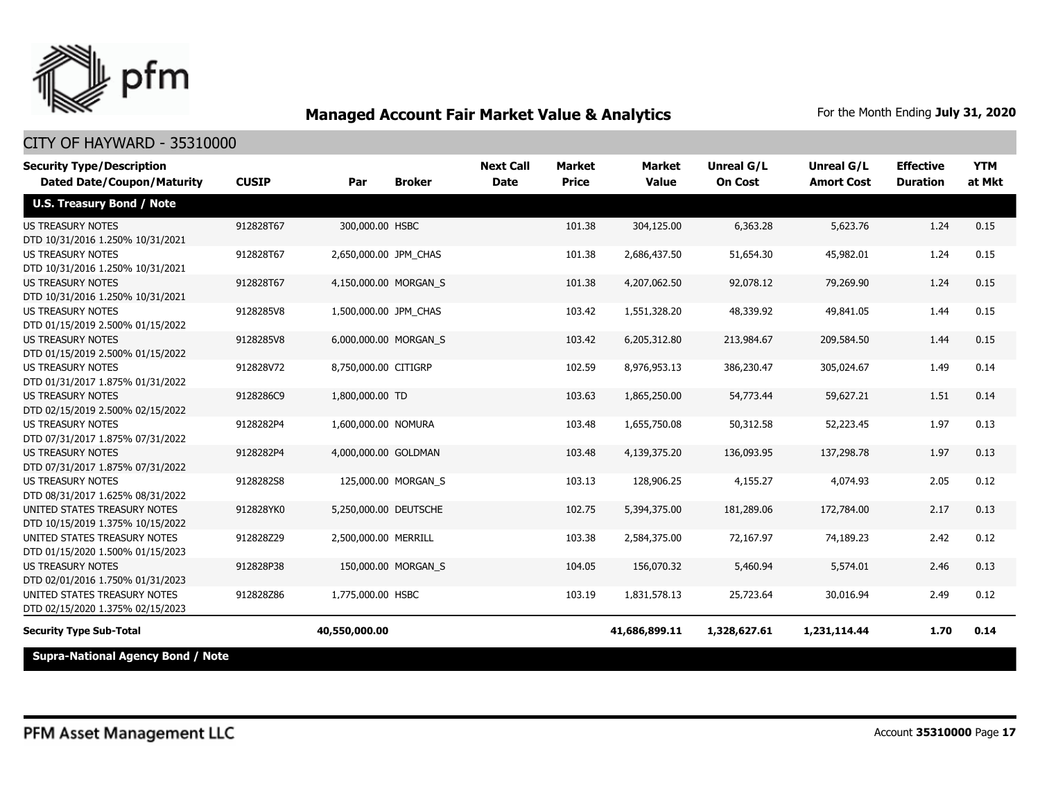## Managed Account Fair Market Value & Analytics

For the Month Ending **July 31, 2020**

CITY OF HAYWARD - 35310000

| Security Type/Description Dated Date/Coupon/Maturity | CUSIP | Par | Broker | Next Call Date | Market Price | Market Value | Unreal G/L On Cost | Unreal G/L Amort Cost | Effective Duration | YTM at Mkt |
|---|---|---|---|---|---|---|---|---|---|---|
| **U.S. Treasury Bond / Note** | | | | | | | | | | |
| US TREASURY NOTES DTD 10/31/2016 1.250% 10/31/2021 | 912828T67 | 300,000.00 | HSBC | | 101.38 | 304,125.00 | 6,363.28 | 5,623.76 | 1.24 | 0.15 |
| US TREASURY NOTES DTD 10/31/2016 1.250% 10/31/2021 | 912828T67 | 2,650,000.00 | JPM_CHAS | | 101.38 | 2,686,437.50 | 51,654.30 | 45,982.01 | 1.24 | 0.15 |
| US TREASURY NOTES DTD 10/31/2016 1.250% 10/31/2021 | 912828T67 | 4,150,000.00 | MORGAN_S | | 101.38 | 4,207,062.50 | 92,078.12 | 79,269.90 | 1.24 | 0.15 |
| US TREASURY NOTES DTD 01/15/2019 2.500% 01/15/2022 | 9128285V8 | 1,500,000.00 | JPM_CHAS | | 103.42 | 1,551,328.20 | 48,339.92 | 49,841.05 | 1.44 | 0.15 |
| US TREASURY NOTES DTD 01/15/2019 2.500% 01/15/2022 | 9128285V8 | 6,000,000.00 | MORGAN_S | | 103.42 | 6,205,312.80 | 213,984.67 | 209,584.50 | 1.44 | 0.15 |
| US TREASURY NOTES DTD 01/31/2017 1.875% 01/31/2022 | 912828V72 | 8,750,000.00 | CITIGRP | | 102.59 | 8,976,953.13 | 386,230.47 | 305,024.67 | 1.49 | 0.14 |
| US TREASURY NOTES DTD 02/15/2019 2.500% 02/15/2022 | 9128286C9 | 1,800,000.00 | TD | | 103.63 | 1,865,250.00 | 54,773.44 | 59,627.21 | 1.51 | 0.14 |
| US TREASURY NOTES DTD 07/31/2017 1.875% 07/31/2022 | 9128282P4 | 1,600,000.00 | NOMURA | | 103.48 | 1,655,750.08 | 50,312.58 | 52,223.45 | 1.97 | 0.13 |
| US TREASURY NOTES DTD 07/31/2017 1.875% 07/31/2022 | 9128282P4 | 4,000,000.00 | GOLDMAN | | 103.48 | 4,139,375.20 | 136,093.95 | 137,298.78 | 1.97 | 0.13 |
| US TREASURY NOTES DTD 08/31/2017 1.625% 08/31/2022 | 9128282S8 | 125,000.00 | MORGAN_S | | 103.13 | 128,906.25 | 4,155.27 | 4,074.93 | 2.05 | 0.12 |
| UNITED STATES TREASURY NOTES DTD 10/15/2019 1.375% 10/15/2022 | 912828YK0 | 5,250,000.00 | DEUTSCHE | | 102.75 | 5,394,375.00 | 181,289.06 | 172,784.00 | 2.17 | 0.13 |
| UNITED STATES TREASURY NOTES DTD 01/15/2020 1.500% 01/15/2023 | 912828Z29 | 2,500,000.00 | MERRILL | | 103.38 | 2,584,375.00 | 72,167.97 | 74,189.23 | 2.42 | 0.12 |
| US TREASURY NOTES DTD 02/01/2016 1.750% 01/31/2023 | 912828P38 | 150,000.00 | MORGAN_S | | 104.05 | 156,070.32 | 5,460.94 | 5,574.01 | 2.46 | 0.13 |
| UNITED STATES TREASURY NOTES DTD 02/15/2020 1.375% 02/15/2023 | 912828Z86 | 1,775,000.00 | HSBC | | 103.19 | 1,831,578.13 | 25,723.64 | 30,016.94 | 2.49 | 0.12 |
| **Security Type Sub-Total** | | **40,550,000.00** | | | | **41,686,899.11** | **1,328,627.61** | **1,231,114.44** | **1.70** | **0.14** |
| **Supra-National Agency Bond / Note** | | | | | | | | | | |

PFM Asset Management LLC

Account **35310000**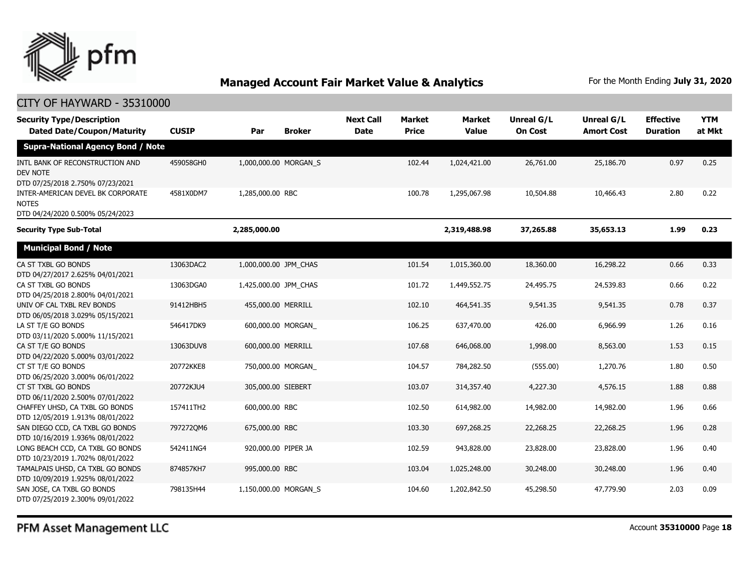## Managed Account Fair Market Value & Analytics

For the Month Ending **July 31, 2020**

CITY OF HAYWARD - 35310000

| Security Type/Description Dated Date/Coupon/Maturity | CUSIP | Par | Broker | Next Call Date | Market Price | Market Value | Unreal G/L On Cost | Unreal G/L Amort Cost | Effective Duration | YTM at Mkt |
|---|---|---|---|---|---|---|---|---|---|---|
| **Supra-National Agency Bond / Note** | | | | | | | | | | |
| INTL BANK OF RECONSTRUCTION AND DEV NOTE DTD 07/25/2018 2.750% 07/23/2021 | 459058GH0 | 1,000,000.00 | MORGAN_S | | 102.44 | 1,024,421.00 | 26,761.00 | 25,186.70 | 0.97 | 0.25 |
| INTER-AMERICAN DEVEL BK CORPORATE NOTES DTD 04/24/2020 0.500% 05/24/2023 | 4581X0DM7 | 1,285,000.00 | RBC | | 100.78 | 1,295,067.98 | 10,504.88 | 10,466.43 | 2.80 | 0.22 |
| **Security Type Sub-Total** | | **2,285,000.00** | | | | **2,319,488.98** | **37,265.88** | **35,653.13** | **1.99** | **0.23** |
| **Municipal Bond / Note** | | | | | | | | | | |
| CA ST TXBL GO BONDS DTD 04/27/2017 2.625% 04/01/2021 | 13063DAC2 | 1,000,000.00 | JPM_CHAS | | 101.54 | 1,015,360.00 | 18,360.00 | 16,298.22 | 0.66 | 0.33 |
| CA ST TXBL GO BONDS DTD 04/25/2018 2.800% 04/01/2021 | 13063DGA0 | 1,425,000.00 | JPM_CHAS | | 101.72 | 1,449,552.75 | 24,495.75 | 24,539.83 | 0.66 | 0.22 |
| UNIV OF CAL TXBL REV BONDS DTD 06/05/2018 3.029% 05/15/2021 | 91412HBH5 | 455,000.00 | MERRILL | | 102.10 | 464,541.35 | 9,541.35 | 9,541.35 | 0.78 | 0.37 |
| LA ST T/E GO BONDS DTD 03/11/2020 5.000% 11/15/2021 | 546417DK9 | 600,000.00 | MORGAN_ | | 106.25 | 637,470.00 | 426.00 | 6,966.99 | 1.26 | 0.16 |
| CA ST T/E GO BONDS DTD 04/22/2020 5.000% 03/01/2022 | 13063DUV8 | 600,000.00 | MERRILL | | 107.68 | 646,068.00 | 1,998.00 | 8,563.00 | 1.53 | 0.15 |
| CT ST T/E GO BONDS DTD 06/25/2020 3.000% 06/01/2022 | 20772KKE8 | 750,000.00 | MORGAN_ | | 104.57 | 784,282.50 | (555.00) | 1,270.76 | 1.80 | 0.50 |
| CT ST TXBL GO BONDS DTD 06/11/2020 2.500% 07/01/2022 | 20772KJU4 | 305,000.00 | SIEBERT | | 103.07 | 314,357.40 | 4,227.30 | 4,576.15 | 1.88 | 0.88 |
| CHAFFEY UHSD, CA TXBL GO BONDS DTD 12/05/2019 1.913% 08/01/2022 | 157411TH2 | 600,000.00 | RBC | | 102.50 | 614,982.00 | 14,982.00 | 14,982.00 | 1.96 | 0.66 |
| SAN DIEGO CCD, CA TXBL GO BONDS DTD 10/16/2019 1.936% 08/01/2022 | 797272QM6 | 675,000.00 | RBC | | 103.30 | 697,268.25 | 22,268.25 | 22,268.25 | 1.96 | 0.28 |
| LONG BEACH CCD, CA TXBL GO BONDS DTD 10/23/2019 1.702% 08/01/2022 | 542411NG4 | 920,000.00 | PIPER JA | | 102.59 | 943,828.00 | 23,828.00 | 23,828.00 | 1.96 | 0.40 |
| TAMALPAIS UHSD, CA TXBL GO BONDS DTD 10/09/2019 1.925% 08/01/2022 | 874857KH7 | 995,000.00 | RBC | | 103.04 | 1,025,248.00 | 30,248.00 | 30,248.00 | 1.96 | 0.40 |
| SAN JOSE, CA TXBL GO BONDS DTD 07/25/2019 2.300% 09/01/2022 | 798135H44 | 1,150,000.00 | MORGAN_S | | 104.60 | 1,202,842.50 | 45,298.50 | 47,779.90 | 2.03 | 0.09 |

PFM Asset Management LLC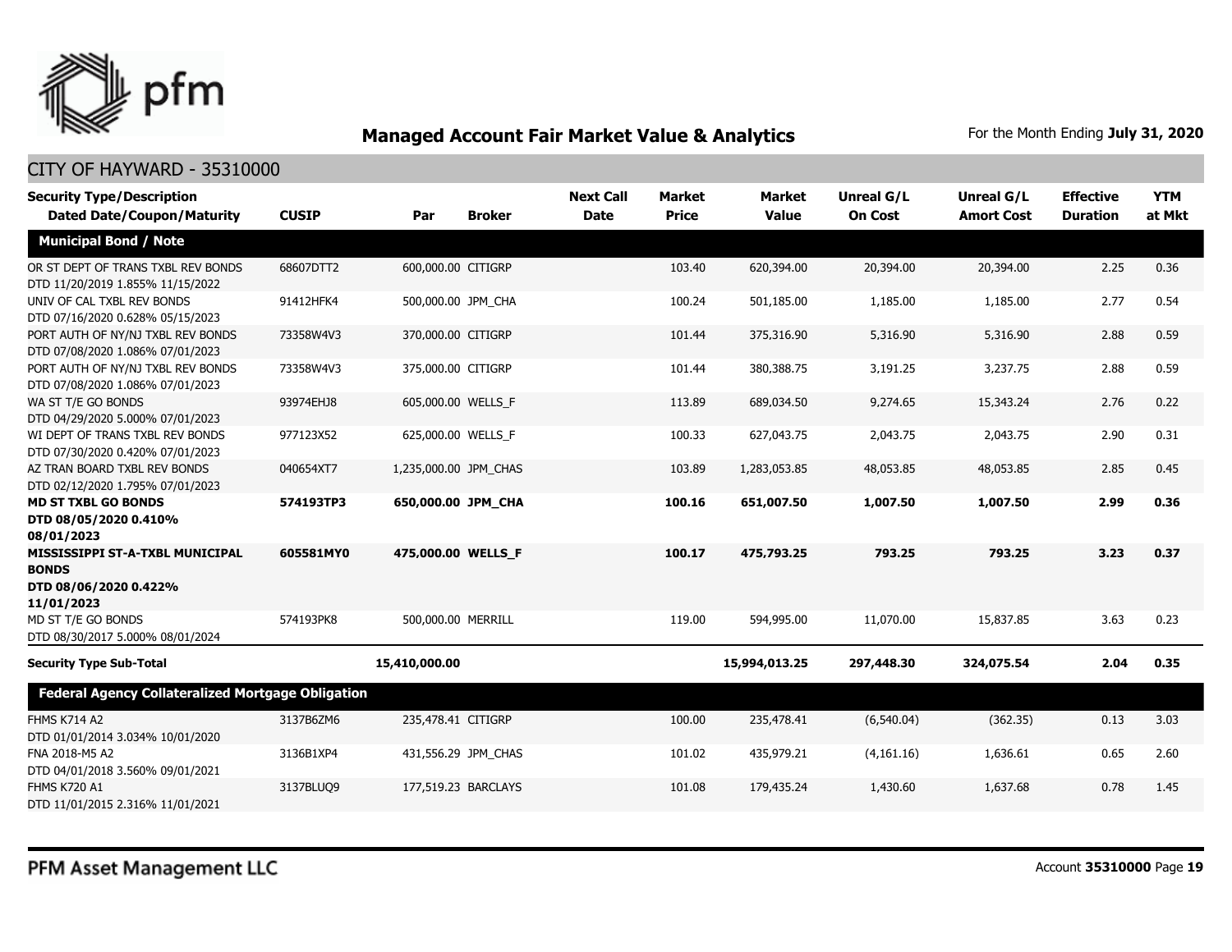## Managed Account Fair Market Value & Analytics

For the Month Ending **July 31, 2020**

CITY OF HAYWARD - 35310000

| Security Type/Description Dated Date/Coupon/Maturity | CUSIP | Par | Broker | Next Call Date | Market Price | Market Value | Unreal G/L On Cost | Unreal G/L Amort Cost | Effective Duration | YTM at Mkt |
|---|---|---|---|---|---|---|---|---|---|---|
| **Municipal Bond / Note** | | | | | | | | | | |
| OR ST DEPT OF TRANS TXBL REV BONDS DTD 11/20/2019 1.855% 11/15/2022 | 68607DTT2 | 600,000.00 | CITIGRP | | 103.40 | 620,394.00 | 20,394.00 | 20,394.00 | 2.25 | 0.36 |
| UNIV OF CAL TXBL REV BONDS DTD 07/16/2020 0.628% 05/15/2023 | 91412HFK4 | 500,000.00 | JPM_CHA | | 100.24 | 501,185.00 | 1,185.00 | 1,185.00 | 2.77 | 0.54 |
| PORT AUTH OF NY/NJ TXBL REV BONDS DTD 07/08/2020 1.086% 07/01/2023 | 73358W4V3 | 370,000.00 | CITIGRP | | 101.44 | 375,316.90 | 5,316.90 | 5,316.90 | 2.88 | 0.59 |
| PORT AUTH OF NY/NJ TXBL REV BONDS DTD 07/08/2020 1.086% 07/01/2023 | 73358W4V3 | 375,000.00 | CITIGRP | | 101.44 | 380,388.75 | 3,191.25 | 3,237.75 | 2.88 | 0.59 |
| WA ST T/E GO BONDS DTD 04/29/2020 5.000% 07/01/2023 | 93974EHJ8 | 605,000.00 | WELLS_F | | 113.89 | 689,034.50 | 9,274.65 | 15,343.24 | 2.76 | 0.22 |
| WI DEPT OF TRANS TXBL REV BONDS DTD 07/30/2020 0.420% 07/01/2023 | 977123X52 | 625,000.00 | WELLS_F | | 100.33 | 627,043.75 | 2,043.75 | 2,043.75 | 2.90 | 0.31 |
| AZ TRAN BOARD TXBL REV BONDS DTD 02/12/2020 1.795% 07/01/2023 | 040654XT7 | 1,235,000.00 | JPM_CHAS | | 103.89 | 1,283,053.85 | 48,053.85 | 48,053.85 | 2.85 | 0.45 |
| **MD ST TXBL GO BONDS DTD 08/05/2020 0.410% 08/01/2023** | **574193TP3** | **650,000.00** | **JPM_CHA** | | **100.16** | **651,007.50** | **1,007.50** | **1,007.50** | **2.99** | **0.36** |
| **MISSISSIPPI ST-A-TXBL MUNICIPAL BONDS DTD 08/06/2020 0.422% 11/01/2023** | **605581MY0** | **475,000.00** | **WELLS_F** | | **100.17** | **475,793.25** | **793.25** | **793.25** | **3.23** | **0.37** |
| MD ST T/E GO BONDS DTD 08/30/2017 5.000% 08/01/2024 | 574193PK8 | 500,000.00 | MERRILL | | 119.00 | 594,995.00 | 11,070.00 | 15,837.85 | 3.63 | 0.23 |
| **Security Type Sub-Total** | | **15,410,000.00** | | | | **15,994,013.25** | **297,448.30** | **324,075.54** | **2.04** | **0.35** |
| **Federal Agency Collateralized Mortgage Obligation** | | | | | | | | | | |
| FHMS K714 A2 DTD 01/01/2014 3.034% 10/01/2020 | 3137B6ZM6 | 235,478.41 | CITIGRP | | 100.00 | 235,478.41 | (6,540.04) | (362.35) | 0.13 | 3.03 |
| FNA 2018-M5 A2 DTD 04/01/2018 3.560% 09/01/2021 | 3136B1XP4 | 431,556.29 | JPM_CHAS | | 101.02 | 435,979.21 | (4,161.16) | 1,636.61 | 0.65 | 2.60 |
| FHMS K720 A1 DTD 11/01/2015 2.316% 11/01/2021 | 3137BLUQ9 | 177,519.23 | BARCLAYS | | 101.08 | 179,435.24 | 1,430.60 | 1,637.68 | 0.78 | 1.45 |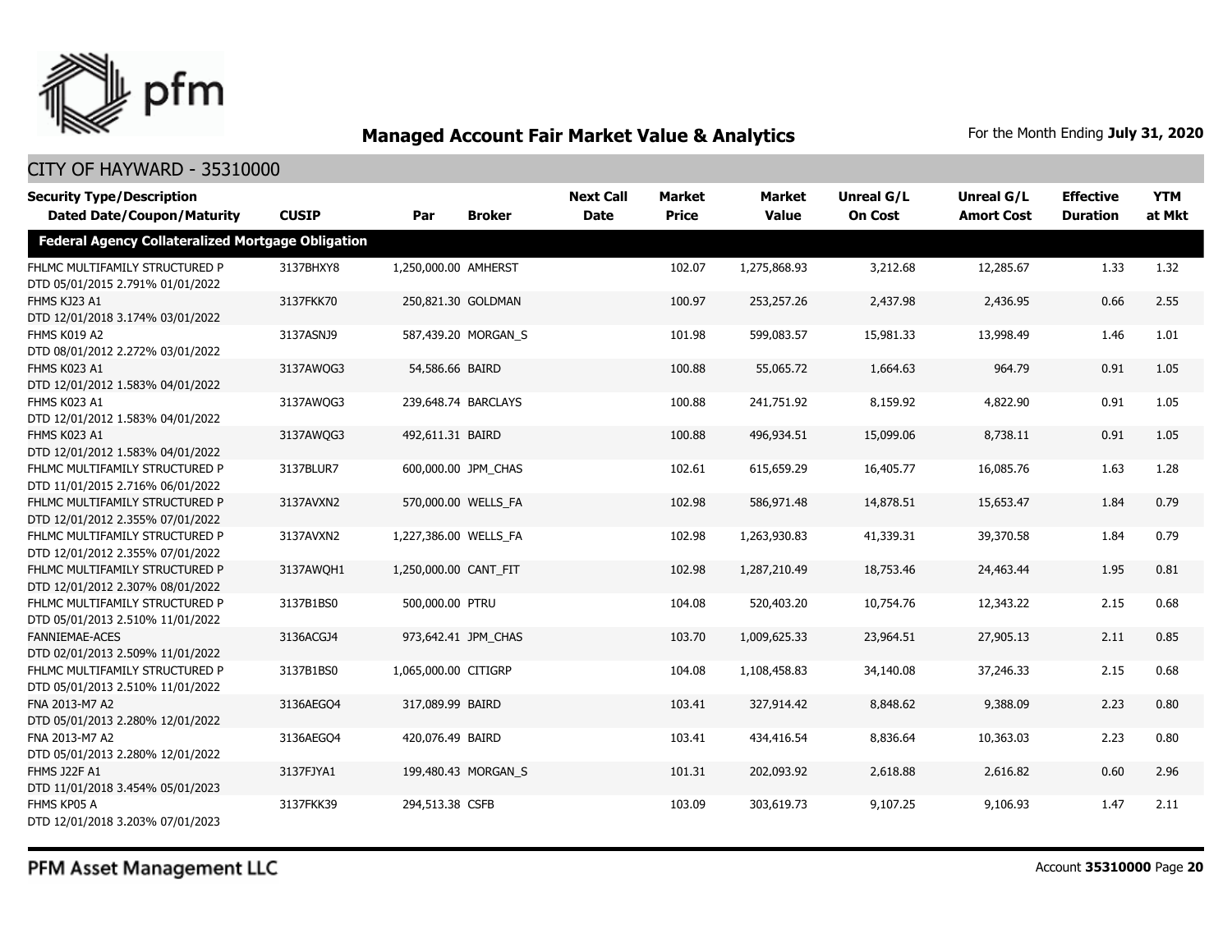## Managed Account Fair Market Value & Analytics

For the Month Ending **July 31, 2020**

CITY OF HAYWARD - 35310000

| Security Type/Description Dated Date/Coupon/Maturity | CUSIP | Par | Broker | Next Call Date | Market Price | Market Value | Unreal G/L On Cost | Unreal G/L Amort Cost | Effective Duration | YTM at Mkt |
|---|---|---|---|---|---|---|---|---|---|---|
| **Federal Agency Collateralized Mortgage Obligation** | | | | | | | | | | |
| FHLMC MULTIFAMILY STRUCTURED P DTD 05/01/2015 2.791% 01/01/2022 | 3137BHXY8 | 1,250,000.00 | AMHERST | | 102.07 | 1,275,868.93 | 3,212.68 | 12,285.67 | 1.33 | 1.32 |
| FHMS KJ23 A1 DTD 12/01/2018 3.174% 03/01/2022 | 3137FKK70 | 250,821.30 | GOLDMAN | | 100.97 | 253,257.26 | 2,437.98 | 2,436.95 | 0.66 | 2.55 |
| FHMS K019 A2 DTD 08/01/2012 2.272% 03/01/2022 | 3137ASNJ9 | 587,439.20 | MORGAN_S | | 101.98 | 599,083.57 | 15,981.33 | 13,998.49 | 1.46 | 1.01 |
| FHMS K023 A1 DTD 12/01/2012 1.583% 04/01/2022 | 3137AWQG3 | 54,586.66 | BAIRD | | 100.88 | 55,065.72 | 1,664.63 | 964.79 | 0.91 | 1.05 |
| FHMS K023 A1 DTD 12/01/2012 1.583% 04/01/2022 | 3137AWQG3 | 239,648.74 | BARCLAYS | | 100.88 | 241,751.92 | 8,159.92 | 4,822.90 | 0.91 | 1.05 |
| FHMS K023 A1 DTD 12/01/2012 1.583% 04/01/2022 | 3137AWQG3 | 492,611.31 | BAIRD | | 100.88 | 496,934.51 | 15,099.06 | 8,738.11 | 0.91 | 1.05 |
| FHLMC MULTIFAMILY STRUCTURED P DTD 11/01/2015 2.716% 06/01/2022 | 3137BLUR7 | 600,000.00 | JPM_CHAS | | 102.61 | 615,659.29 | 16,405.77 | 16,085.76 | 1.63 | 1.28 |
| FHLMC MULTIFAMILY STRUCTURED P DTD 12/01/2012 2.355% 07/01/2022 | 3137AVXN2 | 570,000.00 | WELLS_FA | | 102.98 | 586,971.48 | 14,878.51 | 15,653.47 | 1.84 | 0.79 |
| FHLMC MULTIFAMILY STRUCTURED P DTD 12/01/2012 2.355% 07/01/2022 | 3137AVXN2 | 1,227,386.00 | WELLS_FA | | 102.98 | 1,263,930.83 | 41,339.31 | 39,370.58 | 1.84 | 0.79 |
| FHLMC MULTIFAMILY STRUCTURED P DTD 12/01/2012 2.307% 08/01/2022 | 3137AWQH1 | 1,250,000.00 | CANT_FIT | | 102.98 | 1,287,210.49 | 18,753.46 | 24,463.44 | 1.95 | 0.81 |
| FHLMC MULTIFAMILY STRUCTURED P DTD 05/01/2013 2.510% 11/01/2022 | 3137B1BS0 | 500,000.00 | PTRU | | 104.08 | 520,403.20 | 10,754.76 | 12,343.22 | 2.15 | 0.68 |
| FANNIEMAE-ACES DTD 02/01/2013 2.509% 11/01/2022 | 3136ACGJ4 | 973,642.41 | JPM_CHAS | | 103.70 | 1,009,625.33 | 23,964.51 | 27,905.13 | 2.11 | 0.85 |
| FHLMC MULTIFAMILY STRUCTURED P DTD 05/01/2013 2.510% 11/01/2022 | 3137B1BS0 | 1,065,000.00 | CITIGRP | | 104.08 | 1,108,458.83 | 34,140.08 | 37,246.33 | 2.15 | 0.68 |
| FNA 2013-M7 A2 DTD 05/01/2013 2.280% 12/01/2022 | 3136AEGO4 | 317,089.99 | BAIRD | | 103.41 | 327,914.42 | 8,848.62 | 9,388.09 | 2.23 | 0.80 |
| FNA 2013-M7 A2 DTD 05/01/2013 2.280% 12/01/2022 | 3136AEGO4 | 420,076.49 | BAIRD | | 103.41 | 434,416.54 | 8,836.64 | 10,363.03 | 2.23 | 0.80 |
| FHMS J22F A1 DTD 11/01/2018 3.454% 05/01/2023 | 3137FJYA1 | 199,480.43 | MORGAN_S | | 101.31 | 202,093.92 | 2,618.88 | 2,616.82 | 0.60 | 2.96 |
| FHMS KP05 A DTD 12/01/2018 3.203% 07/01/2023 | 3137FKK39 | 294,513.38 | CSFB | | 103.09 | 303,619.73 | 9,107.25 | 9,106.93 | 1.47 | 2.11 |

PFM Asset Management LLC

Account **35310000**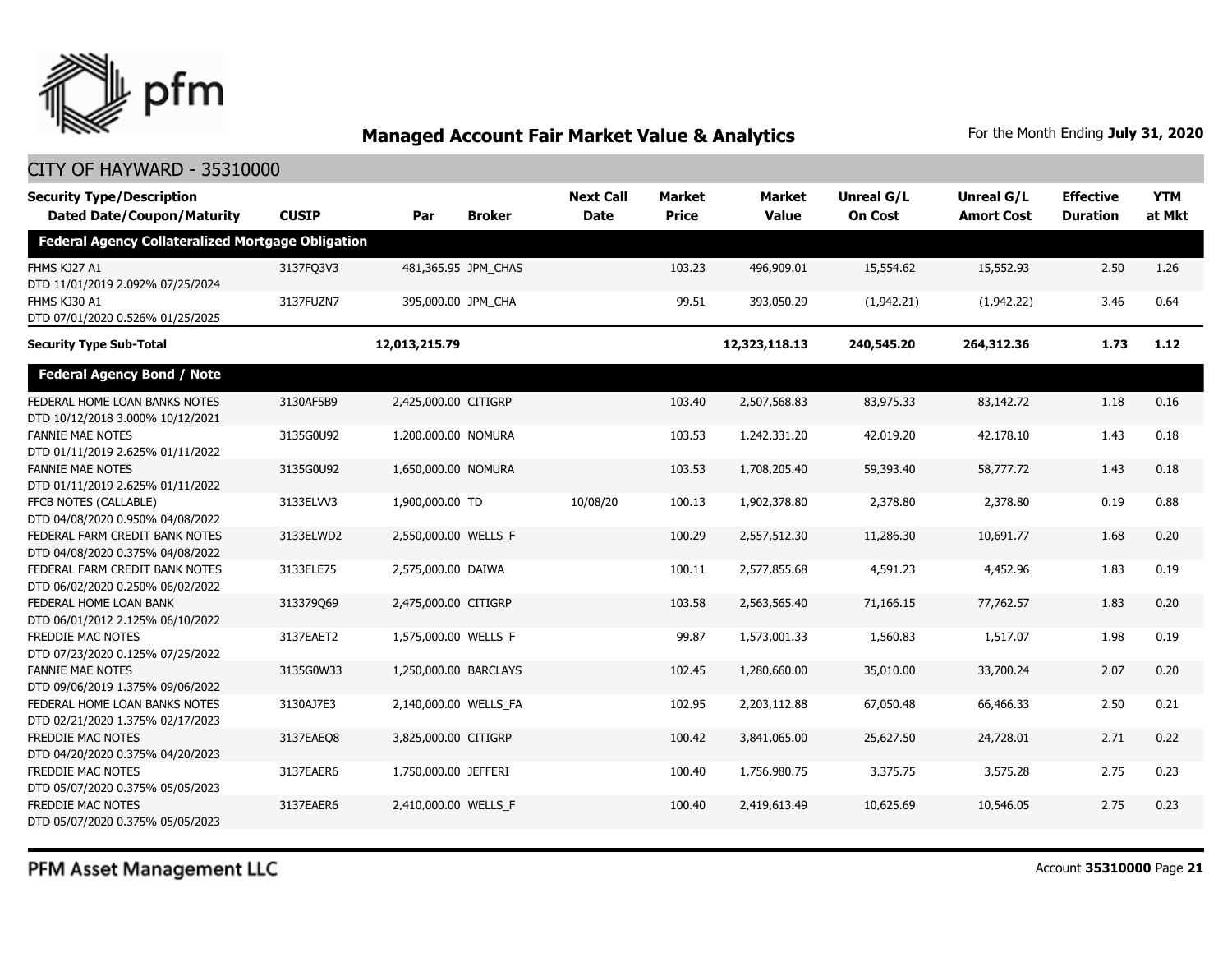## Managed Account Fair Market Value & Analytics

For the Month Ending **July 31, 2020**

CITY OF HAYWARD - 35310000

| Security Type/Description<br>Dated Date/Coupon/Maturity | CUSIP | Par | Broker | Next Call Date | Market Price | Market Value | Unreal G/L On Cost | Unreal G/L Amort Cost | Effective Duration | YTM at Mkt |
|---|---|---|---|---|---|---|---|---|---|---|
| **Federal Agency Collateralized Mortgage Obligation** | | | | | | | | | | |
| FHMS KJ27 A1<br>DTD 11/01/2019 2.092% 07/25/2024 | 3137FQ3V3 | 481,365.95 | JPM_CHAS | | 103.23 | 496,909.01 | 15,554.62 | 15,552.93 | 2.50 | 1.26 |
| FHMS KJ30 A1<br>DTD 07/01/2020 0.526% 01/25/2025 | 3137FUZN7 | 395,000.00 | JPM_CHA | | 99.51 | 393,050.29 | (1,942.21) | (1,942.22) | 3.46 | 0.64 |
| **Security Type Sub-Total** | | **12,013,215.79** | | | | **12,323,118.13** | **240,545.20** | **264,312.36** | **1.73** | **1.12** |
| **Federal Agency Bond / Note** | | | | | | | | | | |
| FEDERAL HOME LOAN BANKS NOTES<br>DTD 10/12/2018 3.000% 10/12/2021 | 3130AF5B9 | 2,425,000.00 | CITIGRP | | 103.40 | 2,507,568.83 | 83,975.33 | 83,142.72 | 1.18 | 0.16 |
| FANNIE MAE NOTES<br>DTD 01/11/2019 2.625% 01/11/2022 | 3135G0U92 | 1,200,000.00 | NOMURA | | 103.53 | 1,242,331.20 | 42,019.20 | 42,178.10 | 1.43 | 0.18 |
| FANNIE MAE NOTES<br>DTD 01/11/2019 2.625% 01/11/2022 | 3135G0U92 | 1,650,000.00 | NOMURA | | 103.53 | 1,708,205.40 | 59,393.40 | 58,777.72 | 1.43 | 0.18 |
| FFCB NOTES (CALLABLE)<br>DTD 04/08/2020 0.950% 04/08/2022 | 3133ELVV3 | 1,900,000.00 | TD | 10/08/20 | 100.13 | 1,902,378.80 | 2,378.80 | 2,378.80 | 0.19 | 0.88 |
| FEDERAL FARM CREDIT BANK NOTES<br>DTD 04/08/2020 0.375% 04/08/2022 | 3133ELWD2 | 2,550,000.00 | WELLS_F | | 100.29 | 2,557,512.30 | 11,286.30 | 10,691.77 | 1.68 | 0.20 |
| FEDERAL FARM CREDIT BANK NOTES<br>DTD 06/02/2020 0.250% 06/02/2022 | 3133ELE75 | 2,575,000.00 | DAIWA | | 100.11 | 2,577,855.68 | 4,591.23 | 4,452.96 | 1.83 | 0.19 |
| FEDERAL HOME LOAN BANK<br>DTD 06/01/2012 2.125% 06/10/2022 | 313379Q69 | 2,475,000.00 | CITIGRP | | 103.58 | 2,563,565.40 | 71,166.15 | 77,762.57 | 1.83 | 0.20 |
| FREDDIE MAC NOTES<br>DTD 07/23/2020 0.125% 07/25/2022 | 3137EAET2 | 1,575,000.00 | WELLS_F | | 99.87 | 1,573,001.33 | 1,560.83 | 1,517.07 | 1.98 | 0.19 |
| FANNIE MAE NOTES<br>DTD 09/06/2019 1.375% 09/06/2022 | 3135G0W33 | 1,250,000.00 | BARCLAYS | | 102.45 | 1,280,660.00 | 35,010.00 | 33,700.24 | 2.07 | 0.20 |
| FEDERAL HOME LOAN BANKS NOTES<br>DTD 02/21/2020 1.375% 02/17/2023 | 3130AJ7E3 | 2,140,000.00 | WELLS_FA | | 102.95 | 2,203,112.88 | 67,050.48 | 66,466.33 | 2.50 | 0.21 |
| FREDDIE MAC NOTES<br>DTD 04/20/2020 0.375% 04/20/2023 | 3137EAEQ8 | 3,825,000.00 | CITIGRP | | 100.42 | 3,841,065.00 | 25,627.50 | 24,728.01 | 2.71 | 0.22 |
| FREDDIE MAC NOTES<br>DTD 05/07/2020 0.375% 05/05/2023 | 3137EAER6 | 1,750,000.00 | JEFFERI | | 100.40 | 1,756,980.75 | 3,375.75 | 3,575.28 | 2.75 | 0.23 |
| FREDDIE MAC NOTES<br>DTD 05/07/2020 0.375% 05/05/2023 | 3137EAER6 | 2,410,000.00 | WELLS_F | | 100.40 | 2,419,613.49 | 10,625.69 | 10,546.05 | 2.75 | 0.23 |

PFM Asset Management LLC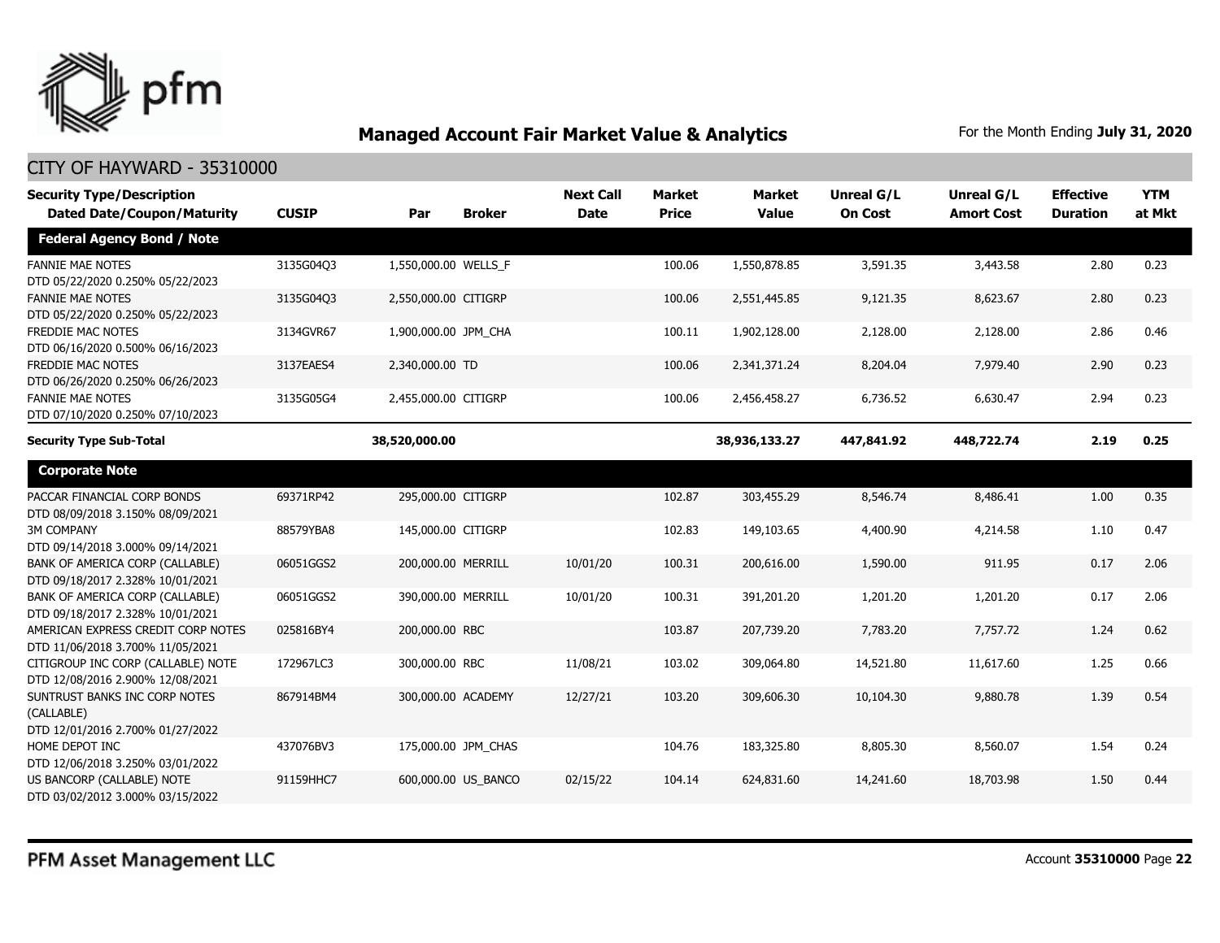## Managed Account Fair Market Value & Analytics

For the Month Ending **July 31, 2020**

CITY OF HAYWARD - 35310000

| Security Type/Description<br>Dated Date/Coupon/Maturity | CUSIP | Par | Broker | Next Call Date | Market Price | Market Value | Unreal G/L On Cost | Unreal G/L Amort Cost | Effective Duration | YTM at Mkt |
|---|---|---|---|---|---|---|---|---|---|---|
| **Federal Agency Bond / Note** | | | | | | | | | | |
| FANNIE MAE NOTES<br>DTD 05/22/2020 0.250% 05/22/2023 | 3135G04Q3 | 1,550,000.00 | WELLS_F | | 100.06 | 1,550,878.85 | 3,591.35 | 3,443.58 | 2.80 | 0.23 |
| FANNIE MAE NOTES<br>DTD 05/22/2020 0.250% 05/22/2023 | 3135G04Q3 | 2,550,000.00 | CITIGRP | | 100.06 | 2,551,445.85 | 9,121.35 | 8,623.67 | 2.80 | 0.23 |
| FREDDIE MAC NOTES<br>DTD 06/16/2020 0.500% 06/16/2023 | 3134GVR67 | 1,900,000.00 | JPM_CHA | | 100.11 | 1,902,128.00 | 2,128.00 | 2,128.00 | 2.86 | 0.46 |
| FREDDIE MAC NOTES<br>DTD 06/26/2020 0.250% 06/26/2023 | 3137EAES4 | 2,340,000.00 | TD | | 100.06 | 2,341,371.24 | 8,204.04 | 7,979.40 | 2.90 | 0.23 |
| FANNIE MAE NOTES<br>DTD 07/10/2020 0.250% 07/10/2023 | 3135G05G4 | 2,455,000.00 | CITIGRP | | 100.06 | 2,456,458.27 | 6,736.52 | 6,630.47 | 2.94 | 0.23 |
| **Security Type Sub-Total** | | **38,520,000.00** | | | | **38,936,133.27** | **447,841.92** | **448,722.74** | **2.19** | **0.25** |
| **Corporate Note** | | | | | | | | | | |
| PACCAR FINANCIAL CORP BONDS<br>DTD 08/09/2018 3.150% 08/09/2021 | 69371RP42 | 295,000.00 | CITIGRP | | 102.87 | 303,455.29 | 8,546.74 | 8,486.41 | 1.00 | 0.35 |
| 3M COMPANY<br>DTD 09/14/2018 3.000% 09/14/2021 | 88579YBA8 | 145,000.00 | CITIGRP | | 102.83 | 149,103.65 | 4,400.90 | 4,214.58 | 1.10 | 0.47 |
| BANK OF AMERICA CORP (CALLABLE)<br>DTD 09/18/2017 2.328% 10/01/2021 | 06051GGS2 | 200,000.00 | MERRILL | 10/01/20 | 100.31 | 200,616.00 | 1,590.00 | 911.95 | 0.17 | 2.06 |
| BANK OF AMERICA CORP (CALLABLE)<br>DTD 09/18/2017 2.328% 10/01/2021 | 06051GGS2 | 390,000.00 | MERRILL | 10/01/20 | 100.31 | 391,201.20 | 1,201.20 | 1,201.20 | 0.17 | 2.06 |
| AMERICAN EXPRESS CREDIT CORP NOTES<br>DTD 11/06/2018 3.700% 11/05/2021 | 025816BY4 | 200,000.00 | RBC | | 103.87 | 207,739.20 | 7,783.20 | 7,757.72 | 1.24 | 0.62 |
| CITIGROUP INC CORP (CALLABLE) NOTE<br>DTD 12/08/2016 2.900% 12/08/2021 | 172967LC3 | 300,000.00 | RBC | 11/08/21 | 103.02 | 309,064.80 | 14,521.80 | 11,617.60 | 1.25 | 0.66 |
| SUNTRUST BANKS INC CORP NOTES (CALLABLE)<br>DTD 12/01/2016 2.700% 01/27/2022 | 867914BM4 | 300,000.00 | ACADEMY | 12/27/21 | 103.20 | 309,606.30 | 10,104.30 | 9,880.78 | 1.39 | 0.54 |
| HOME DEPOT INC<br>DTD 12/06/2018 3.250% 03/01/2022 | 437076BV3 | 175,000.00 | JPM_CHAS | | 104.76 | 183,325.80 | 8,805.30 | 8,560.07 | 1.54 | 0.24 |
| US BANCORP (CALLABLE) NOTE<br>DTD 03/02/2012 3.000% 03/15/2022 | 91159HHC7 | 600,000.00 | US_BANCO | 02/15/22 | 104.14 | 624,831.60 | 14,241.60 | 18,703.98 | 1.50 | 0.44 |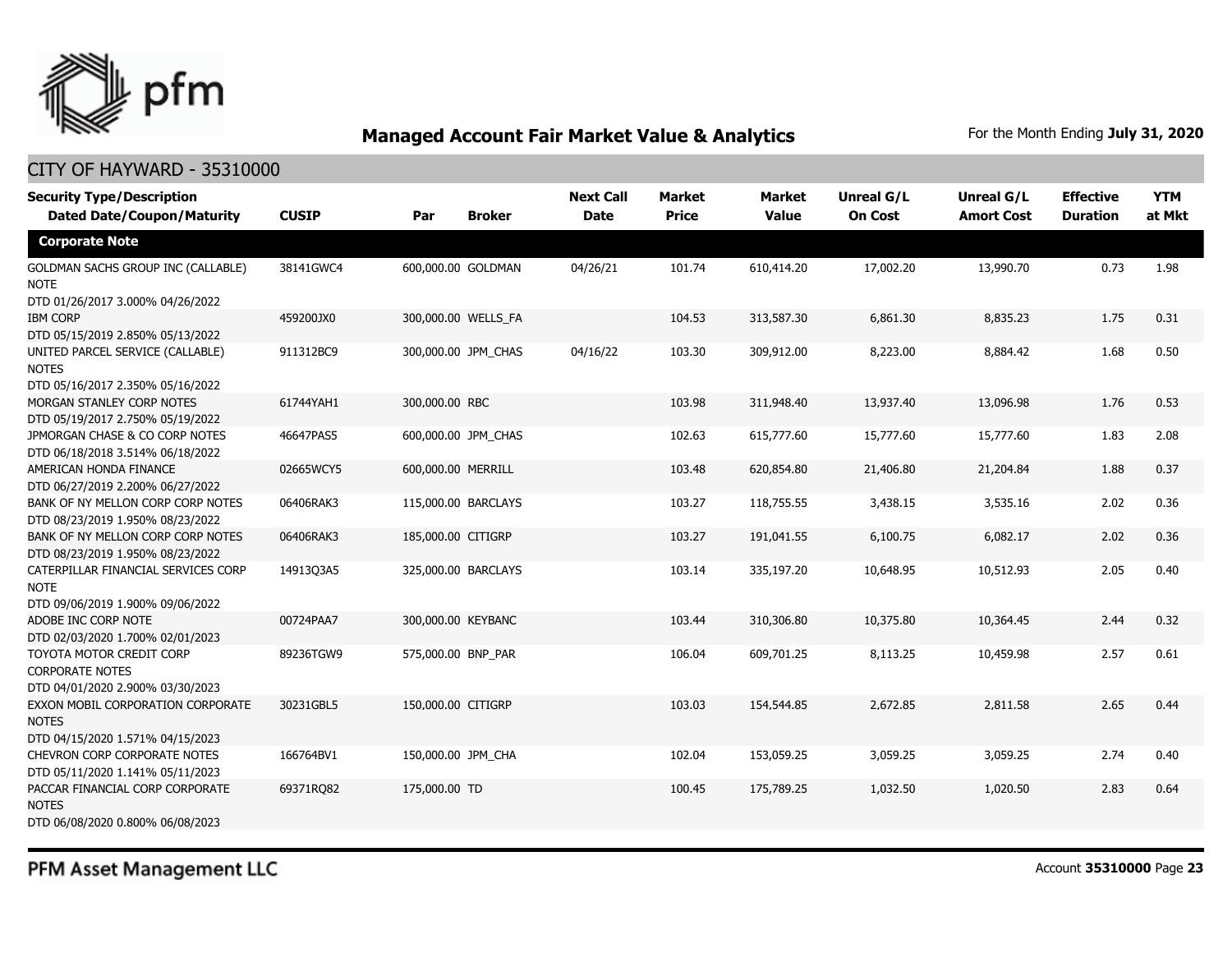# Managed Account Fair Market Value & Analytics

For the Month Ending **July 31, 2020**

## CITY OF HAYWARD - 35310000

| Security Type/Description Dated Date/Coupon/Maturity | CUSIP | Par | Broker | Next Call Date | Market Price | Market Value | Unreal G/L On Cost | Unreal G/L Amort Cost | Effective Duration | YTM at Mkt |
|---|---|---|---|---|---|---|---|---|---|---|
| **Corporate Note** | | | | | | | | | | |
| GOLDMAN SACHS GROUP INC (CALLABLE) NOTE DTD 01/26/2017 3.000% 04/26/2022 | 38141GWC4 | 600,000.00 | GOLDMAN | 04/26/21 | 101.74 | 610,414.20 | 17,002.20 | 13,990.70 | 0.73 | 1.98 |
| IBM CORP DTD 05/15/2019 2.850% 05/13/2022 | 459200JX0 | 300,000.00 | WELLS_FA | | 104.53 | 313,587.30 | 6,861.30 | 8,835.23 | 1.75 | 0.31 |
| UNITED PARCEL SERVICE (CALLABLE) NOTES DTD 05/16/2017 2.350% 05/16/2022 | 911312BC9 | 300,000.00 | JPM_CHAS | 04/16/22 | 103.30 | 309,912.00 | 8,223.00 | 8,884.42 | 1.68 | 0.50 |
| MORGAN STANLEY CORP NOTES DTD 05/19/2017 2.750% 05/19/2022 | 61744YAH1 | 300,000.00 | RBC | | 103.98 | 311,948.40 | 13,937.40 | 13,096.98 | 1.76 | 0.53 |
| JPMORGAN CHASE & CO CORP NOTES DTD 06/18/2018 3.514% 06/18/2022 | 46647PAS5 | 600,000.00 | JPM_CHAS | | 102.63 | 615,777.60 | 15,777.60 | 15,777.60 | 1.83 | 2.08 |
| AMERICAN HONDA FINANCE DTD 06/27/2019 2.200% 06/27/2022 | 02665WCY5 | 600,000.00 | MERRILL | | 103.48 | 620,854.80 | 21,406.80 | 21,204.84 | 1.88 | 0.37 |
| BANK OF NY MELLON CORP CORP NOTES DTD 08/23/2019 1.950% 08/23/2022 | 06406RAK3 | 115,000.00 | BARCLAYS | | 103.27 | 118,755.55 | 3,438.15 | 3,535.16 | 2.02 | 0.36 |
| BANK OF NY MELLON CORP CORP NOTES DTD 08/23/2019 1.950% 08/23/2022 | 06406RAK3 | 185,000.00 | CITIGRP | | 103.27 | 191,041.55 | 6,100.75 | 6,082.17 | 2.02 | 0.36 |
| CATERPILLAR FINANCIAL SERVICES CORP NOTE DTD 09/06/2019 1.900% 09/06/2022 | 14913Q3A5 | 325,000.00 | BARCLAYS | | 103.14 | 335,197.20 | 10,648.95 | 10,512.93 | 2.05 | 0.40 |
| ADOBE INC CORP NOTE DTD 02/03/2020 1.700% 02/01/2023 | 00724PAA7 | 300,000.00 | KEYBANC | | 103.44 | 310,306.80 | 10,375.80 | 10,364.45 | 2.44 | 0.32 |
| TOYOTA MOTOR CREDIT CORP CORPORATE NOTES DTD 04/01/2020 2.900% 03/30/2023 | 89236TGW9 | 575,000.00 | BNP_PAR | | 106.04 | 609,701.25 | 8,113.25 | 10,459.98 | 2.57 | 0.61 |
| EXXON MOBIL CORPORATION CORPORATE NOTES DTD 04/15/2020 1.571% 04/15/2023 | 30231GBL5 | 150,000.00 | CITIGRP | | 103.03 | 154,544.85 | 2,672.85 | 2,811.58 | 2.65 | 0.44 |
| CHEVRON CORP CORPORATE NOTES DTD 05/11/2020 1.141% 05/11/2023 | 166764BV1 | 150,000.00 | JPM_CHA | | 102.04 | 153,059.25 | 3,059.25 | 3,059.25 | 2.74 | 0.40 |
| PACCAR FINANCIAL CORP CORPORATE NOTES DTD 06/08/2020 0.800% 06/08/2023 | 69371RQ82 | 175,000.00 | TD | | 100.45 | 175,789.25 | 1,032.50 | 1,020.50 | 2.83 | 0.64 |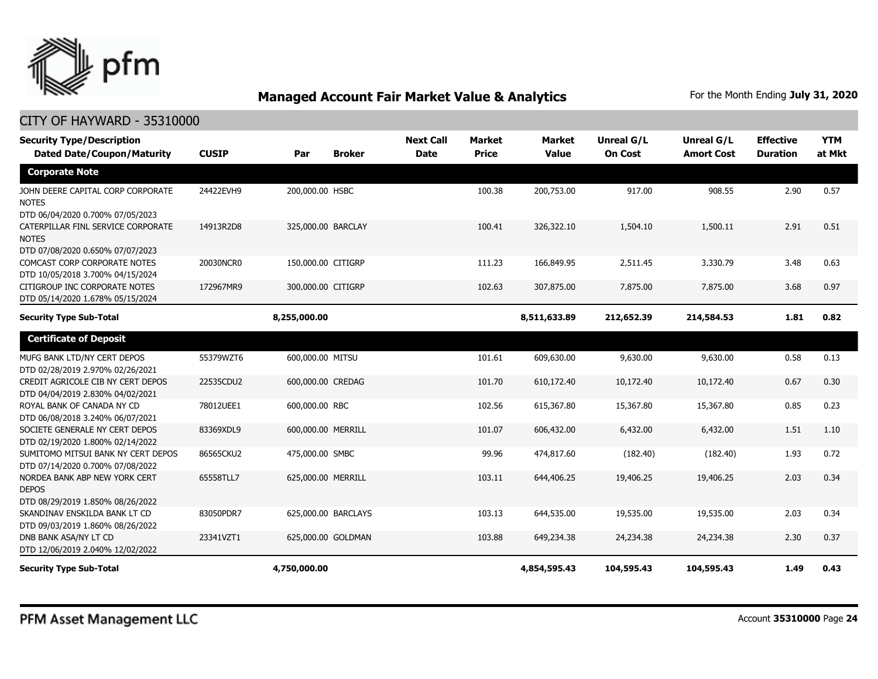## Managed Account Fair Market Value & Analytics

For the Month Ending **July 31, 2020**

CITY OF HAYWARD - 35310000

| Security Type/Description Dated Date/Coupon/Maturity | CUSIP | Par | Broker | Next Call Date | Market Price | Market Value | Unreal G/L On Cost | Unreal G/L Amort Cost | Effective Duration | YTM at Mkt |
|---|---|---|---|---|---|---|---|---|---|---|
| **Corporate Note** | | | | | | | | | | |
| JOHN DEERE CAPITAL CORP CORPORATE NOTES DTD 06/04/2020 0.700% 07/05/2023 | 24422EVH9 | 200,000.00 | HSBC | | 100.38 | 200,753.00 | 917.00 | 908.55 | 2.90 | 0.57 |
| CATERPILLAR FINL SERVICE CORPORATE NOTES DTD 07/08/2020 0.650% 07/07/2023 | 14913R2D8 | 325,000.00 | BARCLAY | | 100.41 | 326,322.10 | 1,504.10 | 1,500.11 | 2.91 | 0.51 |
| COMCAST CORP CORPORATE NOTES DTD 10/05/2018 3.700% 04/15/2024 | 20030NCR0 | 150,000.00 | CITIGRP | | 111.23 | 166,849.95 | 2,511.45 | 3,330.79 | 3.48 | 0.63 |
| CITIGROUP INC CORPORATE NOTES DTD 05/14/2020 1.678% 05/15/2024 | 172967MR9 | 300,000.00 | CITIGRP | | 102.63 | 307,875.00 | 7,875.00 | 7,875.00 | 3.68 | 0.97 |
| **Security Type Sub-Total** | | **8,255,000.00** | | | | **8,511,633.89** | **212,652.39** | **214,584.53** | **1.81** | **0.82** |
| **Certificate of Deposit** | | | | | | | | | | |
| MUFG BANK LTD/NY CERT DEPOS DTD 02/28/2019 2.970% 02/26/2021 | 55379WZT6 | 600,000.00 | MITSU | | 101.61 | 609,630.00 | 9,630.00 | 9,630.00 | 0.58 | 0.13 |
| CREDIT AGRICOLE CIB NY CERT DEPOS DTD 04/04/2019 2.830% 04/02/2021 | 22535CDU2 | 600,000.00 | CREDAG | | 101.70 | 610,172.40 | 10,172.40 | 10,172.40 | 0.67 | 0.30 |
| ROYAL BANK OF CANADA NY CD DTD 06/08/2018 3.240% 06/07/2021 | 78012UEE1 | 600,000.00 | RBC | | 102.56 | 615,367.80 | 15,367.80 | 15,367.80 | 0.85 | 0.23 |
| SOCIETE GENERALE NY CERT DEPOS DTD 02/19/2020 1.800% 02/14/2022 | 83369XDL9 | 600,000.00 | MERRILL | | 101.07 | 606,432.00 | 6,432.00 | 6,432.00 | 1.51 | 1.10 |
| SUMITOMO MITSUI BANK NY CERT DEPOS DTD 07/14/2020 0.700% 07/08/2022 | 86565CKU2 | 475,000.00 | SMBC | | 99.96 | 474,817.60 | (182.40) | (182.40) | 1.93 | 0.72 |
| NORDEA BANK ABP NEW YORK CERT DEPOS DTD 08/29/2019 1.850% 08/26/2022 | 65558TLL7 | 625,000.00 | MERRILL | | 103.11 | 644,406.25 | 19,406.25 | 19,406.25 | 2.03 | 0.34 |
| SKANDINAV ENSKILDA BANK LT CD DTD 09/03/2019 1.860% 08/26/2022 | 83050PDR7 | 625,000.00 | BARCLAYS | | 103.13 | 644,535.00 | 19,535.00 | 19,535.00 | 2.03 | 0.34 |
| DNB BANK ASA/NY LT CD DTD 12/06/2019 2.040% 12/02/2022 | 23341VZT1 | 625,000.00 | GOLDMAN | | 103.88 | 649,234.38 | 24,234.38 | 24,234.38 | 2.30 | 0.37 |
| **Security Type Sub-Total** | | **4,750,000.00** | | | | **4,854,595.43** | **104,595.43** | **104,595.43** | **1.49** | **0.43** |

PFM Asset Management LLC

Account **35310000**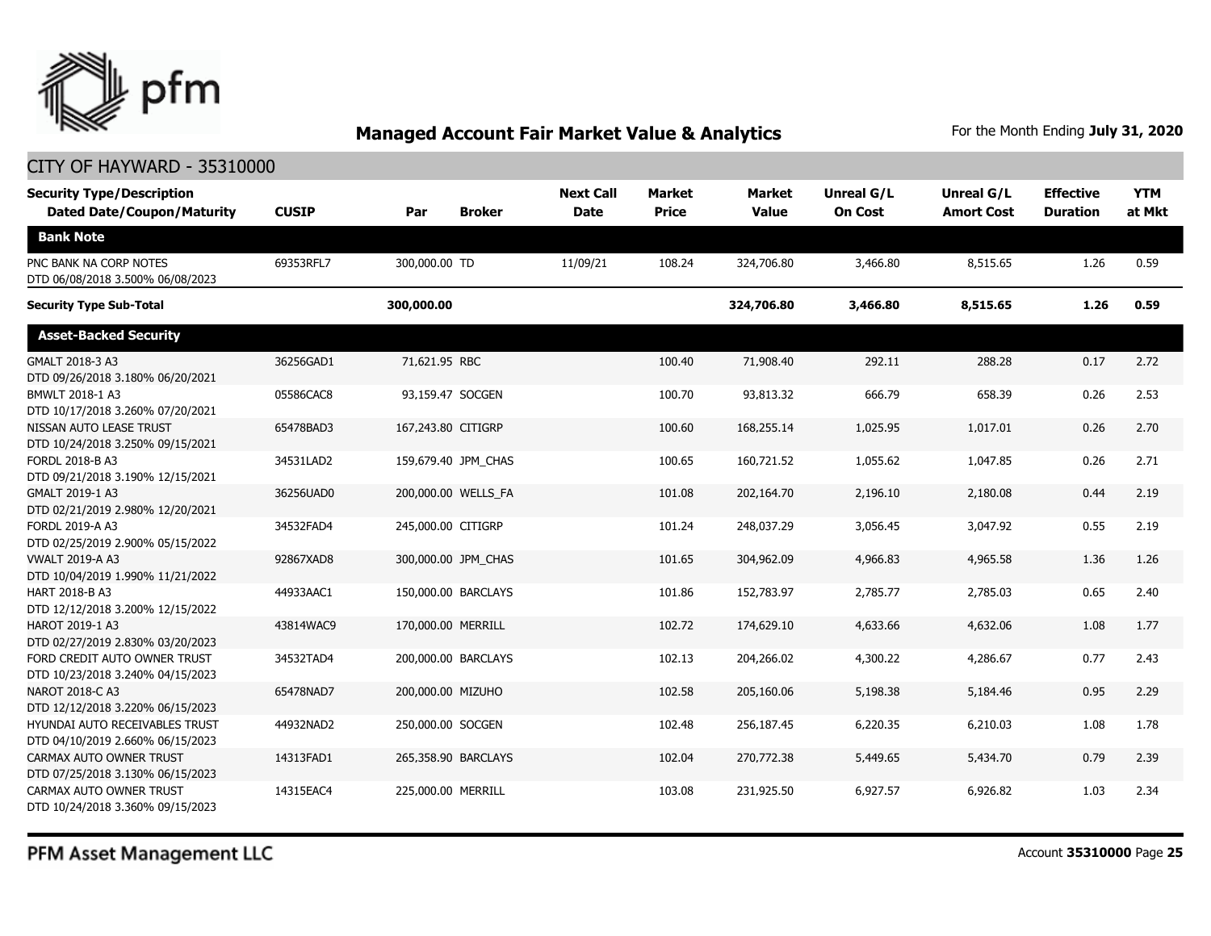## Managed Account Fair Market Value & Analytics

For the Month Ending **July 31, 2020**

CITY OF HAYWARD - 35310000

| Security Type/Description Dated Date/Coupon/Maturity | CUSIP | Par | Broker | Next Call Date | Market Price | Market Value | Unreal G/L On Cost | Unreal G/L Amort Cost | Effective Duration | YTM at Mkt |
|---|---|---|---|---|---|---|---|---|---|---|
| **Bank Note** | | | | | | | | | | |
| PNC BANK NA CORP NOTES DTD 06/08/2018 3.500% 06/08/2023 | 69353RFL7 | 300,000.00 | TD | 11/09/21 | 108.24 | 324,706.80 | 3,466.80 | 8,515.65 | 1.26 | 0.59 |
| **Security Type Sub-Total** | | **300,000.00** | | | | **324,706.80** | **3,466.80** | **8,515.65** | **1.26** | **0.59** |
| **Asset-Backed Security** | | | | | | | | | | |
| GMALT 2018-3 A3 DTD 09/26/2018 3.180% 06/20/2021 | 36256GAD1 | 71,621.95 | RBC | | 100.40 | 71,908.40 | 292.11 | 288.28 | 0.17 | 2.72 |
| BMWLT 2018-1 A3 DTD 10/17/2018 3.260% 07/20/2021 | 05586CAC8 | 93,159.47 | SOCGEN | | 100.70 | 93,813.32 | 666.79 | 658.39 | 0.26 | 2.53 |
| NISSAN AUTO LEASE TRUST DTD 10/24/2018 3.250% 09/15/2021 | 65478BAD3 | 167,243.80 | CITIGRP | | 100.60 | 168,255.14 | 1,025.95 | 1,017.01 | 0.26 | 2.70 |
| FORDL 2018-B A3 DTD 09/21/2018 3.190% 12/15/2021 | 34531LAD2 | 159,679.40 | JPM_CHAS | | 100.65 | 160,721.52 | 1,055.62 | 1,047.85 | 0.26 | 2.71 |
| GMALT 2019-1 A3 DTD 02/21/2019 2.980% 12/20/2021 | 36256UAD0 | 200,000.00 | WELLS_FA | | 101.08 | 202,164.70 | 2,196.10 | 2,180.08 | 0.44 | 2.19 |
| FORDL 2019-A A3 DTD 02/25/2019 2.900% 05/15/2022 | 34532FAD4 | 245,000.00 | CITIGRP | | 101.24 | 248,037.29 | 3,056.45 | 3,047.92 | 0.55 | 2.19 |
| VWALT 2019-A A3 DTD 10/04/2019 1.990% 11/21/2022 | 92867XAD8 | 300,000.00 | JPM_CHAS | | 101.65 | 304,962.09 | 4,966.83 | 4,965.58 | 1.36 | 1.26 |
| HART 2018-B A3 DTD 12/12/2018 3.200% 12/15/2022 | 44933AAC1 | 150,000.00 | BARCLAYS | | 101.86 | 152,783.97 | 2,785.77 | 2,785.03 | 0.65 | 2.40 |
| HAROT 2019-1 A3 DTD 02/27/2019 2.830% 03/20/2023 | 43814WAC9 | 170,000.00 | MERRILL | | 102.72 | 174,629.10 | 4,633.66 | 4,632.06 | 1.08 | 1.77 |
| FORD CREDIT AUTO OWNER TRUST DTD 10/23/2018 3.240% 04/15/2023 | 34532TAD4 | 200,000.00 | BARCLAYS | | 102.13 | 204,266.02 | 4,300.22 | 4,286.67 | 0.77 | 2.43 |
| NAROT 2018-C A3 DTD 12/12/2018 3.220% 06/15/2023 | 65478NAD7 | 200,000.00 | MIZUHO | | 102.58 | 205,160.06 | 5,198.38 | 5,184.46 | 0.95 | 2.29 |
| HYUNDAI AUTO RECEIVABLES TRUST DTD 04/10/2019 2.660% 06/15/2023 | 44932NAD2 | 250,000.00 | SOCGEN | | 102.48 | 256,187.45 | 6,220.35 | 6,210.03 | 1.08 | 1.78 |
| CARMAX AUTO OWNER TRUST DTD 07/25/2018 3.130% 06/15/2023 | 14313FAD1 | 265,358.90 | BARCLAYS | | 102.04 | 270,772.38 | 5,449.65 | 5,434.70 | 0.79 | 2.39 |
| CARMAX AUTO OWNER TRUST DTD 10/24/2018 3.360% 09/15/2023 | 14315EAC4 | 225,000.00 | MERRILL | | 103.08 | 231,925.50 | 6,927.57 | 6,926.82 | 1.03 | 2.34 |

PFM Asset Management LLC

Account **35310000**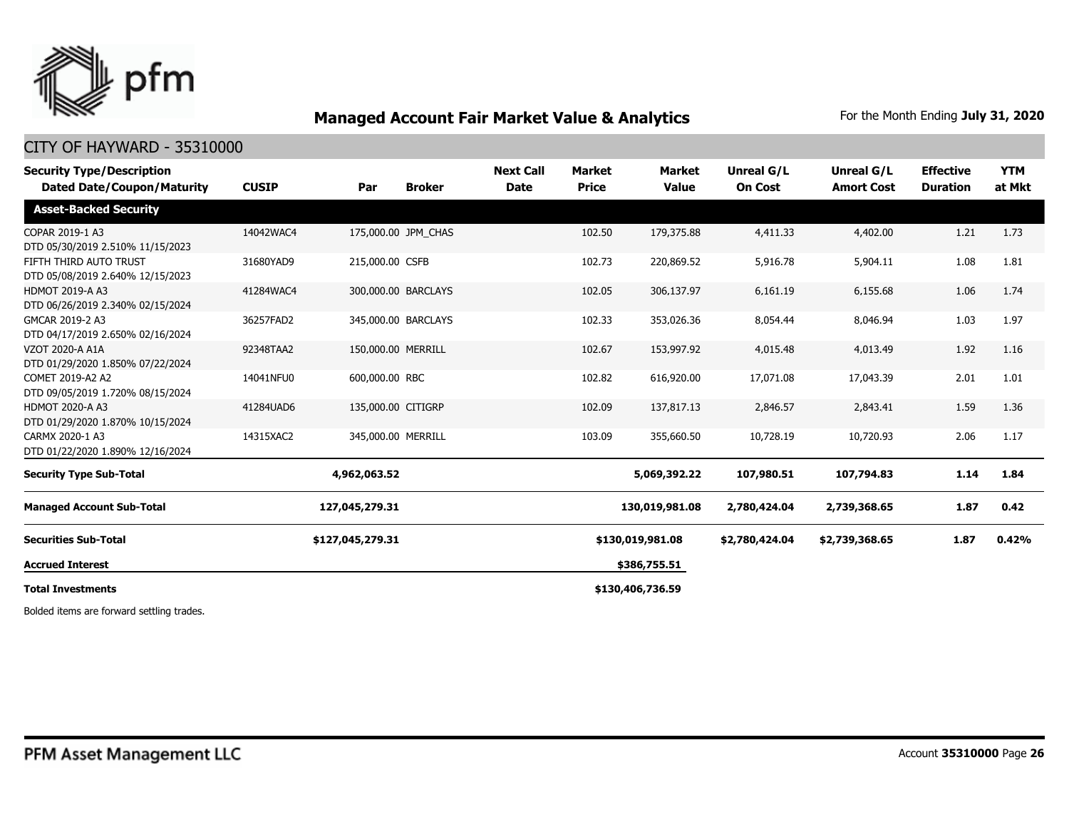## Managed Account Fair Market Value & Analytics

For the Month Ending **July 31, 2020**

CITY OF HAYWARD - 35310000

| Security Type/Description Dated Date/Coupon/Maturity | CUSIP | Par | Broker | Next Call Date | Market Price | Market Value | Unreal G/L On Cost | Unreal G/L Amort Cost | Effective Duration | YTM at Mkt |
|---|---|---|---|---|---|---|---|---|---|---|
| **Asset-Backed Security** | | | | | | | | | | |
| COPAR 2019-1 A3 DTD 05/30/2019 2.510% 11/15/2023 | 14042WAC4 | 175,000.00 | JPM_CHAS | | 102.50 | 179,375.88 | 4,411.33 | 4,402.00 | 1.21 | 1.73 |
| FIFTH THIRD AUTO TRUST DTD 05/08/2019 2.640% 12/15/2023 | 31680YAD9 | 215,000.00 | CSFB | | 102.73 | 220,869.52 | 5,916.78 | 5,904.11 | 1.08 | 1.81 |
| HDMOT 2019-A A3 DTD 06/26/2019 2.340% 02/15/2024 | 41284WAC4 | 300,000.00 | BARCLAYS | | 102.05 | 306,137.97 | 6,161.19 | 6,155.68 | 1.06 | 1.74 |
| GMCAR 2019-2 A3 DTD 04/17/2019 2.650% 02/16/2024 | 36257FAD2 | 345,000.00 | BARCLAYS | | 102.33 | 353,026.36 | 8,054.44 | 8,046.94 | 1.03 | 1.97 |
| VZOT 2020-A A1A DTD 01/29/2020 1.850% 07/22/2024 | 92348TAA2 | 150,000.00 | MERRILL | | 102.67 | 153,997.92 | 4,015.48 | 4,013.49 | 1.92 | 1.16 |
| COMET 2019-A2 A2 DTD 09/05/2019 1.720% 08/15/2024 | 14041NFU0 | 600,000.00 | RBC | | 102.82 | 616,920.00 | 17,071.08 | 17,043.39 | 2.01 | 1.01 |
| HDMOT 2020-A A3 DTD 01/29/2020 1.870% 10/15/2024 | 41284UAD6 | 135,000.00 | CITIGRP | | 102.09 | 137,817.13 | 2,846.57 | 2,843.41 | 1.59 | 1.36 |
| CARMX 2020-1 A3 DTD 01/22/2020 1.890% 12/16/2024 | 14315XAC2 | 345,000.00 | MERRILL | | 103.09 | 355,660.50 | 10,728.19 | 10,720.93 | 2.06 | 1.17 |
| **Security Type Sub-Total** | | **4,962,063.52** | | | | **5,069,392.22** | **107,980.51** | **107,794.83** | **1.14** | **1.84** |
| **Managed Account Sub-Total** | | **127,045,279.31** | | | | **130,019,981.08** | **2,780,424.04** | **2,739,368.65** | **1.87** | **0.42** |
| **Securities Sub-Total** | | **$127,045,279.31** | | | | **$130,019,981.08** | **$2,780,424.04** | **$2,739,368.65** | **1.87** | **0.42%** |
| **Accrued Interest** | | | | | | **$386,755.51** | | | | |
| **Total Investments** | | | | | | **$130,406,736.59** | | | | |

Bolded items are forward settling trades.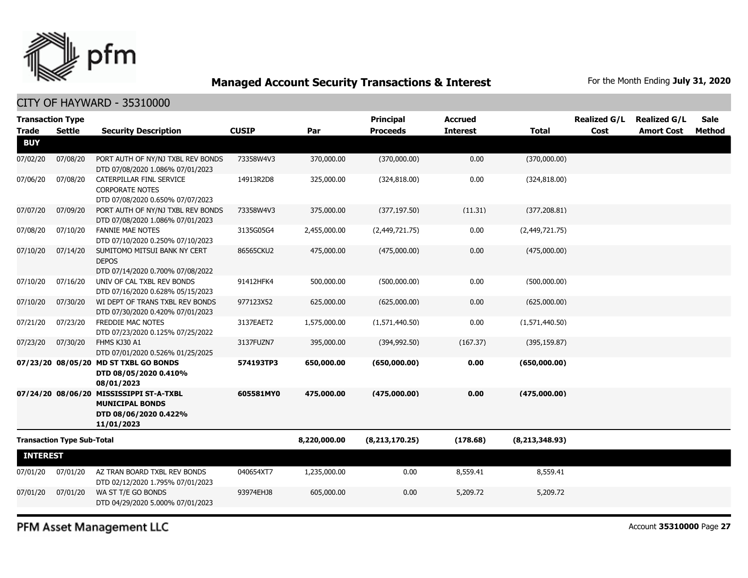# Managed Account Security Transactions & Interest

For the Month Ending **July 31, 2020**

## CITY OF HAYWARD - 35310000

| Transaction Type Trade | Settle | Security Description | CUSIP | Par | Principal Proceeds | Accrued Interest | Total | Realized G/L Cost | Realized G/L Amort Cost | Sale Method |
|---|---|---|---|---|---|---|---|---|---|---|
| **BUY** | | | | | | | | | | |
| 07/02/20 | 07/08/20 | PORT AUTH OF NY/NJ TXBL REV BONDS DTD 07/08/2020 1.086% 07/01/2023 | 73358W4V3 | 370,000.00 | (370,000.00) | 0.00 | (370,000.00) | | | |
| 07/06/20 | 07/08/20 | CATERPILLAR FINL SERVICE CORPORATE NOTES DTD 07/08/2020 0.650% 07/07/2023 | 14913R2D8 | 325,000.00 | (324,818.00) | 0.00 | (324,818.00) | | | |
| 07/07/20 | 07/09/20 | PORT AUTH OF NY/NJ TXBL REV BONDS DTD 07/08/2020 1.086% 07/01/2023 | 73358W4V3 | 375,000.00 | (377,197.50) | (11.31) | (377,208.81) | | | |
| 07/08/20 | 07/10/20 | FANNIE MAE NOTES DTD 07/10/2020 0.250% 07/10/2023 | 3135G05G4 | 2,455,000.00 | (2,449,721.75) | 0.00 | (2,449,721.75) | | | |
| 07/10/20 | 07/14/20 | SUMITOMO MITSUI BANK NY CERT DEPOS DTD 07/14/2020 0.700% 07/08/2022 | 86565CKU2 | 475,000.00 | (475,000.00) | 0.00 | (475,000.00) | | | |
| 07/10/20 | 07/16/20 | UNIV OF CAL TXBL REV BONDS DTD 07/16/2020 0.628% 05/15/2023 | 91412HFK4 | 500,000.00 | (500,000.00) | 0.00 | (500,000.00) | | | |
| 07/10/20 | 07/30/20 | WI DEPT OF TRANS TXBL REV BONDS DTD 07/30/2020 0.420% 07/01/2023 | 977123X52 | 625,000.00 | (625,000.00) | 0.00 | (625,000.00) | | | |
| 07/21/20 | 07/23/20 | FREDDIE MAC NOTES DTD 07/23/2020 0.125% 07/25/2022 | 3137EAET2 | 1,575,000.00 | (1,571,440.50) | 0.00 | (1,571,440.50) | | | |
| 07/23/20 | 07/30/20 | FHMS KJ30 A1 DTD 07/01/2020 0.526% 01/25/2025 | 3137FUZN7 | 395,000.00 | (394,992.50) | (167.37) | (395,159.87) | | | |
| **07/23/20** | **08/05/20** | **MD ST TXBL GO BONDS DTD 08/05/2020 0.410% 08/01/2023** | **574193TP3** | **650,000.00** | **(650,000.00)** | **0.00** | **(650,000.00)** | | | |
| **07/24/20** | **08/06/20** | **MISSISSIPPI ST-A-TXBL MUNICIPAL BONDS DTD 08/06/2020 0.422% 11/01/2023** | **605581MY0** | **475,000.00** | **(475,000.00)** | **0.00** | **(475,000.00)** | | | |
| **Transaction Type Sub-Total** | | | | **8,220,000.00** | **(8,213,170.25)** | **(178.68)** | **(8,213,348.93)** | | | |
| **INTEREST** | | | | | | | | | | |
| 07/01/20 | 07/01/20 | AZ TRAN BOARD TXBL REV BONDS DTD 02/12/2020 1.795% 07/01/2023 | 040654XT7 | 1,235,000.00 | 0.00 | 8,559.41 | 8,559.41 | | | |
| 07/01/20 | 07/01/20 | WA ST T/E GO BONDS DTD 04/29/2020 5.000% 07/01/2023 | 93974EHJ8 | 605,000.00 | 0.00 | 5,209.72 | 5,209.72 | | | |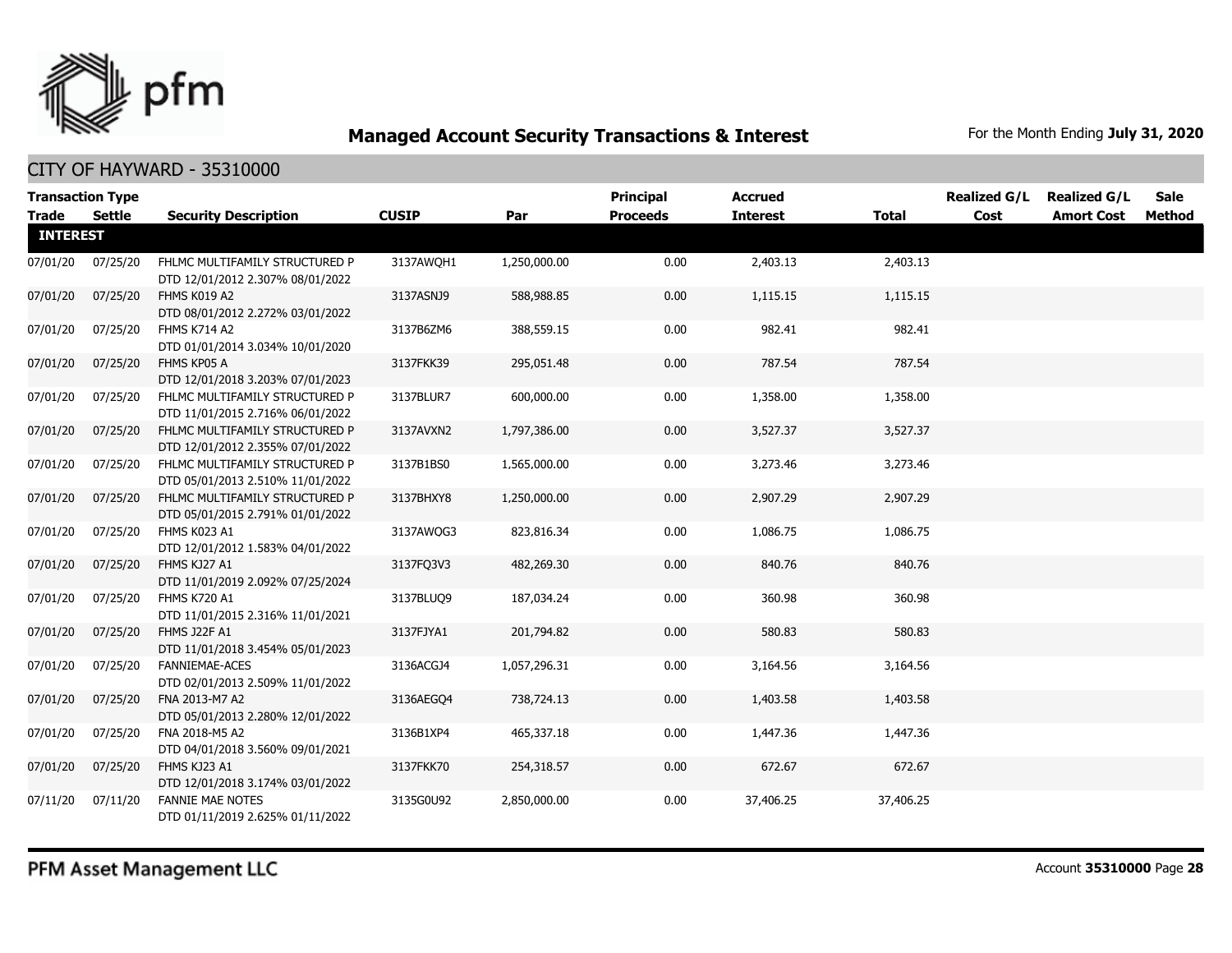## Managed Account Security Transactions & Interest

For the Month Ending **July 31, 2020**

CITY OF HAYWARD - 35310000

| Transaction Type Trade | Settle | Security Description | CUSIP | Par | Principal Proceeds | Accrued Interest | Total | Realized G/L Cost | Realized G/L Amort Cost | Sale Method |
|---|---|---|---|---|---|---|---|---|---|---|
| **INTEREST** | | | | | | | | | | |
| 07/01/20 | 07/25/20 | FHLMC MULTIFAMILY STRUCTURED P DTD 12/01/2012 2.307% 08/01/2022 | 3137AWQH1 | 1,250,000.00 | 0.00 | 2,403.13 | 2,403.13 | | | |
| 07/01/20 | 07/25/20 | FHMS K019 A2 DTD 08/01/2012 2.272% 03/01/2022 | 3137ASNJ9 | 588,988.85 | 0.00 | 1,115.15 | 1,115.15 | | | |
| 07/01/20 | 07/25/20 | FHMS K714 A2 DTD 01/01/2014 3.034% 10/01/2020 | 3137B6ZM6 | 388,559.15 | 0.00 | 982.41 | 982.41 | | | |
| 07/01/20 | 07/25/20 | FHMS KP05 A DTD 12/01/2018 3.203% 07/01/2023 | 3137FKK39 | 295,051.48 | 0.00 | 787.54 | 787.54 | | | |
| 07/01/20 | 07/25/20 | FHLMC MULTIFAMILY STRUCTURED P DTD 11/01/2015 2.716% 06/01/2022 | 3137BLUR7 | 600,000.00 | 0.00 | 1,358.00 | 1,358.00 | | | |
| 07/01/20 | 07/25/20 | FHLMC MULTIFAMILY STRUCTURED P DTD 12/01/2012 2.355% 07/01/2022 | 3137AVXN2 | 1,797,386.00 | 0.00 | 3,527.37 | 3,527.37 | | | |
| 07/01/20 | 07/25/20 | FHLMC MULTIFAMILY STRUCTURED P DTD 05/01/2013 2.510% 11/01/2022 | 3137B1BS0 | 1,565,000.00 | 0.00 | 3,273.46 | 3,273.46 | | | |
| 07/01/20 | 07/25/20 | FHLMC MULTIFAMILY STRUCTURED P DTD 05/01/2015 2.791% 01/01/2022 | 3137BHXY8 | 1,250,000.00 | 0.00 | 2,907.29 | 2,907.29 | | | |
| 07/01/20 | 07/25/20 | FHMS K023 A1 DTD 12/01/2012 1.583% 04/01/2022 | 3137AWQG3 | 823,816.34 | 0.00 | 1,086.75 | 1,086.75 | | | |
| 07/01/20 | 07/25/20 | FHMS KJ27 A1 DTD 11/01/2019 2.092% 07/25/2024 | 3137FQ3V3 | 482,269.30 | 0.00 | 840.76 | 840.76 | | | |
| 07/01/20 | 07/25/20 | FHMS K720 A1 DTD 11/01/2015 2.316% 11/01/2021 | 3137BLUQ9 | 187,034.24 | 0.00 | 360.98 | 360.98 | | | |
| 07/01/20 | 07/25/20 | FHMS J22F A1 DTD 11/01/2018 3.454% 05/01/2023 | 3137FJYA1 | 201,794.82 | 0.00 | 580.83 | 580.83 | | | |
| 07/01/20 | 07/25/20 | FANNIEMAE-ACES DTD 02/01/2013 2.509% 11/01/2022 | 3136ACGJ4 | 1,057,296.31 | 0.00 | 3,164.56 | 3,164.56 | | | |
| 07/01/20 | 07/25/20 | FNA 2013-M7 A2 DTD 05/01/2013 2.280% 12/01/2022 | 3136AEGQ4 | 738,724.13 | 0.00 | 1,403.58 | 1,403.58 | | | |
| 07/01/20 | 07/25/20 | FNA 2018-M5 A2 DTD 04/01/2018 3.560% 09/01/2021 | 3136B1XP4 | 465,337.18 | 0.00 | 1,447.36 | 1,447.36 | | | |
| 07/01/20 | 07/25/20 | FHMS KJ23 A1 DTD 12/01/2018 3.174% 03/01/2022 | 3137FKK70 | 254,318.57 | 0.00 | 672.67 | 672.67 | | | |
| 07/11/20 | 07/11/20 | FANNIE MAE NOTES DTD 01/11/2019 2.625% 01/11/2022 | 3135G0U92 | 2,850,000.00 | 0.00 | 37,406.25 | 37,406.25 | | | |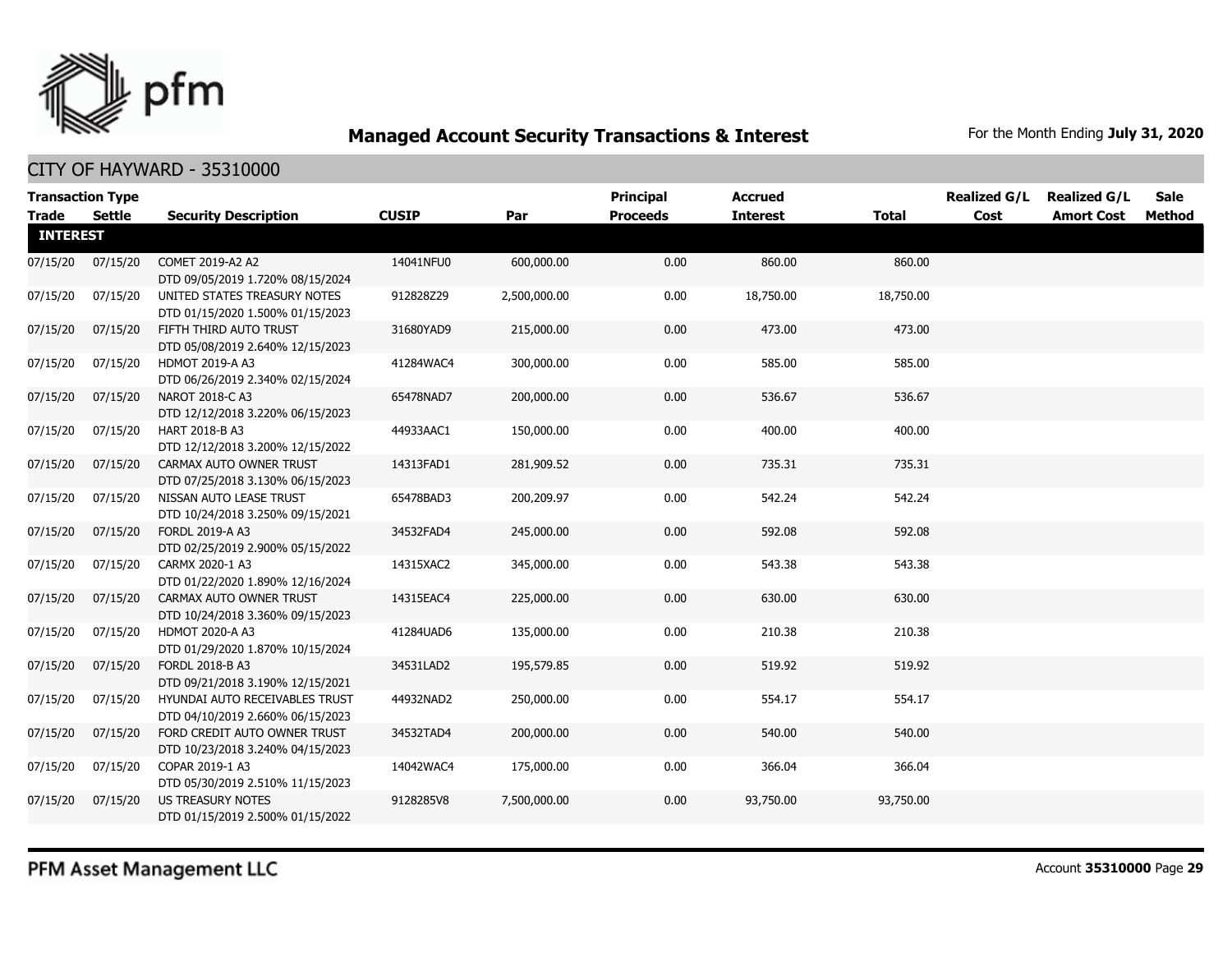## Managed Account Security Transactions & Interest

For the Month Ending **July 31, 2020**

### CITY OF HAYWARD - 35310000

| Transaction Type Trade | Settle | Security Description | CUSIP | Par | Principal Proceeds | Accrued Interest | Total | Realized G/L Cost | Realized G/L Amort Cost | Sale Method |
|---|---|---|---|---|---|---|---|---|---|---|
| **INTEREST** | | | | | | | | | | |
| 07/15/20 | 07/15/20 | COMET 2019-A2 A2 DTD 09/05/2019 1.720% 08/15/2024 | 14041NFU0 | 600,000.00 | 0.00 | 860.00 | 860.00 | | | |
| 07/15/20 | 07/15/20 | UNITED STATES TREASURY NOTES DTD 01/15/2020 1.500% 01/15/2023 | 912828Z29 | 2,500,000.00 | 0.00 | 18,750.00 | 18,750.00 | | | |
| 07/15/20 | 07/15/20 | FIFTH THIRD AUTO TRUST DTD 05/08/2019 2.640% 12/15/2023 | 31680YAD9 | 215,000.00 | 0.00 | 473.00 | 473.00 | | | |
| 07/15/20 | 07/15/20 | HDMOT 2019-A A3 DTD 06/26/2019 2.340% 02/15/2024 | 41284WAC4 | 300,000.00 | 0.00 | 585.00 | 585.00 | | | |
| 07/15/20 | 07/15/20 | NAROT 2018-C A3 DTD 12/12/2018 3.220% 06/15/2023 | 65478NAD7 | 200,000.00 | 0.00 | 536.67 | 536.67 | | | |
| 07/15/20 | 07/15/20 | HART 2018-B A3 DTD 12/12/2018 3.200% 12/15/2022 | 44933AAC1 | 150,000.00 | 0.00 | 400.00 | 400.00 | | | |
| 07/15/20 | 07/15/20 | CARMAX AUTO OWNER TRUST DTD 07/25/2018 3.130% 06/15/2023 | 14313FAD1 | 281,909.52 | 0.00 | 735.31 | 735.31 | | | |
| 07/15/20 | 07/15/20 | NISSAN AUTO LEASE TRUST DTD 10/24/2018 3.250% 09/15/2021 | 65478BAD3 | 200,209.97 | 0.00 | 542.24 | 542.24 | | | |
| 07/15/20 | 07/15/20 | FORDL 2019-A A3 DTD 02/25/2019 2.900% 05/15/2022 | 34532FAD4 | 245,000.00 | 0.00 | 592.08 | 592.08 | | | |
| 07/15/20 | 07/15/20 | CARMX 2020-1 A3 DTD 01/22/2020 1.890% 12/16/2024 | 14315XAC2 | 345,000.00 | 0.00 | 543.38 | 543.38 | | | |
| 07/15/20 | 07/15/20 | CARMAX AUTO OWNER TRUST DTD 10/24/2018 3.360% 09/15/2023 | 14315EAC4 | 225,000.00 | 0.00 | 630.00 | 630.00 | | | |
| 07/15/20 | 07/15/20 | HDMOT 2020-A A3 DTD 01/29/2020 1.870% 10/15/2024 | 41284UAD6 | 135,000.00 | 0.00 | 210.38 | 210.38 | | | |
| 07/15/20 | 07/15/20 | FORDL 2018-B A3 DTD 09/21/2018 3.190% 12/15/2021 | 34531LAD2 | 195,579.85 | 0.00 | 519.92 | 519.92 | | | |
| 07/15/20 | 07/15/20 | HYUNDAI AUTO RECEIVABLES TRUST DTD 04/10/2019 2.660% 06/15/2023 | 44932NAD2 | 250,000.00 | 0.00 | 554.17 | 554.17 | | | |
| 07/15/20 | 07/15/20 | FORD CREDIT AUTO OWNER TRUST DTD 10/23/2018 3.240% 04/15/2023 | 34532TAD4 | 200,000.00 | 0.00 | 540.00 | 540.00 | | | |
| 07/15/20 | 07/15/20 | COPAR 2019-1 A3 DTD 05/30/2019 2.510% 11/15/2023 | 14042WAC4 | 175,000.00 | 0.00 | 366.04 | 366.04 | | | |
| 07/15/20 | 07/15/20 | US TREASURY NOTES DTD 01/15/2019 2.500% 01/15/2022 | 9128285V8 | 7,500,000.00 | 0.00 | 93,750.00 | 93,750.00 | | | |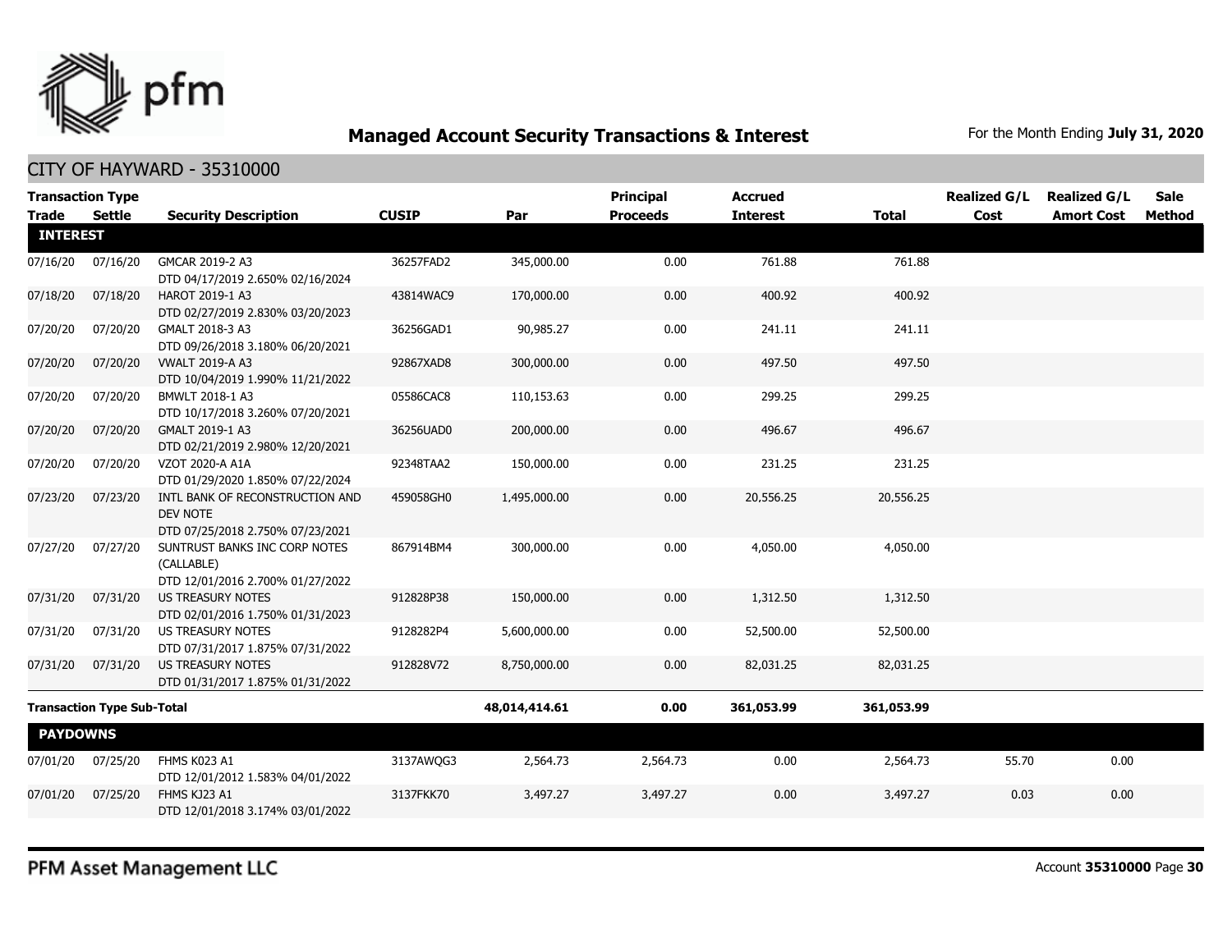## Managed Account Security Transactions & Interest

For the Month Ending **July 31, 2020**

CITY OF HAYWARD - 35310000

| Transaction Type | | | | | Principal | Accrued | | Realized G/L | Realized G/L | Sale |
|---|---|---|---|---|---|---|---|---|---|---|
| **Trade** | **Settle** | **Security Description** | **CUSIP** | **Par** | **Proceeds** | **Interest** | **Total** | **Cost** | **Amort Cost** | **Method** |
| **INTEREST** | | | | | | | | | | |
| 07/16/20 | 07/16/20 | GMCAR 2019-2 A3 DTD 04/17/2019 2.650% 02/16/2024 | 36257FAD2 | 345,000.00 | 0.00 | 761.88 | 761.88 | | | |
| 07/18/20 | 07/18/20 | HAROT 2019-1 A3 DTD 02/27/2019 2.830% 03/20/2023 | 43814WAC9 | 170,000.00 | 0.00 | 400.92 | 400.92 | | | |
| 07/20/20 | 07/20/20 | GMALT 2018-3 A3 DTD 09/26/2018 3.180% 06/20/2021 | 36256GAD1 | 90,985.27 | 0.00 | 241.11 | 241.11 | | | |
| 07/20/20 | 07/20/20 | VWALT 2019-A A3 DTD 10/04/2019 1.990% 11/21/2022 | 92867XAD8 | 300,000.00 | 0.00 | 497.50 | 497.50 | | | |
| 07/20/20 | 07/20/20 | BMWLT 2018-1 A3 DTD 10/17/2018 3.260% 07/20/2021 | 05586CAC8 | 110,153.63 | 0.00 | 299.25 | 299.25 | | | |
| 07/20/20 | 07/20/20 | GMALT 2019-1 A3 DTD 02/21/2019 2.980% 12/20/2021 | 36256UAD0 | 200,000.00 | 0.00 | 496.67 | 496.67 | | | |
| 07/20/20 | 07/20/20 | VZOT 2020-A A1A DTD 01/29/2020 1.850% 07/22/2024 | 92348TAA2 | 150,000.00 | 0.00 | 231.25 | 231.25 | | | |
| 07/23/20 | 07/23/20 | INTL BANK OF RECONSTRUCTION AND DEV NOTE DTD 07/25/2018 2.750% 07/23/2021 | 459058GH0 | 1,495,000.00 | 0.00 | 20,556.25 | 20,556.25 | | | |
| 07/27/20 | 07/27/20 | SUNTRUST BANKS INC CORP NOTES (CALLABLE) DTD 12/01/2016 2.700% 01/27/2022 | 867914BM4 | 300,000.00 | 0.00 | 4,050.00 | 4,050.00 | | | |
| 07/31/20 | 07/31/20 | US TREASURY NOTES DTD 02/01/2016 1.750% 01/31/2023 | 912828P38 | 150,000.00 | 0.00 | 1,312.50 | 1,312.50 | | | |
| 07/31/20 | 07/31/20 | US TREASURY NOTES DTD 07/31/2017 1.875% 07/31/2022 | 9128282P4 | 5,600,000.00 | 0.00 | 52,500.00 | 52,500.00 | | | |
| 07/31/20 | 07/31/20 | US TREASURY NOTES DTD 01/31/2017 1.875% 01/31/2022 | 912828V72 | 8,750,000.00 | 0.00 | 82,031.25 | 82,031.25 | | | |
| **Transaction Type Sub-Total** | | | | **48,014,414.61** | **0.00** | **361,053.99** | **361,053.99** | | | |
| **PAYDOWNS** | | | | | | | | | | |
| 07/01/20 | 07/25/20 | FHMS K023 A1 DTD 12/01/2012 1.583% 04/01/2022 | 3137AWQG3 | 2,564.73 | 2,564.73 | 0.00 | 2,564.73 | 55.70 | 0.00 | |
| 07/01/20 | 07/25/20 | FHMS KJ23 A1 DTD 12/01/2018 3.174% 03/01/2022 | 3137FKK70 | 3,497.27 | 3,497.27 | 0.00 | 3,497.27 | 0.03 | 0.00 | |

PFM Asset Management LLC

Account **35310000**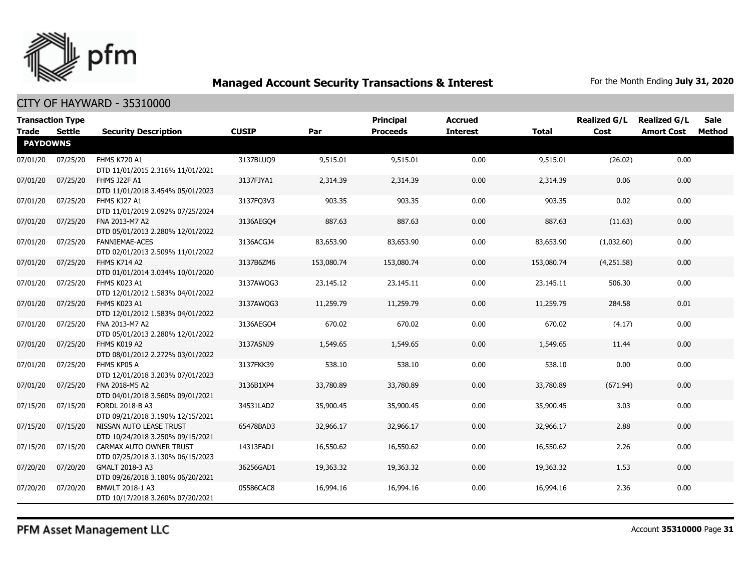# Managed Account Security Transactions & Interest

For the Month Ending **July 31, 2020**

## CITY OF HAYWARD - 35310000

| Transaction Type Trade | Settle | Security Description | CUSIP | Par | Principal Proceeds | Accrued Interest | Total | Realized G/L Cost | Realized G/L Amort Cost | Sale Method |
|---|---|---|---|---|---|---|---|---|---|---|
| **PAYDOWNS** | | | | | | | | | | |
| 07/01/20 | 07/25/20 | FHMS K720 A1 DTD 11/01/2015 2.316% 11/01/2021 | 3137BLUQ9 | 9,515.01 | 9,515.01 | 0.00 | 9,515.01 | (26.02) | 0.00 | |
| 07/01/20 | 07/25/20 | FHMS J22F A1 DTD 11/01/2018 3.454% 05/01/2023 | 3137FJYA1 | 2,314.39 | 2,314.39 | 0.00 | 2,314.39 | 0.06 | 0.00 | |
| 07/01/20 | 07/25/20 | FHMS KJ27 A1 DTD 11/01/2019 2.092% 07/25/2024 | 3137FQ3V3 | 903.35 | 903.35 | 0.00 | 903.35 | 0.02 | 0.00 | |
| 07/01/20 | 07/25/20 | FNA 2013-M7 A2 DTD 05/01/2013 2.280% 12/01/2022 | 3136AEGQ4 | 887.63 | 887.63 | 0.00 | 887.63 | (11.63) | 0.00 | |
| 07/01/20 | 07/25/20 | FANNIEMAE-ACES DTD 02/01/2013 2.509% 11/01/2022 | 3136ACGJ4 | 83,653.90 | 83,653.90 | 0.00 | 83,653.90 | (1,032.60) | 0.00 | |
| 07/01/20 | 07/25/20 | FHMS K714 A2 DTD 01/01/2014 3.034% 10/01/2020 | 3137B6ZM6 | 153,080.74 | 153,080.74 | 0.00 | 153,080.74 | (4,251.58) | 0.00 | |
| 07/01/20 | 07/25/20 | FHMS K023 A1 DTD 12/01/2012 1.583% 04/01/2022 | 3137AWQG3 | 23,145.12 | 23,145.11 | 0.00 | 23,145.11 | 506.30 | 0.00 | |
| 07/01/20 | 07/25/20 | FHMS K023 A1 DTD 12/01/2012 1.583% 04/01/2022 | 3137AWQG3 | 11,259.79 | 11,259.79 | 0.00 | 11,259.79 | 284.58 | 0.01 | |
| 07/01/20 | 07/25/20 | FNA 2013-M7 A2 DTD 05/01/2013 2.280% 12/01/2022 | 3136AEGQ4 | 670.02 | 670.02 | 0.00 | 670.02 | (4.17) | 0.00 | |
| 07/01/20 | 07/25/20 | FHMS K019 A2 DTD 08/01/2012 2.272% 03/01/2022 | 3137ASNJ9 | 1,549.65 | 1,549.65 | 0.00 | 1,549.65 | 11.44 | 0.00 | |
| 07/01/20 | 07/25/20 | FHMS KP05 A DTD 12/01/2018 3.203% 07/01/2023 | 3137FKK39 | 538.10 | 538.10 | 0.00 | 538.10 | 0.00 | 0.00 | |
| 07/01/20 | 07/25/20 | FNA 2018-M5 A2 DTD 04/01/2018 3.560% 09/01/2021 | 3136B1XP4 | 33,780.89 | 33,780.89 | 0.00 | 33,780.89 | (671.94) | 0.00 | |
| 07/15/20 | 07/15/20 | FORDL 2018-B A3 DTD 09/21/2018 3.190% 12/15/2021 | 34531LAD2 | 35,900.45 | 35,900.45 | 0.00 | 35,900.45 | 3.03 | 0.00 | |
| 07/15/20 | 07/15/20 | NISSAN AUTO LEASE TRUST DTD 10/24/2018 3.250% 09/15/2021 | 65478BAD3 | 32,966.17 | 32,966.17 | 0.00 | 32,966.17 | 2.88 | 0.00 | |
| 07/15/20 | 07/15/20 | CARMAX AUTO OWNER TRUST DTD 07/25/2018 3.130% 06/15/2023 | 14313FAD1 | 16,550.62 | 16,550.62 | 0.00 | 16,550.62 | 2.26 | 0.00 | |
| 07/20/20 | 07/20/20 | GMALT 2018-3 A3 DTD 09/26/2018 3.180% 06/20/2021 | 36256GAD1 | 19,363.32 | 19,363.32 | 0.00 | 19,363.32 | 1.53 | 0.00 | |
| 07/20/20 | 07/20/20 | BMWLT 2018-1 A3 DTD 10/17/2018 3.260% 07/20/2021 | 05586CAC8 | 16,994.16 | 16,994.16 | 0.00 | 16,994.16 | 2.36 | 0.00 | |

PFM Asset Management LLC

Account **35310000** Page **31**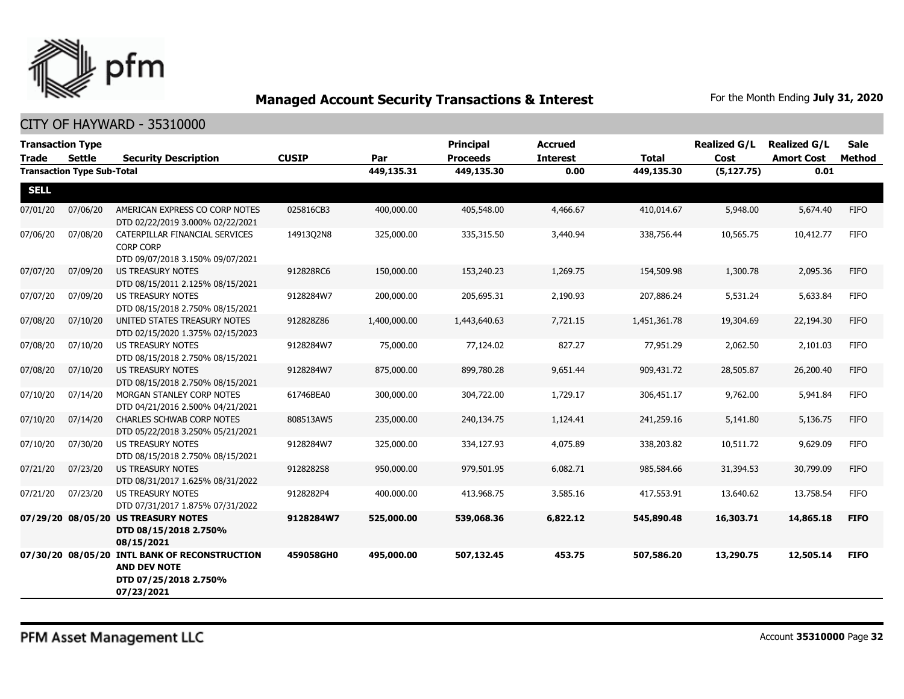## Managed Account Security Transactions & Interest

For the Month Ending **July 31, 2020**

### CITY OF HAYWARD - 35310000

| Transaction Type Trade | Settle | Security Description | CUSIP | Par | Principal Proceeds | Accrued Interest | Total | Realized G/L Cost | Realized G/L Amort Cost | Sale Method |
|---|---|---|---|---|---|---|---|---|---|---|
| **Transaction Type Sub-Total** | | | | **449,135.31** | **449,135.30** | **0.00** | **449,135.30** | **(5,127.75)** | **0.01** | |
| **SELL** | | | | | | | | | | |
| 07/01/20 | 07/06/20 | AMERICAN EXPRESS CO CORP NOTES DTD 02/22/2019 3.000% 02/22/2021 | 025816CB3 | 400,000.00 | 405,548.00 | 4,466.67 | 410,014.67 | 5,948.00 | 5,674.40 | FIFO |
| 07/06/20 | 07/08/20 | CATERPILLAR FINANCIAL SERVICES CORP CORP DTD 09/07/2018 3.150% 09/07/2021 | 14913Q2N8 | 325,000.00 | 335,315.50 | 3,440.94 | 338,756.44 | 10,565.75 | 10,412.77 | FIFO |
| 07/07/20 | 07/09/20 | US TREASURY NOTES DTD 08/15/2011 2.125% 08/15/2021 | 912828RC6 | 150,000.00 | 153,240.23 | 1,269.75 | 154,509.98 | 1,300.78 | 2,095.36 | FIFO |
| 07/07/20 | 07/09/20 | US TREASURY NOTES DTD 08/15/2018 2.750% 08/15/2021 | 9128284W7 | 200,000.00 | 205,695.31 | 2,190.93 | 207,886.24 | 5,531.24 | 5,633.84 | FIFO |
| 07/08/20 | 07/10/20 | UNITED STATES TREASURY NOTES DTD 02/15/2020 1.375% 02/15/2023 | 912828Z86 | 1,400,000.00 | 1,443,640.63 | 7,721.15 | 1,451,361.78 | 19,304.69 | 22,194.30 | FIFO |
| 07/08/20 | 07/10/20 | US TREASURY NOTES DTD 08/15/2018 2.750% 08/15/2021 | 9128284W7 | 75,000.00 | 77,124.02 | 827.27 | 77,951.29 | 2,062.50 | 2,101.03 | FIFO |
| 07/08/20 | 07/10/20 | US TREASURY NOTES DTD 08/15/2018 2.750% 08/15/2021 | 9128284W7 | 875,000.00 | 899,780.28 | 9,651.44 | 909,431.72 | 28,505.87 | 26,200.40 | FIFO |
| 07/10/20 | 07/14/20 | MORGAN STANLEY CORP NOTES DTD 04/21/2016 2.500% 04/21/2021 | 61746BEA0 | 300,000.00 | 304,722.00 | 1,729.17 | 306,451.17 | 9,762.00 | 5,941.84 | FIFO |
| 07/10/20 | 07/14/20 | CHARLES SCHWAB CORP NOTES DTD 05/22/2018 3.250% 05/21/2021 | 808513AW5 | 235,000.00 | 240,134.75 | 1,124.41 | 241,259.16 | 5,141.80 | 5,136.75 | FIFO |
| 07/10/20 | 07/30/20 | US TREASURY NOTES DTD 08/15/2018 2.750% 08/15/2021 | 9128284W7 | 325,000.00 | 334,127.93 | 4,075.89 | 338,203.82 | 10,511.72 | 9,629.09 | FIFO |
| 07/21/20 | 07/23/20 | US TREASURY NOTES DTD 08/31/2017 1.625% 08/31/2022 | 9128282S8 | 950,000.00 | 979,501.95 | 6,082.71 | 985,584.66 | 31,394.53 | 30,799.09 | FIFO |
| 07/21/20 | 07/23/20 | US TREASURY NOTES DTD 07/31/2017 1.875% 07/31/2022 | 9128282P4 | 400,000.00 | 413,968.75 | 3,585.16 | 417,553.91 | 13,640.62 | 13,758.54 | FIFO |
| **07/29/20** | **08/05/20** | **US TREASURY NOTES DTD 08/15/2018 2.750% 08/15/2021** | **9128284W7** | **525,000.00** | **539,068.36** | **6,822.12** | **545,890.48** | **16,303.71** | **14,865.18** | **FIFO** |
| **07/30/20** | **08/05/20** | **INTL BANK OF RECONSTRUCTION AND DEV NOTE DTD 07/25/2018 2.750% 07/23/2021** | **459058GH0** | **495,000.00** | **507,132.45** | **453.75** | **507,586.20** | **13,290.75** | **12,505.14** | **FIFO** |

PFM Asset Management LLC

Account **35310000**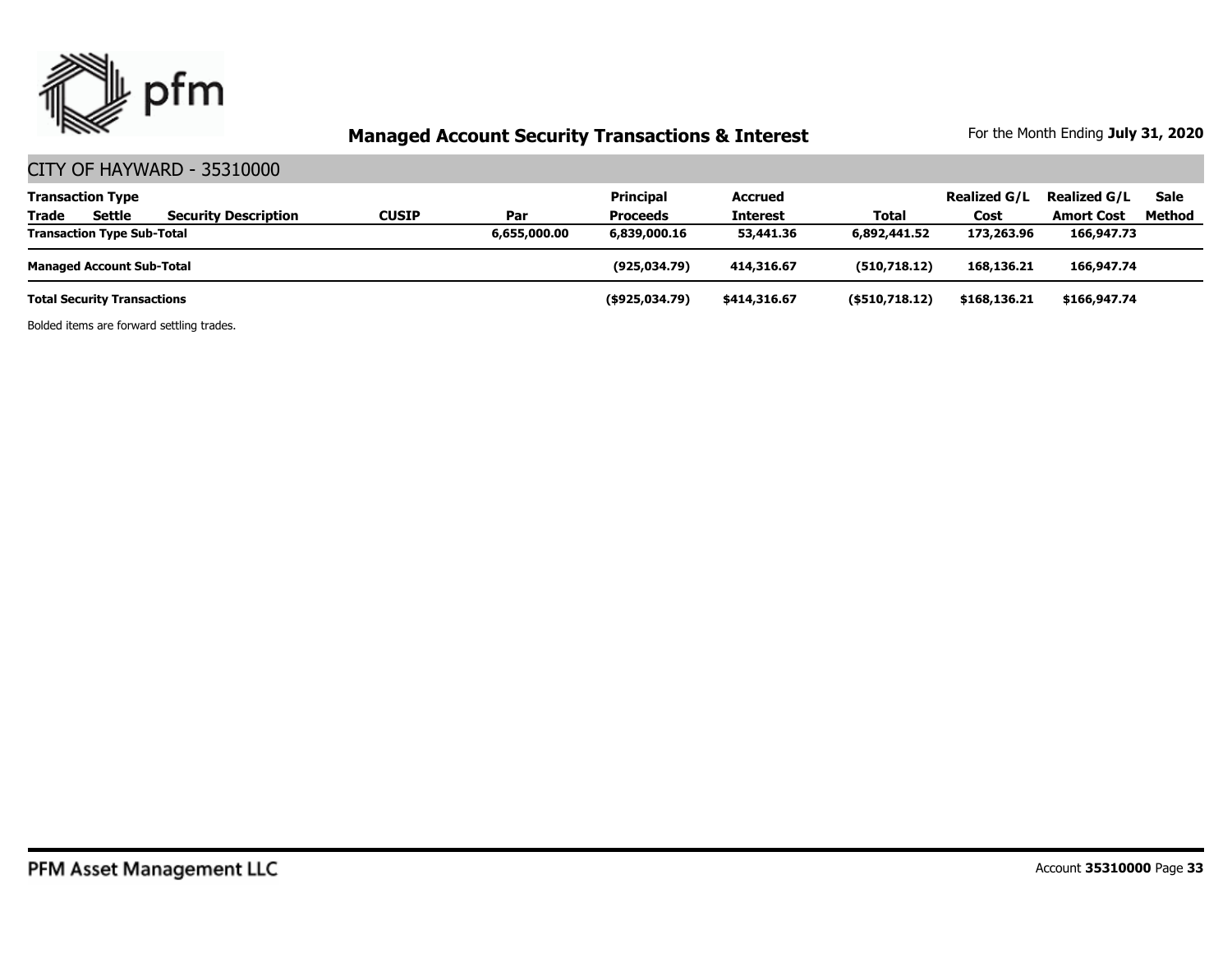## Managed Account Security Transactions & Interest

For the Month Ending **July 31, 2020**

### CITY OF HAYWARD - 35310000

| Transaction Type Trade | Settle | Security Description | CUSIP | Par | Principal Proceeds | Accrued Interest | Total | Realized G/L Cost | Realized G/L Amort Cost | Sale Method |
|---|---|---|---|---|---|---|---|---|---|---|
| **Transaction Type Sub-Total** | | | | 6,655,000.00 | 6,839,000.16 | 53,441.36 | 6,892,441.52 | 173,263.96 | 166,947.73 | |
| **Managed Account Sub-Total** | | | | | (925,034.79) | 414,316.67 | (510,718.12) | 168,136.21 | 166,947.74 | |
| **Total Security Transactions** | | | | | ($925,034.79) | $414,316.67 | ($510,718.12) | $168,136.21 | $166,947.74 | |

Bolded items are forward settling trades.